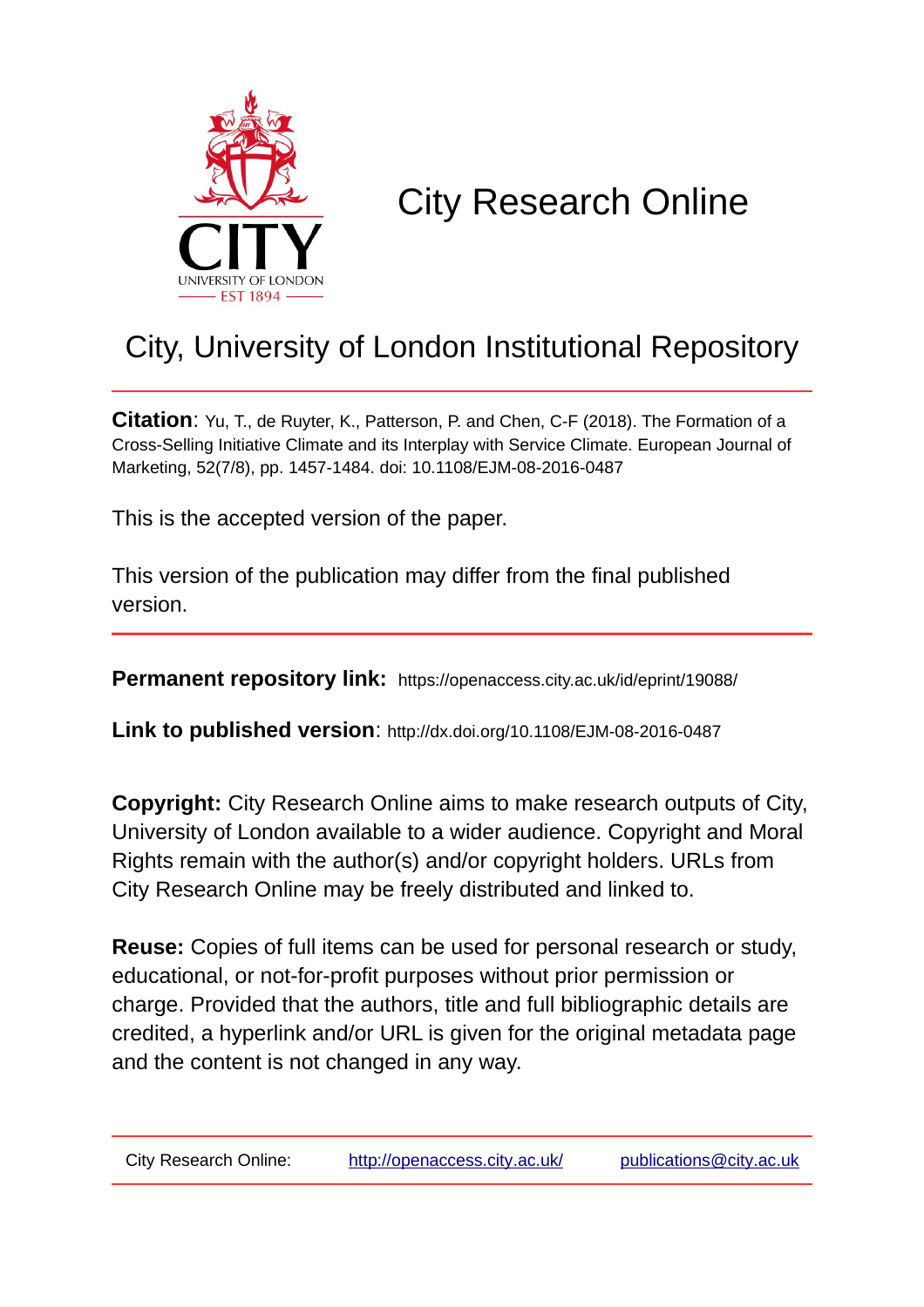# City Research Online

## City, University of London Institutional Repository

**Citation**: Yu, T., de Ruyter, K., Patterson, P. and Chen, C-F (2018). The Formation of a Cross-Selling Initiative Climate and its Interplay with Service Climate. European Journal of Marketing, 52(7/8), pp. 1457-1484. doi: 10.1108/EJM-08-2016-0487

This is the accepted version of the paper.

This version of the publication may differ from the final published version.

**Permanent repository link:** https://openaccess.city.ac.uk/id/eprint/19088/

**Link to published version**: http://dx.doi.org/10.1108/EJM-08-2016-0487

**Copyright:** City Research Online aims to make research outputs of City, University of London available to a wider audience. Copyright and Moral Rights remain with the author(s) and/or copyright holders. URLs from City Research Online may be freely distributed and linked to.

**Reuse:** Copies of full items can be used for personal research or study, educational, or not-for-profit purposes without prior permission or charge. Provided that the authors, title and full bibliographic details are credited, a hyperlink and/or URL is given for the original metadata page and the content is not changed in any way.

City Research Online: http://openaccess.city.ac.uk/ publications@city.ac.uk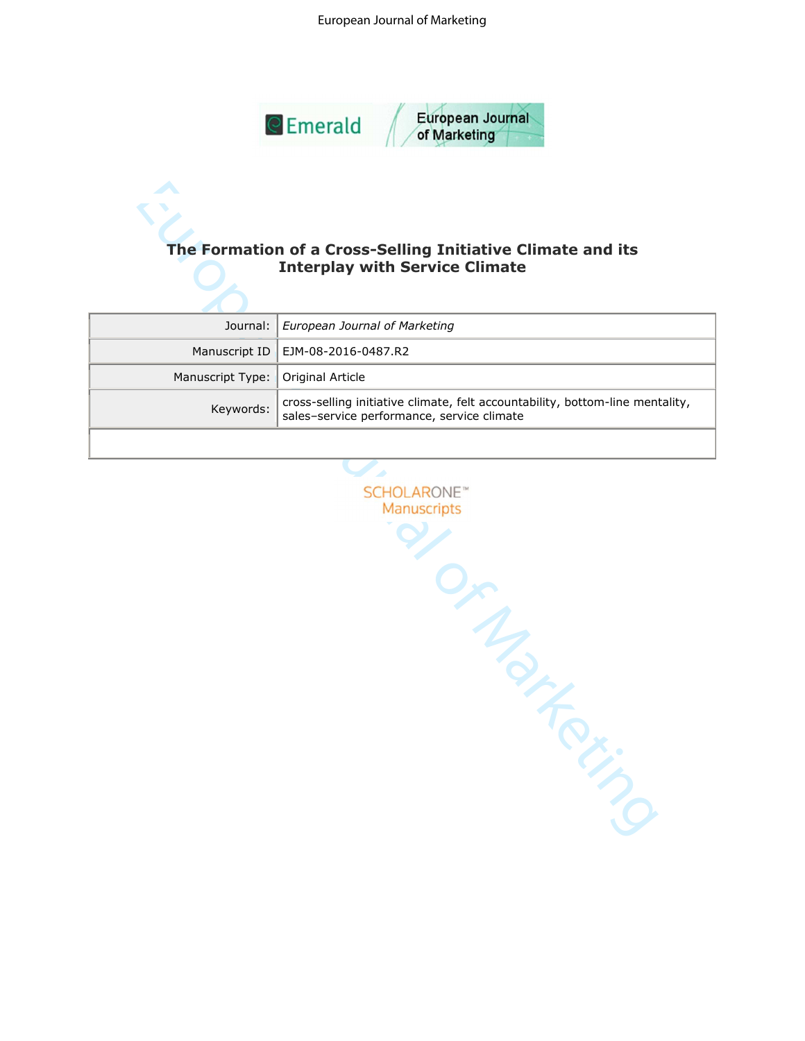# The Formation of a Cross-Selling Initiative Climate and its Interplay with Service Climate

| | |
|---|---|
| Journal: | *European Journal of Marketing* |
| Manuscript ID | EJM-08-2016-0487.R2 |
| Manuscript Type: | Original Article |
| Keywords: | cross-selling initiative climate, felt accountability, bottom-line mentality, sales–service performance, service climate |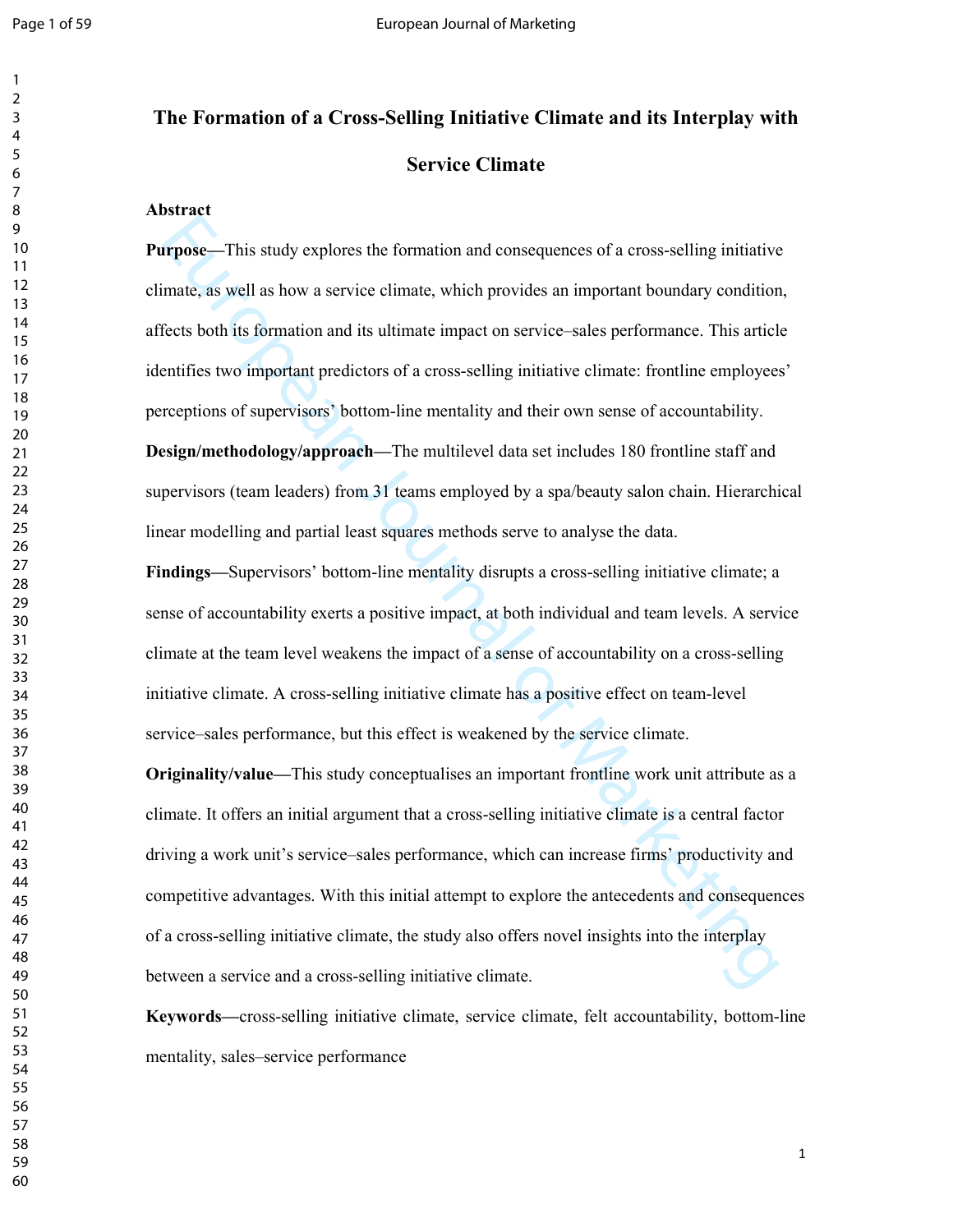# The Formation of a Cross-Selling Initiative Climate and its Interplay with Service Climate

## Abstract

**Purpose**—This study explores the formation and consequences of a cross-selling initiative climate, as well as how a service climate, which provides an important boundary condition, affects both its formation and its ultimate impact on service–sales performance. This article identifies two important predictors of a cross-selling initiative climate: frontline employees' perceptions of supervisors' bottom-line mentality and their own sense of accountability.

**Design/methodology/approach**—The multilevel data set includes 180 frontline staff and supervisors (team leaders) from 31 teams employed by a spa/beauty salon chain. Hierarchical linear modelling and partial least squares methods serve to analyse the data.

**Findings**—Supervisors' bottom-line mentality disrupts a cross-selling initiative climate; a sense of accountability exerts a positive impact, at both individual and team levels. A service climate at the team level weakens the impact of a sense of accountability on a cross-selling initiative climate. A cross-selling initiative climate has a positive effect on team-level service–sales performance, but this effect is weakened by the service climate.

**Originality/value**—This study conceptualises an important frontline work unit attribute as a climate. It offers an initial argument that a cross-selling initiative climate is a central factor driving a work unit's service–sales performance, which can increase firms' productivity and competitive advantages. With this initial attempt to explore the antecedents and consequences of a cross-selling initiative climate, the study also offers novel insights into the interplay between a service and a cross-selling initiative climate.

**Keywords**—cross-selling initiative climate, service climate, felt accountability, bottom-line mentality, sales–service performance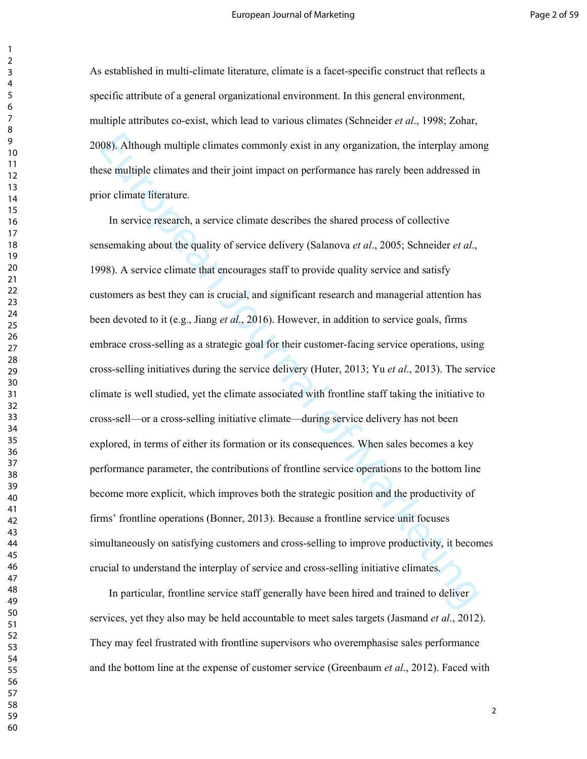As established in multi-climate literature, climate is a facet-specific construct that reflects a specific attribute of a general organizational environment. In this general environment, multiple attributes co-exist, which lead to various climates (Schneider *et al*., 1998; Zohar, 2008). Although multiple climates commonly exist in any organization, the interplay among these multiple climates and their joint impact on performance has rarely been addressed in prior climate literature.

In service research, a service climate describes the shared process of collective sensemaking about the quality of service delivery (Salanova *et al*., 2005; Schneider *et al*., 1998). A service climate that encourages staff to provide quality service and satisfy customers as best they can is crucial, and significant research and managerial attention has been devoted to it (e.g., Jiang *et al*., 2016). However, in addition to service goals, firms embrace cross-selling as a strategic goal for their customer-facing service operations, using cross-selling initiatives during the service delivery (Huter, 2013; Yu *et al*., 2013). The service climate is well studied, yet the climate associated with frontline staff taking the initiative to cross-sell—or a cross-selling initiative climate—during service delivery has not been explored, in terms of either its formation or its consequences. When sales becomes a key performance parameter, the contributions of frontline service operations to the bottom line become more explicit, which improves both the strategic position and the productivity of firms' frontline operations (Bonner, 2013). Because a frontline service unit focuses simultaneously on satisfying customers and cross-selling to improve productivity, it becomes crucial to understand the interplay of service and cross-selling initiative climates.

In particular, frontline service staff generally have been hired and trained to deliver services, yet they also may be held accountable to meet sales targets (Jasmand *et al*., 2012). They may feel frustrated with frontline supervisors who overemphasise sales performance and the bottom line at the expense of customer service (Greenbaum *et al*., 2012). Faced with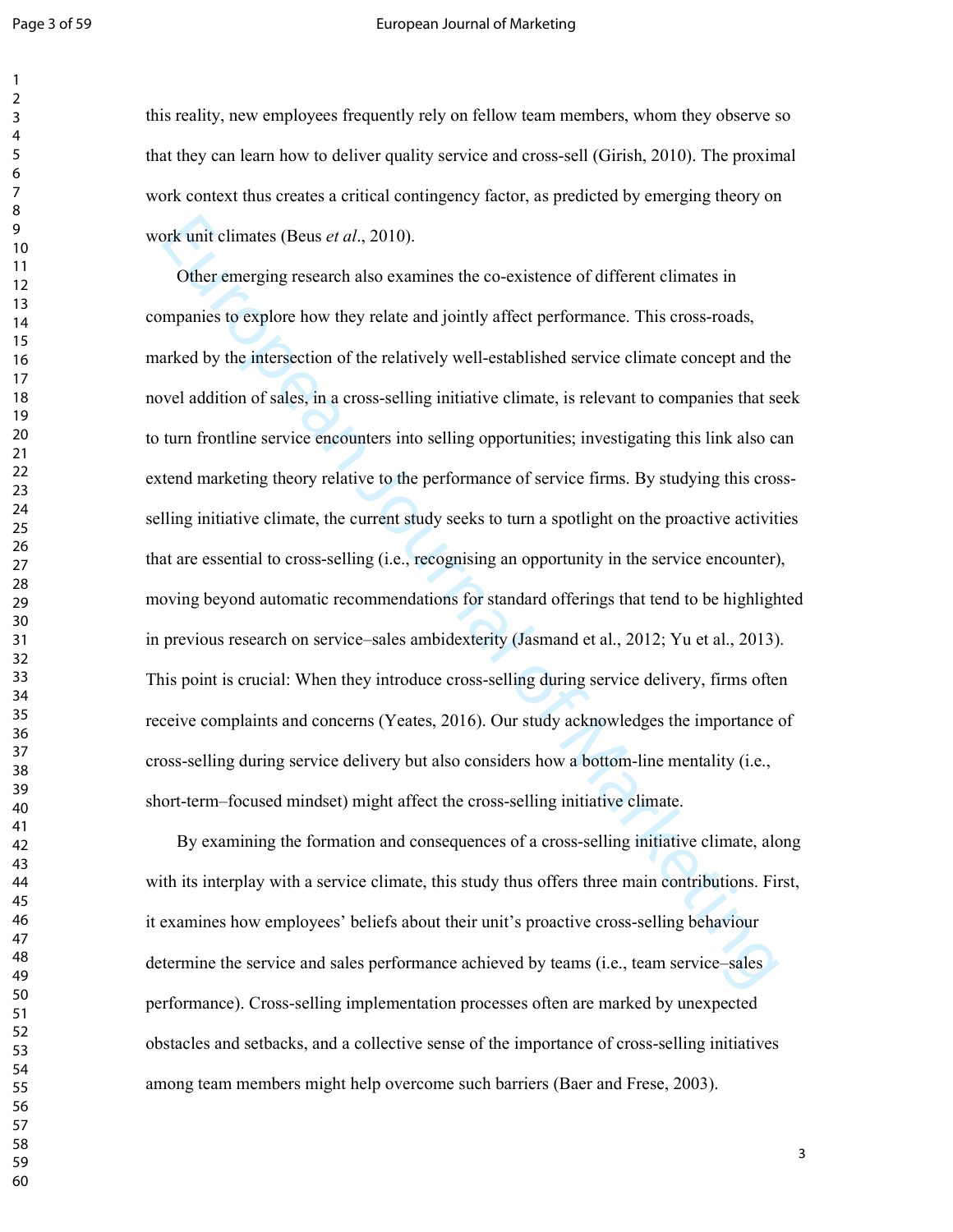this reality, new employees frequently rely on fellow team members, whom they observe so that they can learn how to deliver quality service and cross-sell (Girish, 2010). The proximal work context thus creates a critical contingency factor, as predicted by emerging theory on work unit climates (Beus *et al*., 2010).

Other emerging research also examines the co-existence of different climates in companies to explore how they relate and jointly affect performance. This cross-roads, marked by the intersection of the relatively well-established service climate concept and the novel addition of sales, in a cross-selling initiative climate, is relevant to companies that seek to turn frontline service encounters into selling opportunities; investigating this link also can extend marketing theory relative to the performance of service firms. By studying this cross-selling initiative climate, the current study seeks to turn a spotlight on the proactive activities that are essential to cross-selling (i.e., recognising an opportunity in the service encounter), moving beyond automatic recommendations for standard offerings that tend to be highlighted in previous research on service–sales ambidexterity (Jasmand et al., 2012; Yu et al., 2013). This point is crucial: When they introduce cross-selling during service delivery, firms often receive complaints and concerns (Yeates, 2016). Our study acknowledges the importance of cross-selling during service delivery but also considers how a bottom-line mentality (i.e., short-term–focused mindset) might affect the cross-selling initiative climate.

By examining the formation and consequences of a cross-selling initiative climate, along with its interplay with a service climate, this study thus offers three main contributions. First, it examines how employees' beliefs about their unit's proactive cross-selling behaviour determine the service and sales performance achieved by teams (i.e., team service–sales performance). Cross-selling implementation processes often are marked by unexpected obstacles and setbacks, and a collective sense of the importance of cross-selling initiatives among team members might help overcome such barriers (Baer and Frese, 2003).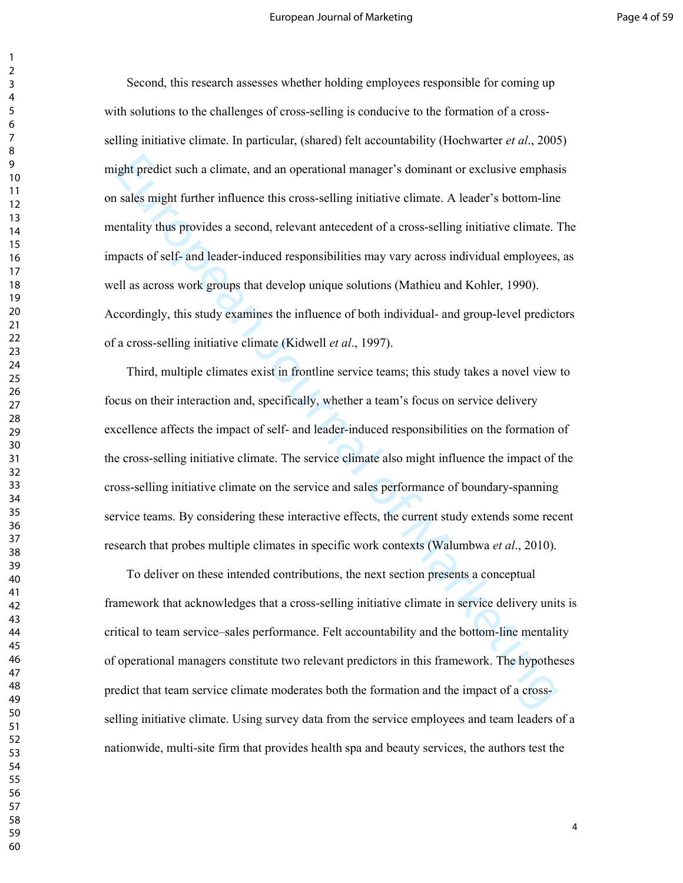Second, this research assesses whether holding employees responsible for coming up with solutions to the challenges of cross-selling is conducive to the formation of a cross-selling initiative climate. In particular, (shared) felt accountability (Hochwarter *et al*., 2005) might predict such a climate, and an operational manager's dominant or exclusive emphasis on sales might further influence this cross-selling initiative climate. A leader's bottom-line mentality thus provides a second, relevant antecedent of a cross-selling initiative climate. The impacts of self- and leader-induced responsibilities may vary across individual employees, as well as across work groups that develop unique solutions (Mathieu and Kohler, 1990). Accordingly, this study examines the influence of both individual- and group-level predictors of a cross-selling initiative climate (Kidwell *et al*., 1997).

Third, multiple climates exist in frontline service teams; this study takes a novel view to focus on their interaction and, specifically, whether a team's focus on service delivery excellence affects the impact of self- and leader-induced responsibilities on the formation of the cross-selling initiative climate. The service climate also might influence the impact of the cross-selling initiative climate on the service and sales performance of boundary-spanning service teams. By considering these interactive effects, the current study extends some recent research that probes multiple climates in specific work contexts (Walumbwa *et al*., 2010).

To deliver on these intended contributions, the next section presents a conceptual framework that acknowledges that a cross-selling initiative climate in service delivery units is critical to team service–sales performance. Felt accountability and the bottom-line mentality of operational managers constitute two relevant predictors in this framework. The hypotheses predict that team service climate moderates both the formation and the impact of a cross-selling initiative climate. Using survey data from the service employees and team leaders of a nationwide, multi-site firm that provides health spa and beauty services, the authors test the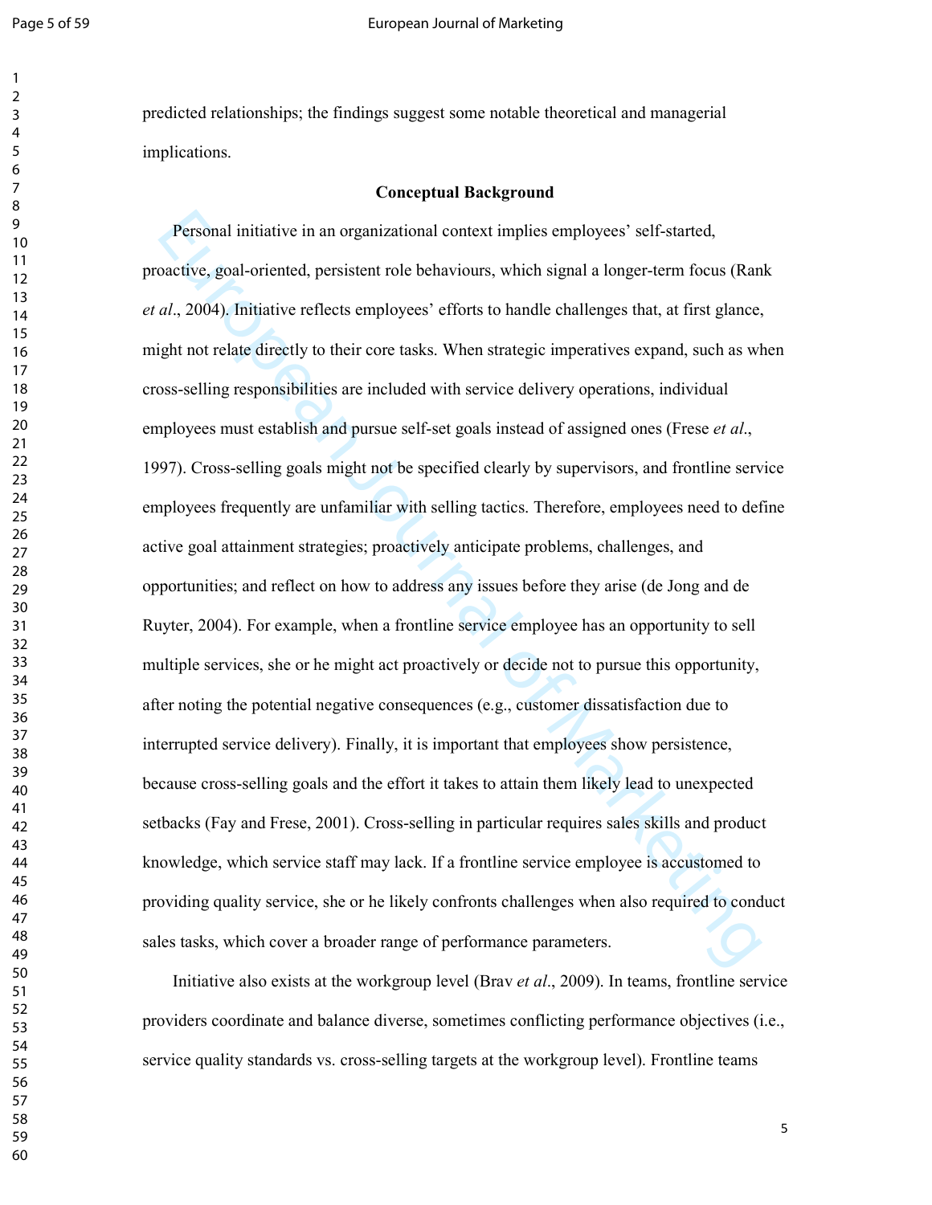predicted relationships; the findings suggest some notable theoretical and managerial implications.

## Conceptual Background

Personal initiative in an organizational context implies employees' self-started, proactive, goal-oriented, persistent role behaviours, which signal a longer-term focus (Rank *et al*., 2004). Initiative reflects employees' efforts to handle challenges that, at first glance, might not relate directly to their core tasks. When strategic imperatives expand, such as when cross-selling responsibilities are included with service delivery operations, individual employees must establish and pursue self-set goals instead of assigned ones (Frese *et al*., 1997). Cross-selling goals might not be specified clearly by supervisors, and frontline service employees frequently are unfamiliar with selling tactics. Therefore, employees need to define active goal attainment strategies; proactively anticipate problems, challenges, and opportunities; and reflect on how to address any issues before they arise (de Jong and de Ruyter, 2004). For example, when a frontline service employee has an opportunity to sell multiple services, she or he might act proactively or decide not to pursue this opportunity, after noting the potential negative consequences (e.g., customer dissatisfaction due to interrupted service delivery). Finally, it is important that employees show persistence, because cross-selling goals and the effort it takes to attain them likely lead to unexpected setbacks (Fay and Frese, 2001). Cross-selling in particular requires sales skills and product knowledge, which service staff may lack. If a frontline service employee is accustomed to providing quality service, she or he likely confronts challenges when also required to conduct sales tasks, which cover a broader range of performance parameters.

Initiative also exists at the workgroup level (Brav *et al*., 2009). In teams, frontline service providers coordinate and balance diverse, sometimes conflicting performance objectives (i.e., service quality standards vs. cross-selling targets at the workgroup level). Frontline teams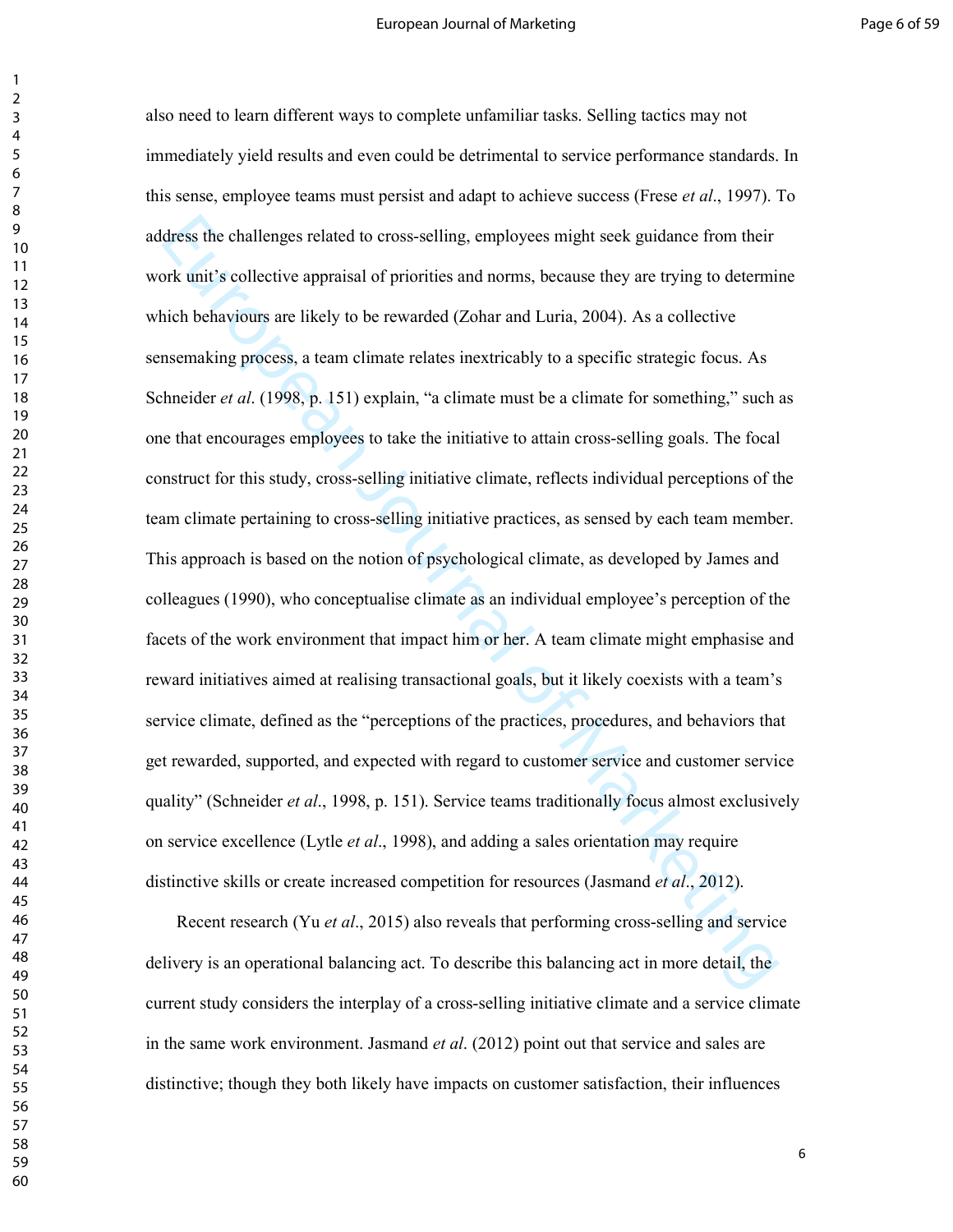also need to learn different ways to complete unfamiliar tasks. Selling tactics may not immediately yield results and even could be detrimental to service performance standards. In this sense, employee teams must persist and adapt to achieve success (Frese *et al*., 1997). To address the challenges related to cross-selling, employees might seek guidance from their work unit's collective appraisal of priorities and norms, because they are trying to determine which behaviours are likely to be rewarded (Zohar and Luria, 2004). As a collective sensemaking process, a team climate relates inextricably to a specific strategic focus. As Schneider *et al*. (1998, p. 151) explain, "a climate must be a climate for something," such as one that encourages employees to take the initiative to attain cross-selling goals. The focal construct for this study, cross-selling initiative climate, reflects individual perceptions of the team climate pertaining to cross-selling initiative practices, as sensed by each team member. This approach is based on the notion of psychological climate, as developed by James and colleagues (1990), who conceptualise climate as an individual employee's perception of the facets of the work environment that impact him or her. A team climate might emphasise and reward initiatives aimed at realising transactional goals, but it likely coexists with a team's service climate, defined as the "perceptions of the practices, procedures, and behaviors that get rewarded, supported, and expected with regard to customer service and customer service quality" (Schneider *et al*., 1998, p. 151). Service teams traditionally focus almost exclusively on service excellence (Lytle *et al*., 1998), and adding a sales orientation may require distinctive skills or create increased competition for resources (Jasmand *et al*., 2012).

Recent research (Yu *et al*., 2015) also reveals that performing cross-selling and service delivery is an operational balancing act. To describe this balancing act in more detail, the current study considers the interplay of a cross-selling initiative climate and a service climate in the same work environment. Jasmand *et al*. (2012) point out that service and sales are distinctive; though they both likely have impacts on customer satisfaction, their influences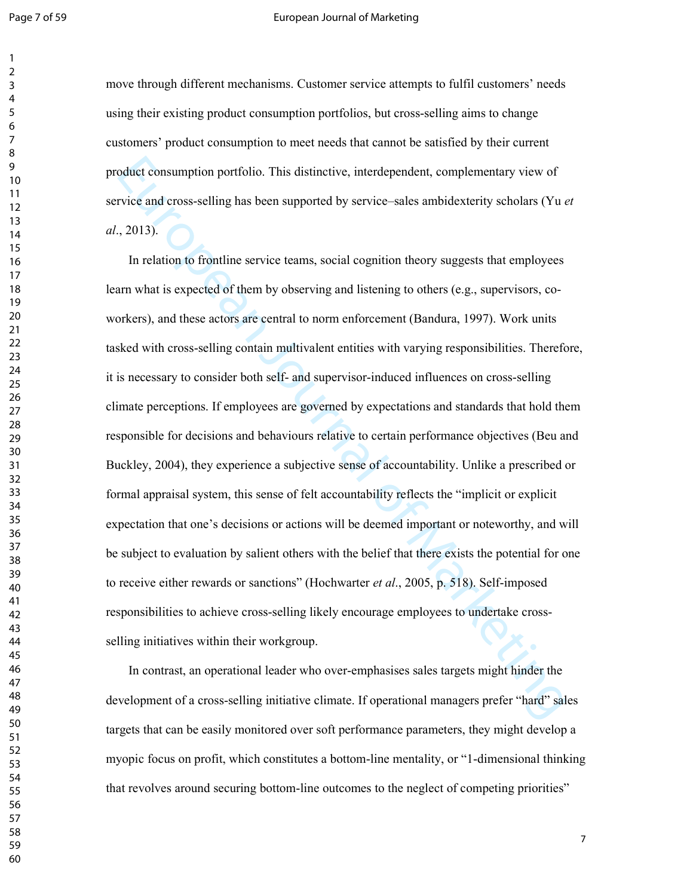move through different mechanisms. Customer service attempts to fulfil customers' needs using their existing product consumption portfolios, but cross-selling aims to change customers' product consumption to meet needs that cannot be satisfied by their current product consumption portfolio. This distinctive, interdependent, complementary view of service and cross-selling has been supported by service–sales ambidexterity scholars (Yu *et al*., 2013).

In relation to frontline service teams, social cognition theory suggests that employees learn what is expected of them by observing and listening to others (e.g., supervisors, co-workers), and these actors are central to norm enforcement (Bandura, 1997). Work units tasked with cross-selling contain multivalent entities with varying responsibilities. Therefore, it is necessary to consider both self- and supervisor-induced influences on cross-selling climate perceptions. If employees are governed by expectations and standards that hold them responsible for decisions and behaviours relative to certain performance objectives (Beu and Buckley, 2004), they experience a subjective sense of accountability. Unlike a prescribed or formal appraisal system, this sense of felt accountability reflects the "implicit or explicit expectation that one's decisions or actions will be deemed important or noteworthy, and will be subject to evaluation by salient others with the belief that there exists the potential for one to receive either rewards or sanctions" (Hochwarter *et al*., 2005, p. 518). Self-imposed responsibilities to achieve cross-selling likely encourage employees to undertake cross-selling initiatives within their workgroup.

In contrast, an operational leader who over-emphasises sales targets might hinder the development of a cross-selling initiative climate. If operational managers prefer "hard" sales targets that can be easily monitored over soft performance parameters, they might develop a myopic focus on profit, which constitutes a bottom-line mentality, or "1-dimensional thinking that revolves around securing bottom-line outcomes to the neglect of competing priorities"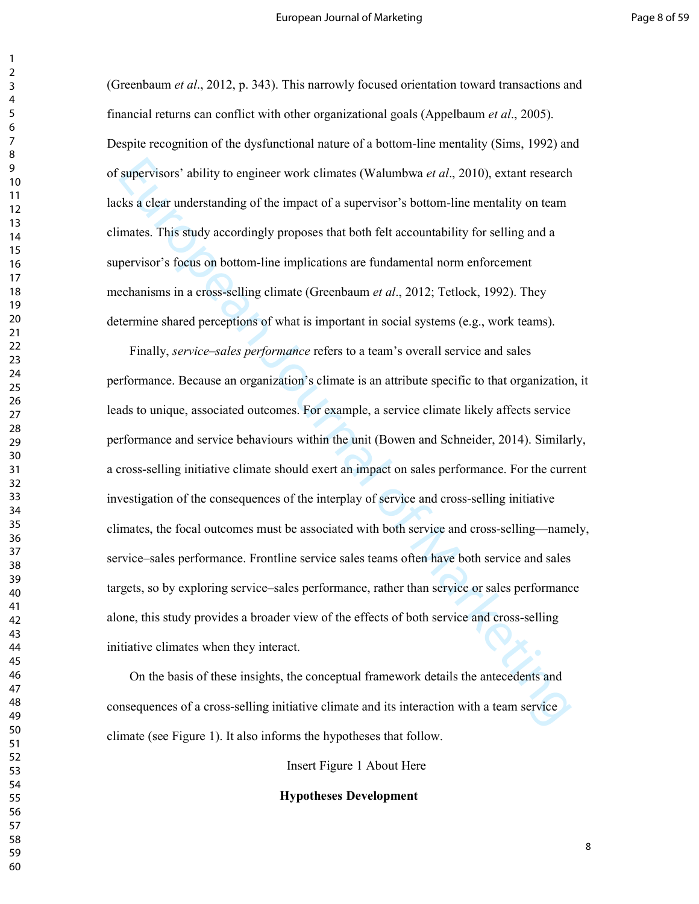(Greenbaum *et al*., 2012, p. 343). This narrowly focused orientation toward transactions and financial returns can conflict with other organizational goals (Appelbaum *et al*., 2005). Despite recognition of the dysfunctional nature of a bottom-line mentality (Sims, 1992) and of supervisors' ability to engineer work climates (Walumbwa *et al*., 2010), extant research lacks a clear understanding of the impact of a supervisor's bottom-line mentality on team climates. This study accordingly proposes that both felt accountability for selling and a supervisor's focus on bottom-line implications are fundamental norm enforcement mechanisms in a cross-selling climate (Greenbaum *et al*., 2012; Tetlock, 1992). They determine shared perceptions of what is important in social systems (e.g., work teams).

Finally, *service–sales performance* refers to a team's overall service and sales performance. Because an organization's climate is an attribute specific to that organization, it leads to unique, associated outcomes. For example, a service climate likely affects service performance and service behaviours within the unit (Bowen and Schneider, 2014). Similarly, a cross-selling initiative climate should exert an impact on sales performance. For the current investigation of the consequences of the interplay of service and cross-selling initiative climates, the focal outcomes must be associated with both service and cross-selling—namely, service–sales performance. Frontline service sales teams often have both service and sales targets, so by exploring service–sales performance, rather than service or sales performance alone, this study provides a broader view of the effects of both service and cross-selling initiative climates when they interact.

On the basis of these insights, the conceptual framework details the antecedents and consequences of a cross-selling initiative climate and its interaction with a team service climate (see Figure 1). It also informs the hypotheses that follow.

Insert Figure 1 About Here

## Hypotheses Development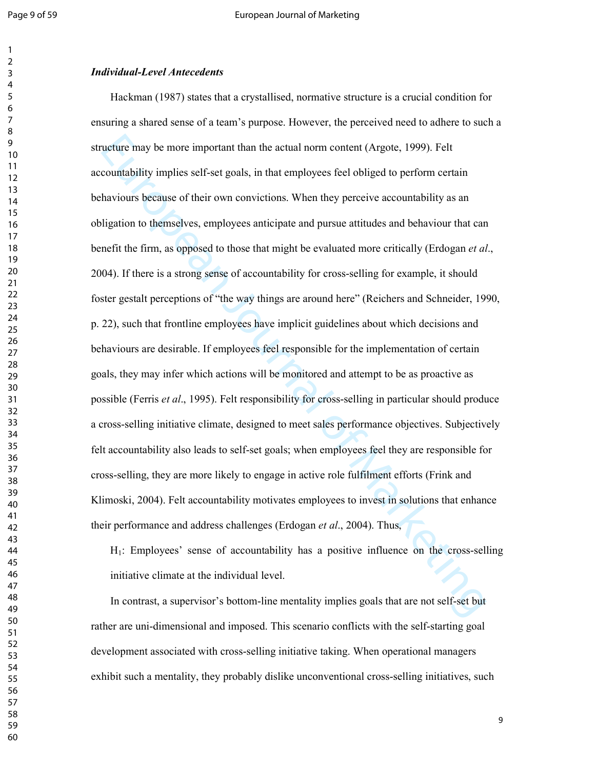***Individual-Level Antecedents***

Hackman (1987) states that a crystallised, normative structure is a crucial condition for ensuring a shared sense of a team's purpose. However, the perceived need to adhere to such a structure may be more important than the actual norm content (Argote, 1999). Felt accountability implies self-set goals, in that employees feel obliged to perform certain behaviours because of their own convictions. When they perceive accountability as an obligation to themselves, employees anticipate and pursue attitudes and behaviour that can benefit the firm, as opposed to those that might be evaluated more critically (Erdogan *et al*., 2004). If there is a strong sense of accountability for cross-selling for example, it should foster gestalt perceptions of "the way things are around here" (Reichers and Schneider, 1990, p. 22), such that frontline employees have implicit guidelines about which decisions and behaviours are desirable. If employees feel responsible for the implementation of certain goals, they may infer which actions will be monitored and attempt to be as proactive as possible (Ferris *et al*., 1995). Felt responsibility for cross-selling in particular should produce a cross-selling initiative climate, designed to meet sales performance objectives. Subjectively felt accountability also leads to self-set goals; when employees feel they are responsible for cross-selling, they are more likely to engage in active role fulfilment efforts (Frink and Klimoski, 2004). Felt accountability motivates employees to invest in solutions that enhance their performance and address challenges (Erdogan *et al*., 2004). Thus,

> $H_1$: Employees' sense of accountability has a positive influence on the cross-selling initiative climate at the individual level.

In contrast, a supervisor's bottom-line mentality implies goals that are not self-set but rather are uni-dimensional and imposed. This scenario conflicts with the self-starting goal development associated with cross-selling initiative taking. When operational managers exhibit such a mentality, they probably dislike unconventional cross-selling initiatives, such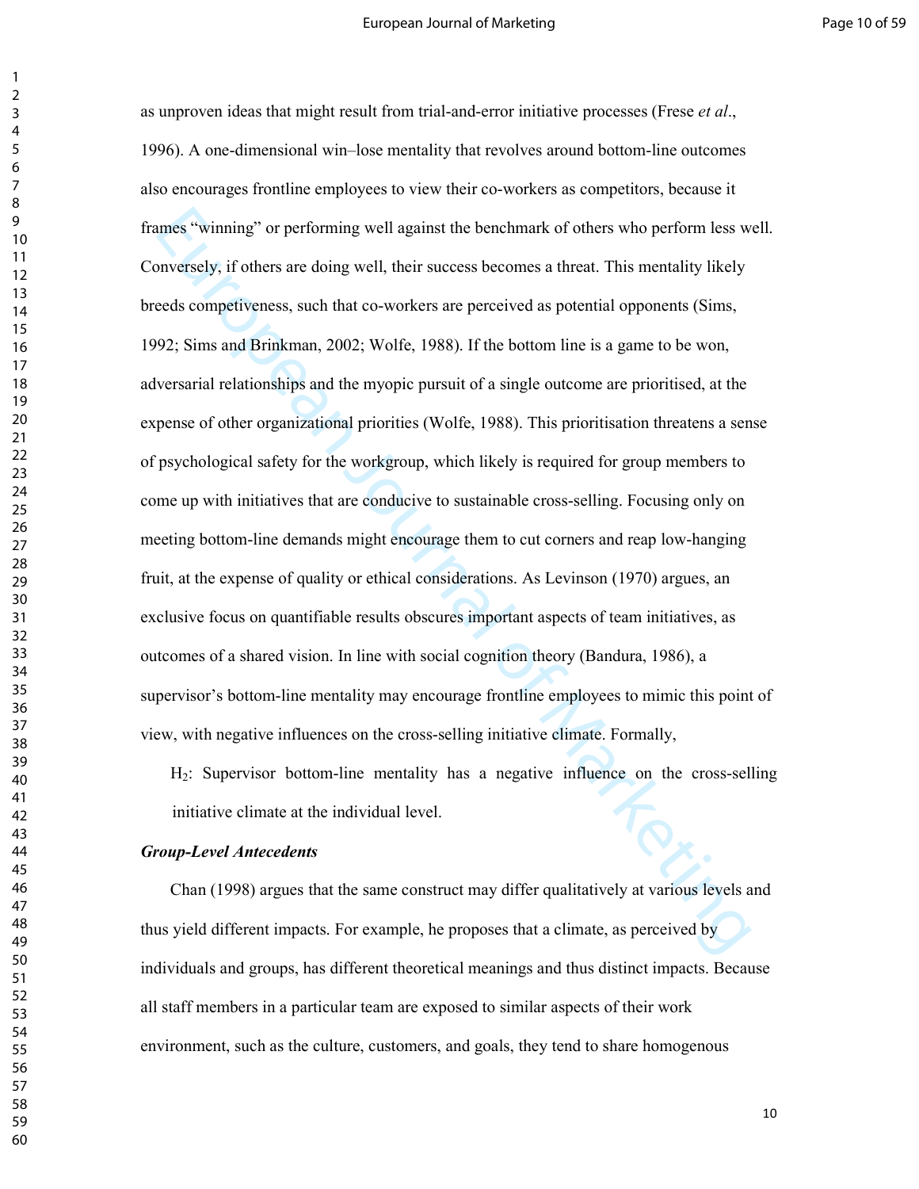as unproven ideas that might result from trial-and-error initiative processes (Frese *et al*., 1996). A one-dimensional win–lose mentality that revolves around bottom-line outcomes also encourages frontline employees to view their co-workers as competitors, because it frames "winning" or performing well against the benchmark of others who perform less well. Conversely, if others are doing well, their success becomes a threat. This mentality likely breeds competiveness, such that co-workers are perceived as potential opponents (Sims, 1992; Sims and Brinkman, 2002; Wolfe, 1988). If the bottom line is a game to be won, adversarial relationships and the myopic pursuit of a single outcome are prioritised, at the expense of other organizational priorities (Wolfe, 1988). This prioritisation threatens a sense of psychological safety for the workgroup, which likely is required for group members to come up with initiatives that are conducive to sustainable cross-selling. Focusing only on meeting bottom-line demands might encourage them to cut corners and reap low-hanging fruit, at the expense of quality or ethical considerations. As Levinson (1970) argues, an exclusive focus on quantifiable results obscures important aspects of team initiatives, as outcomes of a shared vision. In line with social cognition theory (Bandura, 1986), a supervisor's bottom-line mentality may encourage frontline employees to mimic this point of view, with negative influences on the cross-selling initiative climate. Formally,

$H_2$: Supervisor bottom-line mentality has a negative influence on the cross-selling initiative climate at the individual level.

***Group-Level Antecedents***

Chan (1998) argues that the same construct may differ qualitatively at various levels and thus yield different impacts. For example, he proposes that a climate, as perceived by individuals and groups, has different theoretical meanings and thus distinct impacts. Because all staff members in a particular team are exposed to similar aspects of their work environment, such as the culture, customers, and goals, they tend to share homogenous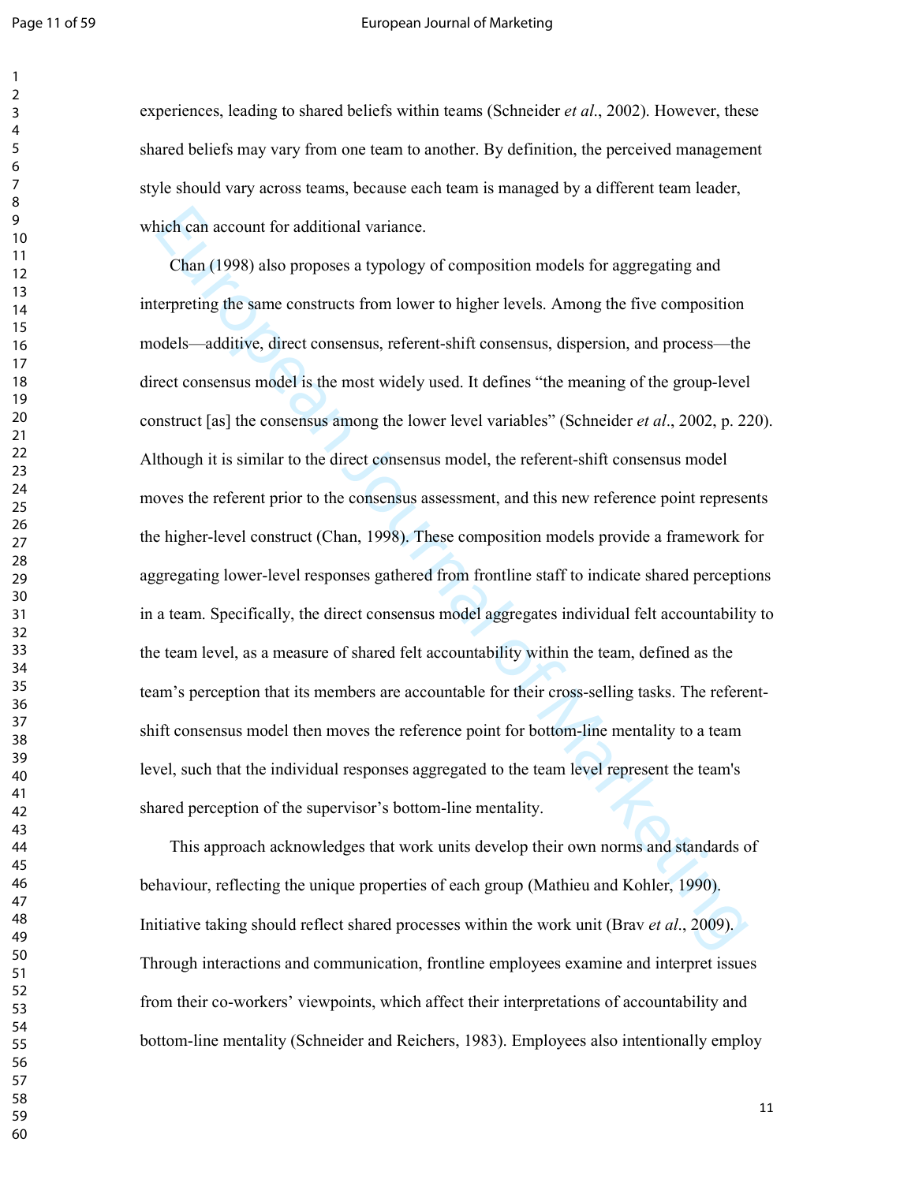experiences, leading to shared beliefs within teams (Schneider *et al*., 2002). However, these shared beliefs may vary from one team to another. By definition, the perceived management style should vary across teams, because each team is managed by a different team leader, which can account for additional variance.

Chan (1998) also proposes a typology of composition models for aggregating and interpreting the same constructs from lower to higher levels. Among the five composition models—additive, direct consensus, referent-shift consensus, dispersion, and process—the direct consensus model is the most widely used. It defines "the meaning of the group-level construct [as] the consensus among the lower level variables" (Schneider *et al*., 2002, p. 220). Although it is similar to the direct consensus model, the referent-shift consensus model moves the referent prior to the consensus assessment, and this new reference point represents the higher-level construct (Chan, 1998). These composition models provide a framework for aggregating lower-level responses gathered from frontline staff to indicate shared perceptions in a team. Specifically, the direct consensus model aggregates individual felt accountability to the team level, as a measure of shared felt accountability within the team, defined as the team's perception that its members are accountable for their cross-selling tasks. The referent-shift consensus model then moves the reference point for bottom-line mentality to a team level, such that the individual responses aggregated to the team level represent the team's shared perception of the supervisor's bottom-line mentality.

This approach acknowledges that work units develop their own norms and standards of behaviour, reflecting the unique properties of each group (Mathieu and Kohler, 1990). Initiative taking should reflect shared processes within the work unit (Brav *et al*., 2009). Through interactions and communication, frontline employees examine and interpret issues from their co-workers' viewpoints, which affect their interpretations of accountability and bottom-line mentality (Schneider and Reichers, 1983). Employees also intentionally employ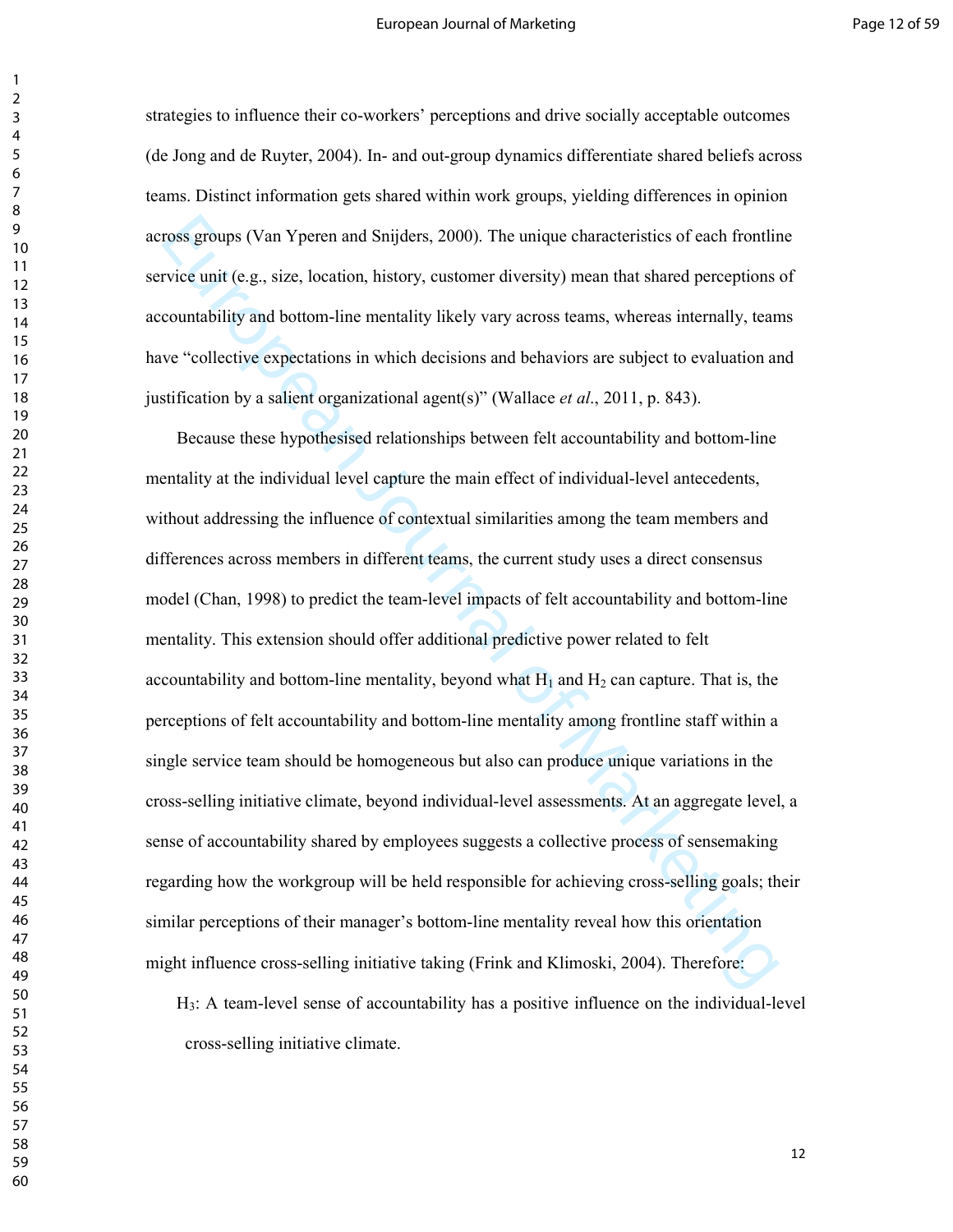strategies to influence their co-workers' perceptions and drive socially acceptable outcomes (de Jong and de Ruyter, 2004). In- and out-group dynamics differentiate shared beliefs across teams. Distinct information gets shared within work groups, yielding differences in opinion across groups (Van Yperen and Snijders, 2000). The unique characteristics of each frontline service unit (e.g., size, location, history, customer diversity) mean that shared perceptions of accountability and bottom-line mentality likely vary across teams, whereas internally, teams have "collective expectations in which decisions and behaviors are subject to evaluation and justification by a salient organizational agent(s)" (Wallace *et al*., 2011, p. 843).

Because these hypothesised relationships between felt accountability and bottom-line mentality at the individual level capture the main effect of individual-level antecedents, without addressing the influence of contextual similarities among the team members and differences across members in different teams, the current study uses a direct consensus model (Chan, 1998) to predict the team-level impacts of felt accountability and bottom-line mentality. This extension should offer additional predictive power related to felt accountability and bottom-line mentality, beyond what $H_1$ and $H_2$ can capture. That is, the perceptions of felt accountability and bottom-line mentality among frontline staff within a single service team should be homogeneous but also can produce unique variations in the cross-selling initiative climate, beyond individual-level assessments. At an aggregate level, a sense of accountability shared by employees suggests a collective process of sensemaking regarding how the workgroup will be held responsible for achieving cross-selling goals; their similar perceptions of their manager's bottom-line mentality reveal how this orientation might influence cross-selling initiative taking (Frink and Klimoski, 2004). Therefore:

$H_3$: A team-level sense of accountability has a positive influence on the individual-level cross-selling initiative climate.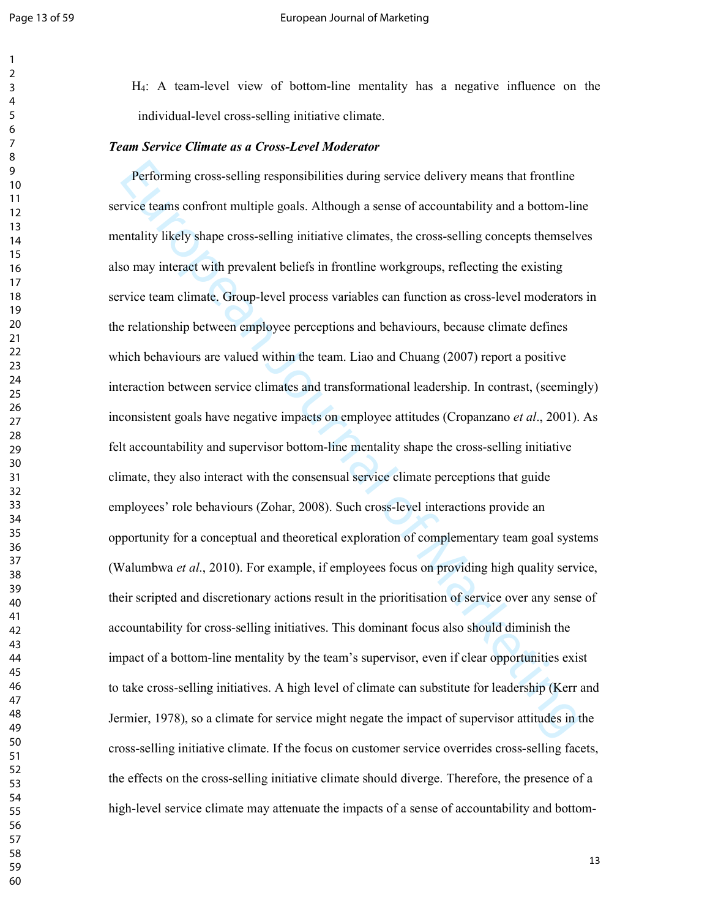H$_4$: A team-level view of bottom-line mentality has a negative influence on the individual-level cross-selling initiative climate.

### *Team Service Climate as a Cross-Level Moderator*

Performing cross-selling responsibilities during service delivery means that frontline service teams confront multiple goals. Although a sense of accountability and a bottom-line mentality likely shape cross-selling initiative climates, the cross-selling concepts themselves also may interact with prevalent beliefs in frontline workgroups, reflecting the existing service team climate. Group-level process variables can function as cross-level moderators in the relationship between employee perceptions and behaviours, because climate defines which behaviours are valued within the team. Liao and Chuang (2007) report a positive interaction between service climates and transformational leadership. In contrast, (seemingly) inconsistent goals have negative impacts on employee attitudes (Cropanzano *et al*., 2001). As felt accountability and supervisor bottom-line mentality shape the cross-selling initiative climate, they also interact with the consensual service climate perceptions that guide employees' role behaviours (Zohar, 2008). Such cross-level interactions provide an opportunity for a conceptual and theoretical exploration of complementary team goal systems (Walumbwa *et al*., 2010). For example, if employees focus on providing high quality service, their scripted and discretionary actions result in the prioritisation of service over any sense of accountability for cross-selling initiatives. This dominant focus also should diminish the impact of a bottom-line mentality by the team's supervisor, even if clear opportunities exist to take cross-selling initiatives. A high level of climate can substitute for leadership (Kerr and Jermier, 1978), so a climate for service might negate the impact of supervisor attitudes in the cross-selling initiative climate. If the focus on customer service overrides cross-selling facets, the effects on the cross-selling initiative climate should diverge. Therefore, the presence of a high-level service climate may attenuate the impacts of a sense of accountability and bottom-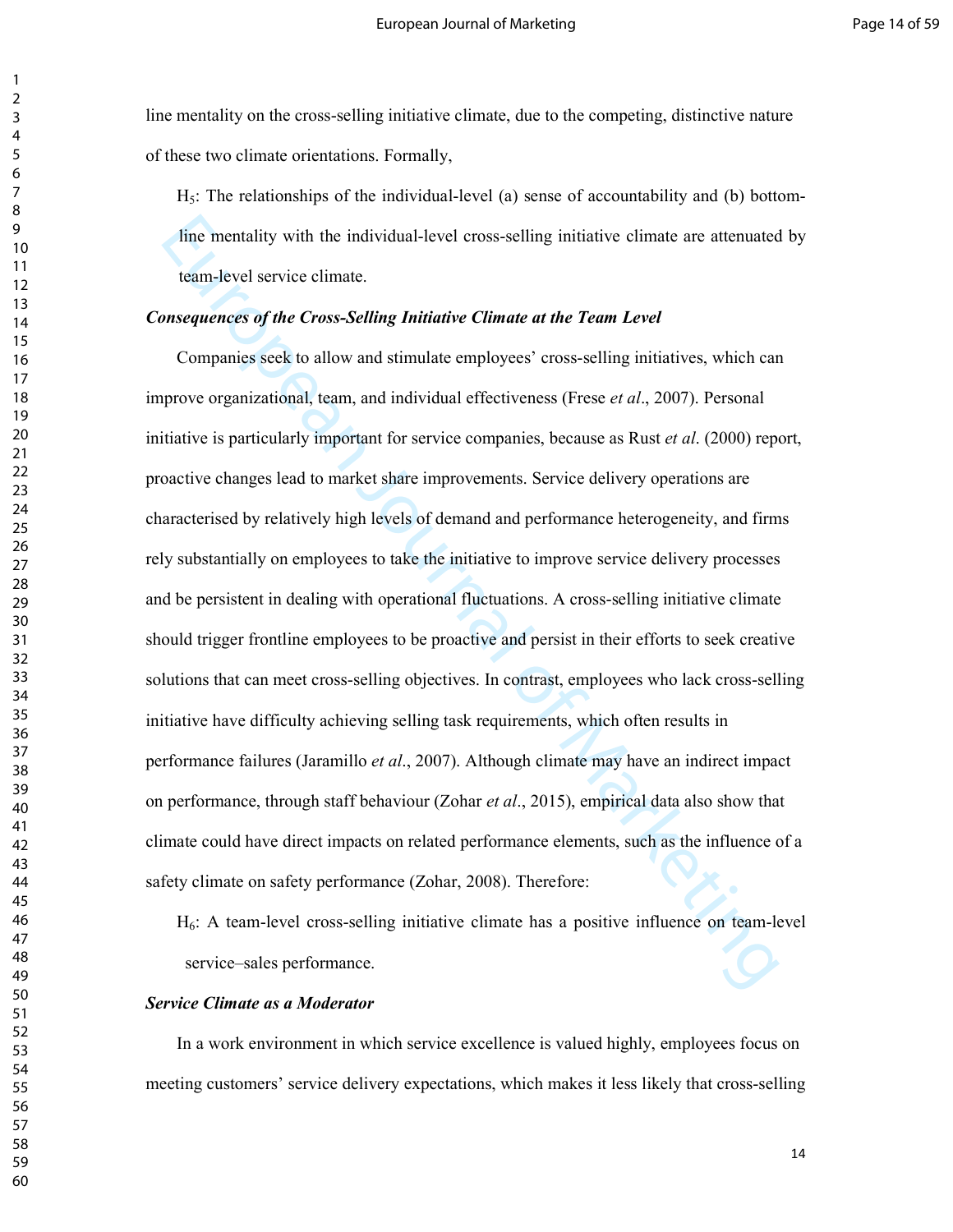line mentality on the cross-selling initiative climate, due to the competing, distinctive nature of these two climate orientations. Formally,

$H_5$: The relationships of the individual-level (a) sense of accountability and (b) bottom-line mentality with the individual-level cross-selling initiative climate are attenuated by team-level service climate.

***Consequences of the Cross-Selling Initiative Climate at the Team Level***

Companies seek to allow and stimulate employees' cross-selling initiatives, which can improve organizational, team, and individual effectiveness (Frese *et al*., 2007). Personal initiative is particularly important for service companies, because as Rust *et al*. (2000) report, proactive changes lead to market share improvements. Service delivery operations are characterised by relatively high levels of demand and performance heterogeneity, and firms rely substantially on employees to take the initiative to improve service delivery processes and be persistent in dealing with operational fluctuations. A cross-selling initiative climate should trigger frontline employees to be proactive and persist in their efforts to seek creative solutions that can meet cross-selling objectives. In contrast, employees who lack cross-selling initiative have difficulty achieving selling task requirements, which often results in performance failures (Jaramillo *et al*., 2007). Although climate may have an indirect impact on performance, through staff behaviour (Zohar *et al*., 2015), empirical data also show that climate could have direct impacts on related performance elements, such as the influence of a safety climate on safety performance (Zohar, 2008). Therefore:

$H_6$: A team-level cross-selling initiative climate has a positive influence on team-level service–sales performance.

***Service Climate as a Moderator***

In a work environment in which service excellence is valued highly, employees focus on meeting customers' service delivery expectations, which makes it less likely that cross-selling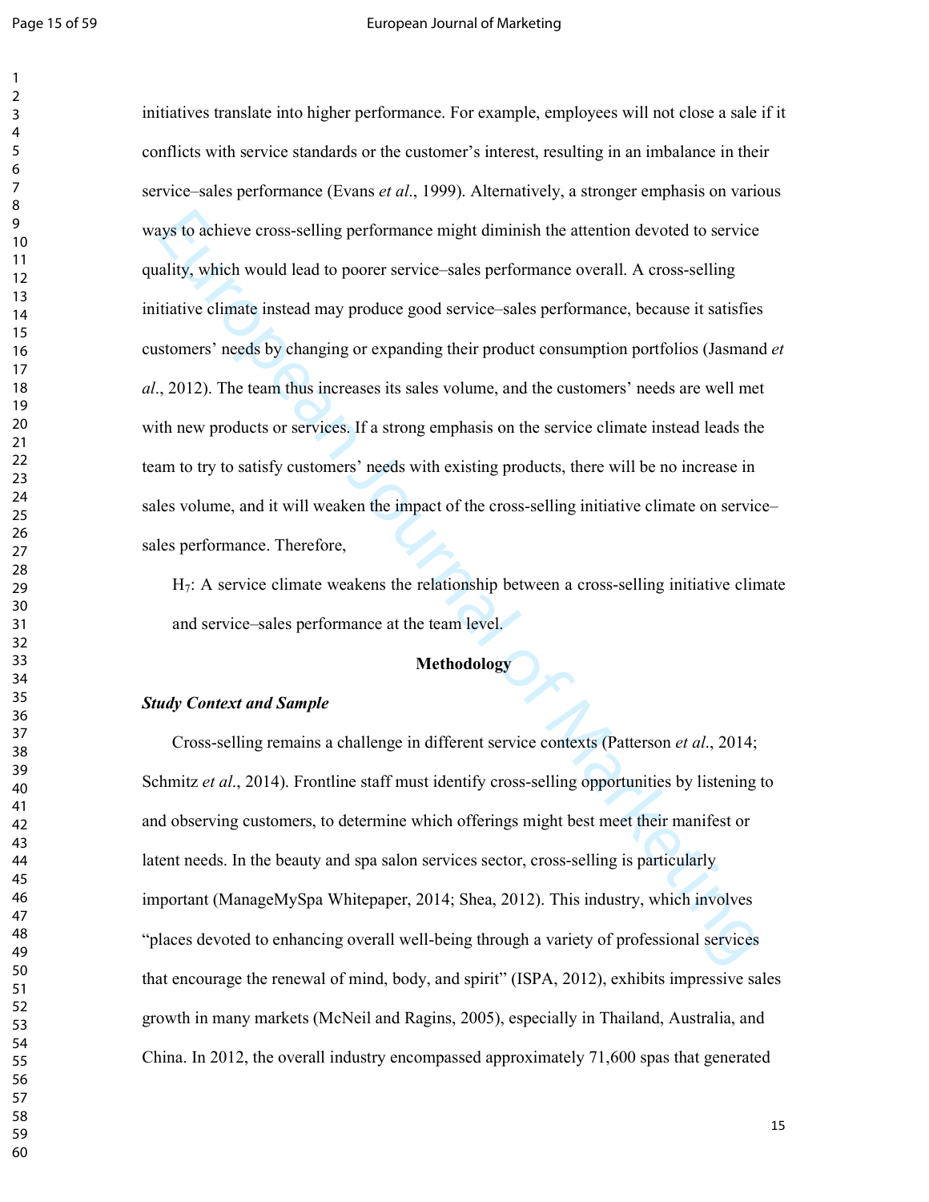initiatives translate into higher performance. For example, employees will not close a sale if it conflicts with service standards or the customer's interest, resulting in an imbalance in their service–sales performance (Evans *et al*., 1999). Alternatively, a stronger emphasis on various ways to achieve cross-selling performance might diminish the attention devoted to service quality, which would lead to poorer service–sales performance overall. A cross-selling initiative climate instead may produce good service–sales performance, because it satisfies customers' needs by changing or expanding their product consumption portfolios (Jasmand *et al*., 2012). The team thus increases its sales volume, and the customers' needs are well met with new products or services. If a strong emphasis on the service climate instead leads the team to try to satisfy customers' needs with existing products, there will be no increase in sales volume, and it will weaken the impact of the cross-selling initiative climate on service–sales performance. Therefore,

> $H_7$: A service climate weakens the relationship between a cross-selling initiative climate and service–sales performance at the team level.

## Methodology

### *Study Context and Sample*

Cross-selling remains a challenge in different service contexts (Patterson *et al*., 2014; Schmitz *et al*., 2014). Frontline staff must identify cross-selling opportunities by listening to and observing customers, to determine which offerings might best meet their manifest or latent needs. In the beauty and spa salon services sector, cross-selling is particularly important (ManageMySpa Whitepaper, 2014; Shea, 2012). This industry, which involves "places devoted to enhancing overall well-being through a variety of professional services that encourage the renewal of mind, body, and spirit" (ISPA, 2012), exhibits impressive sales growth in many markets (McNeil and Ragins, 2005), especially in Thailand, Australia, and China. In 2012, the overall industry encompassed approximately 71,600 spas that generated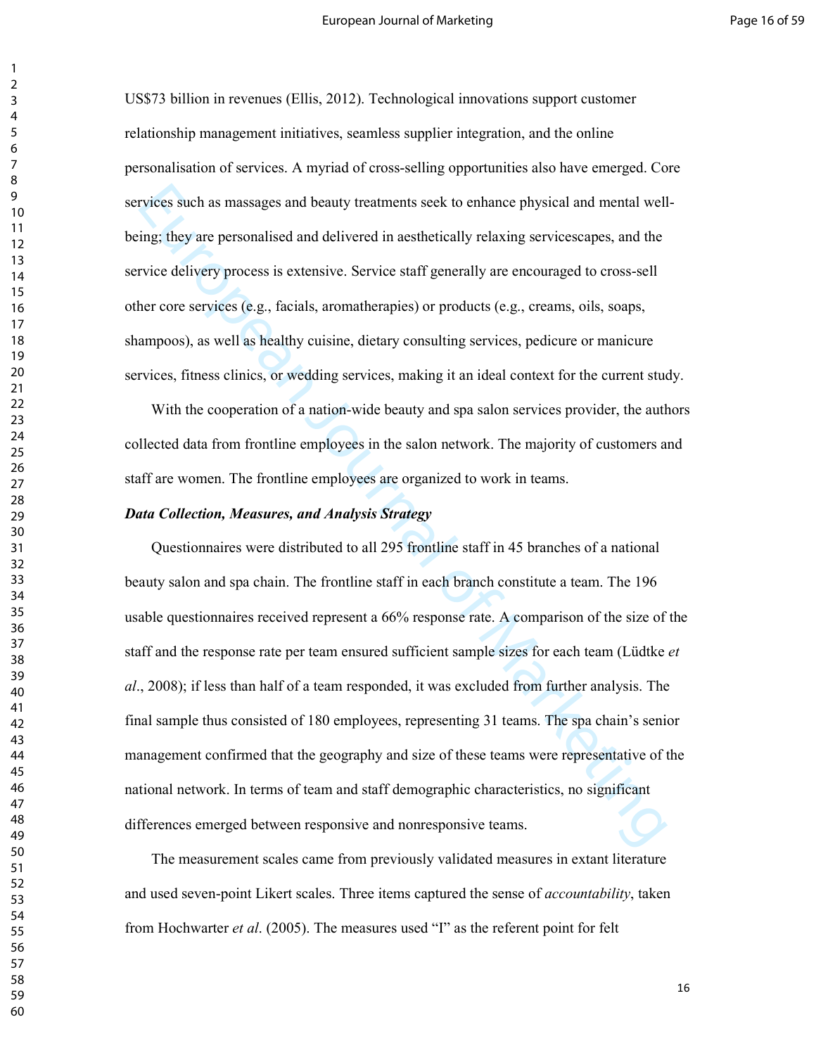US$73 billion in revenues (Ellis, 2012). Technological innovations support customer relationship management initiatives, seamless supplier integration, and the online personalisation of services. A myriad of cross-selling opportunities also have emerged. Core services such as massages and beauty treatments seek to enhance physical and mental well-being; they are personalised and delivered in aesthetically relaxing servicescapes, and the service delivery process is extensive. Service staff generally are encouraged to cross-sell other core services (e.g., facials, aromatherapies) or products (e.g., creams, oils, soaps, shampoos), as well as healthy cuisine, dietary consulting services, pedicure or manicure services, fitness clinics, or wedding services, making it an ideal context for the current study.

With the cooperation of a nation-wide beauty and spa salon services provider, the authors collected data from frontline employees in the salon network. The majority of customers and staff are women. The frontline employees are organized to work in teams.

***Data Collection, Measures, and Analysis Strategy***

Questionnaires were distributed to all 295 frontline staff in 45 branches of a national beauty salon and spa chain. The frontline staff in each branch constitute a team. The 196 usable questionnaires received represent a 66% response rate. A comparison of the size of the staff and the response rate per team ensured sufficient sample sizes for each team (Lüdtke *et al*., 2008); if less than half of a team responded, it was excluded from further analysis. The final sample thus consisted of 180 employees, representing 31 teams. The spa chain's senior management confirmed that the geography and size of these teams were representative of the national network. In terms of team and staff demographic characteristics, no significant differences emerged between responsive and nonresponsive teams.

The measurement scales came from previously validated measures in extant literature and used seven-point Likert scales. Three items captured the sense of *accountability*, taken from Hochwarter *et al*. (2005). The measures used "I" as the referent point for felt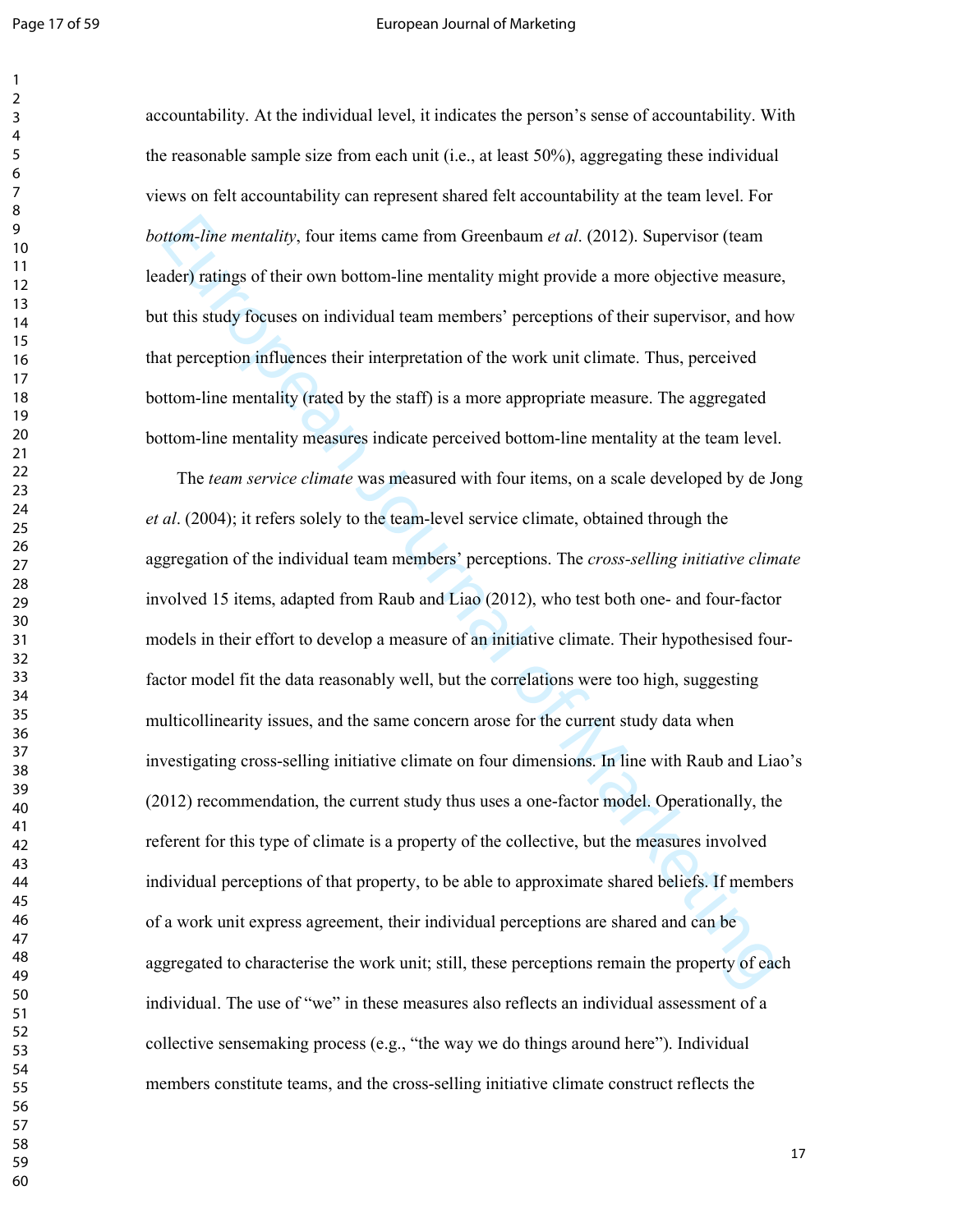accountability. At the individual level, it indicates the person's sense of accountability. With the reasonable sample size from each unit (i.e., at least 50%), aggregating these individual views on felt accountability can represent shared felt accountability at the team level. For *bottom-line mentality*, four items came from Greenbaum *et al*. (2012). Supervisor (team leader) ratings of their own bottom-line mentality might provide a more objective measure, but this study focuses on individual team members' perceptions of their supervisor, and how that perception influences their interpretation of the work unit climate. Thus, perceived bottom-line mentality (rated by the staff) is a more appropriate measure. The aggregated bottom-line mentality measures indicate perceived bottom-line mentality at the team level.

The *team service climate* was measured with four items, on a scale developed by de Jong *et al*. (2004); it refers solely to the team-level service climate, obtained through the aggregation of the individual team members' perceptions. The *cross-selling initiative climate* involved 15 items, adapted from Raub and Liao (2012), who test both one- and four-factor models in their effort to develop a measure of an initiative climate. Their hypothesised four-factor model fit the data reasonably well, but the correlations were too high, suggesting multicollinearity issues, and the same concern arose for the current study data when investigating cross-selling initiative climate on four dimensions. In line with Raub and Liao's (2012) recommendation, the current study thus uses a one-factor model. Operationally, the referent for this type of climate is a property of the collective, but the measures involved individual perceptions of that property, to be able to approximate shared beliefs. If members of a work unit express agreement, their individual perceptions are shared and can be aggregated to characterise the work unit; still, these perceptions remain the property of each individual. The use of "we" in these measures also reflects an individual assessment of a collective sensemaking process (e.g., "the way we do things around here"). Individual members constitute teams, and the cross-selling initiative climate construct reflects the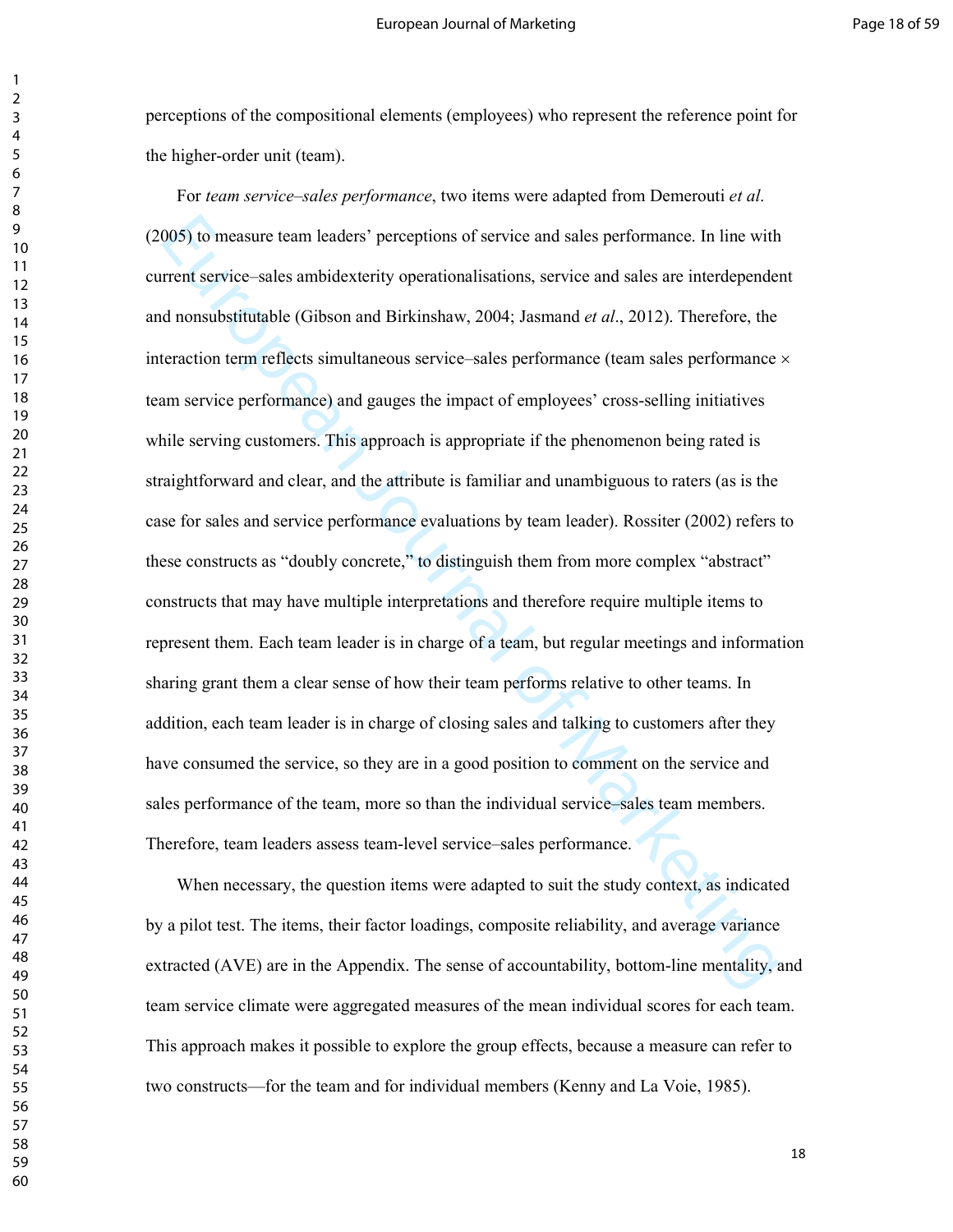perceptions of the compositional elements (employees) who represent the reference point for the higher-order unit (team).

For *team service–sales performance*, two items were adapted from Demerouti *et al*. (2005) to measure team leaders' perceptions of service and sales performance. In line with current service–sales ambidexterity operationalisations, service and sales are interdependent and nonsubstitutable (Gibson and Birkinshaw, 2004; Jasmand *et al*., 2012). Therefore, the interaction term reflects simultaneous service–sales performance (team sales performance × team service performance) and gauges the impact of employees' cross-selling initiatives while serving customers. This approach is appropriate if the phenomenon being rated is straightforward and clear, and the attribute is familiar and unambiguous to raters (as is the case for sales and service performance evaluations by team leader). Rossiter (2002) refers to these constructs as "doubly concrete," to distinguish them from more complex "abstract" constructs that may have multiple interpretations and therefore require multiple items to represent them. Each team leader is in charge of a team, but regular meetings and information sharing grant them a clear sense of how their team performs relative to other teams. In addition, each team leader is in charge of closing sales and talking to customers after they have consumed the service, so they are in a good position to comment on the service and sales performance of the team, more so than the individual service–sales team members. Therefore, team leaders assess team-level service–sales performance.

When necessary, the question items were adapted to suit the study context, as indicated by a pilot test. The items, their factor loadings, composite reliability, and average variance extracted (AVE) are in the Appendix. The sense of accountability, bottom-line mentality, and team service climate were aggregated measures of the mean individual scores for each team. This approach makes it possible to explore the group effects, because a measure can refer to two constructs—for the team and for individual members (Kenny and La Voie, 1985).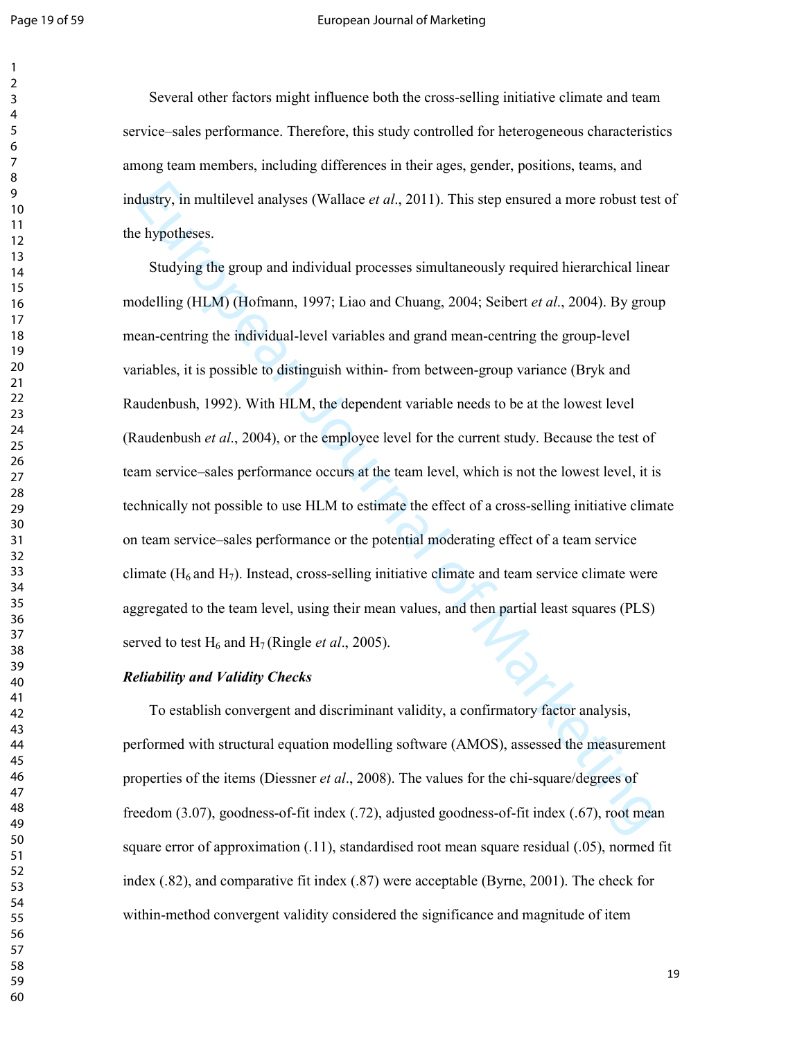Several other factors might influence both the cross-selling initiative climate and team service–sales performance. Therefore, this study controlled for heterogeneous characteristics among team members, including differences in their ages, gender, positions, teams, and industry, in multilevel analyses (Wallace *et al*., 2011). This step ensured a more robust test of the hypotheses.

Studying the group and individual processes simultaneously required hierarchical linear modelling (HLM) (Hofmann, 1997; Liao and Chuang, 2004; Seibert *et al*., 2004). By group mean-centring the individual-level variables and grand mean-centring the group-level variables, it is possible to distinguish within- from between-group variance (Bryk and Raudenbush, 1992). With HLM, the dependent variable needs to be at the lowest level (Raudenbush *et al*., 2004), or the employee level for the current study. Because the test of team service–sales performance occurs at the team level, which is not the lowest level, it is technically not possible to use HLM to estimate the effect of a cross-selling initiative climate on team service–sales performance or the potential moderating effect of a team service climate ($H_6$ and $H_7$). Instead, cross-selling initiative climate and team service climate were aggregated to the team level, using their mean values, and then partial least squares (PLS) served to test $H_6$ and $H_7$ (Ringle *et al*., 2005).

***Reliability and Validity Checks***

To establish convergent and discriminant validity, a confirmatory factor analysis, performed with structural equation modelling software (AMOS), assessed the measurement properties of the items (Diessner *et al*., 2008). The values for the chi-square/degrees of freedom (3.07), goodness-of-fit index (.72), adjusted goodness-of-fit index (.67), root mean square error of approximation (.11), standardised root mean square residual (.05), normed fit index (.82), and comparative fit index (.87) were acceptable (Byrne, 2001). The check for within-method convergent validity considered the significance and magnitude of item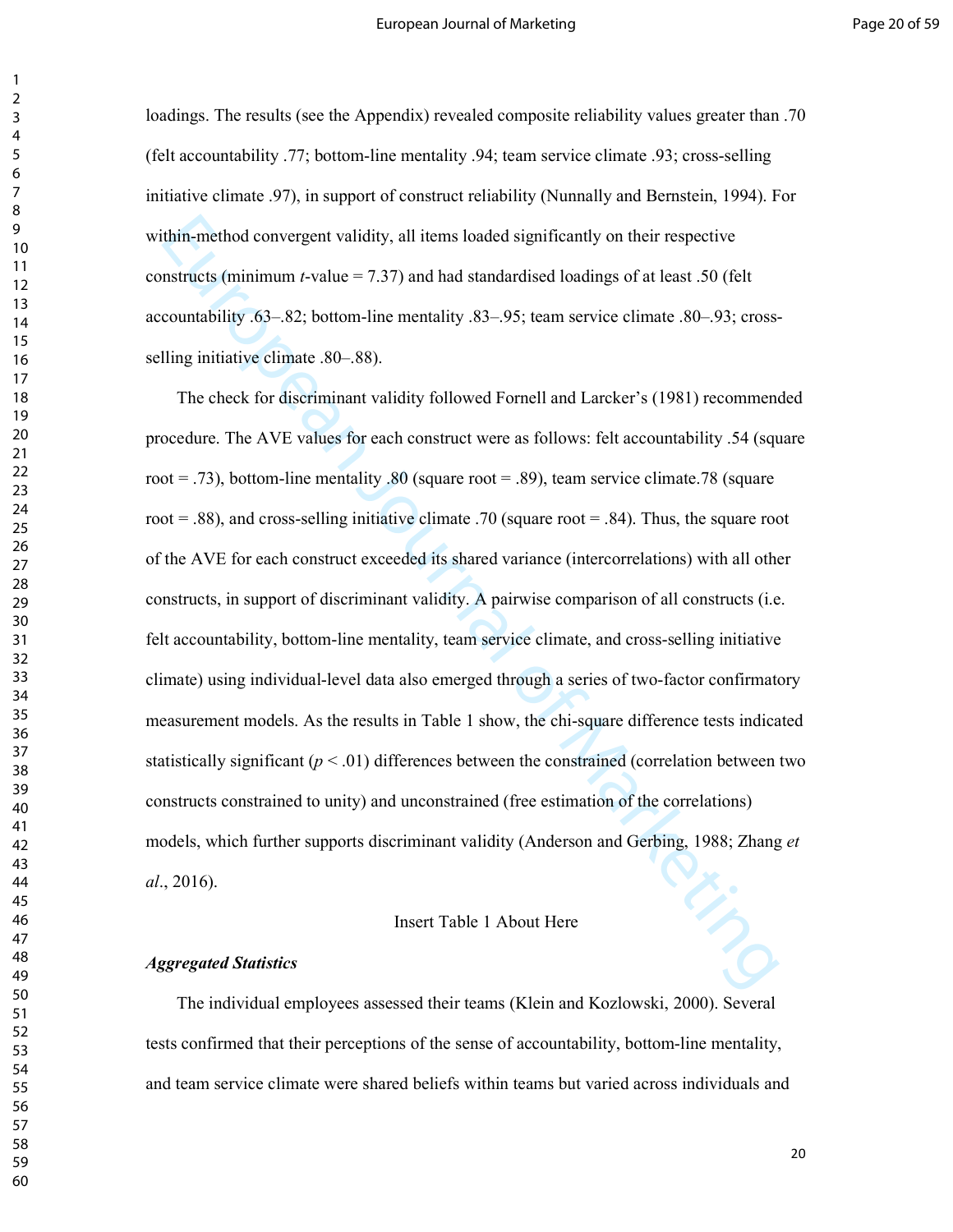loadings. The results (see the Appendix) revealed composite reliability values greater than .70 (felt accountability .77; bottom-line mentality .94; team service climate .93; cross-selling initiative climate .97), in support of construct reliability (Nunnally and Bernstein, 1994). For within-method convergent validity, all items loaded significantly on their respective constructs (minimum *t*-value = 7.37) and had standardised loadings of at least .50 (felt accountability .63–.82; bottom-line mentality .83–.95; team service climate .80–.93; cross-selling initiative climate .80–.88).

The check for discriminant validity followed Fornell and Larcker's (1981) recommended procedure. The AVE values for each construct were as follows: felt accountability .54 (square root = .73), bottom-line mentality .80 (square root = .89), team service climate.78 (square root = .88), and cross-selling initiative climate .70 (square root = .84). Thus, the square root of the AVE for each construct exceeded its shared variance (intercorrelations) with all other constructs, in support of discriminant validity. A pairwise comparison of all constructs (i.e. felt accountability, bottom-line mentality, team service climate, and cross-selling initiative climate) using individual-level data also emerged through a series of two-factor confirmatory measurement models. As the results in Table 1 show, the chi-square difference tests indicated statistically significant ($p < .01$) differences between the constrained (correlation between two constructs constrained to unity) and unconstrained (free estimation of the correlations) models, which further supports discriminant validity (Anderson and Gerbing, 1988; Zhang *et al*., 2016).

Insert Table 1 About Here

***Aggregated Statistics***

The individual employees assessed their teams (Klein and Kozlowski, 2000). Several tests confirmed that their perceptions of the sense of accountability, bottom-line mentality, and team service climate were shared beliefs within teams but varied across individuals and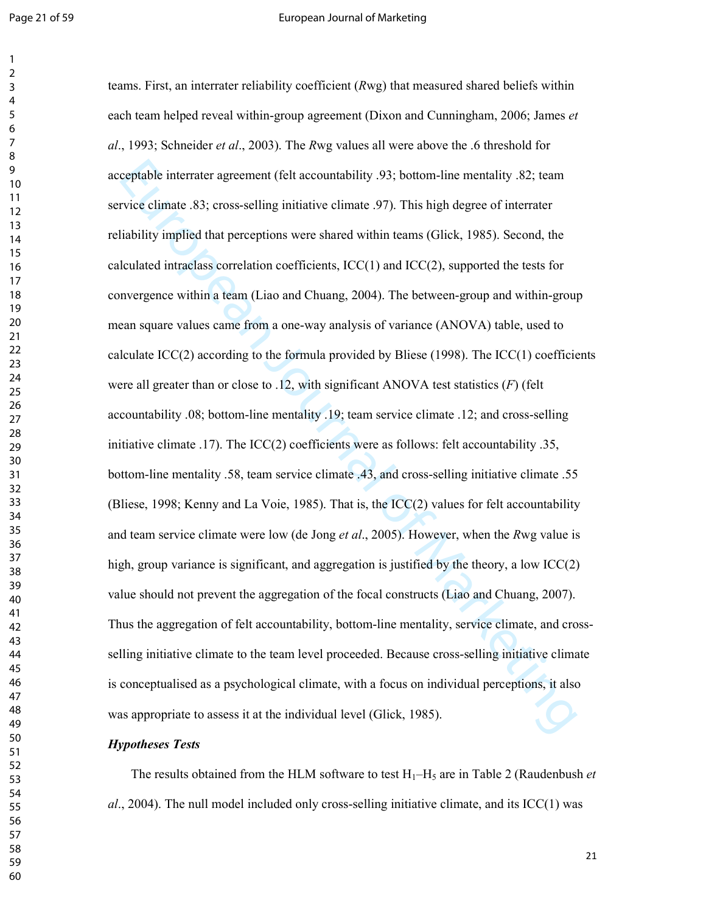teams. First, an interrater reliability coefficient (*R*wg) that measured shared beliefs within each team helped reveal within-group agreement (Dixon and Cunningham, 2006; James *et al*., 1993; Schneider *et al*., 2003). The *R*wg values all were above the .6 threshold for acceptable interrater agreement (felt accountability .93; bottom-line mentality .82; team service climate .83; cross-selling initiative climate .97). This high degree of interrater reliability implied that perceptions were shared within teams (Glick, 1985). Second, the calculated intraclass correlation coefficients, ICC(1) and ICC(2), supported the tests for convergence within a team (Liao and Chuang, 2004). The between-group and within-group mean square values came from a one-way analysis of variance (ANOVA) table, used to calculate ICC(2) according to the formula provided by Bliese (1998). The ICC(1) coefficients were all greater than or close to .12, with significant ANOVA test statistics (*F*) (felt accountability .08; bottom-line mentality .19; team service climate .12; and cross-selling initiative climate .17). The ICC(2) coefficients were as follows: felt accountability .35, bottom-line mentality .58, team service climate .43, and cross-selling initiative climate .55 (Bliese, 1998; Kenny and La Voie, 1985). That is, the ICC(2) values for felt accountability and team service climate were low (de Jong *et al*., 2005). However, when the *R*wg value is high, group variance is significant, and aggregation is justified by the theory, a low ICC(2) value should not prevent the aggregation of the focal constructs (Liao and Chuang, 2007). Thus the aggregation of felt accountability, bottom-line mentality, service climate, and cross-selling initiative climate to the team level proceeded. Because cross-selling initiative climate is conceptualised as a psychological climate, with a focus on individual perceptions, it also was appropriate to assess it at the individual level (Glick, 1985).

***Hypotheses Tests***

The results obtained from the HLM software to test $H_1$–$H_5$ are in Table 2 (Raudenbush *et al*., 2004). The null model included only cross-selling initiative climate, and its ICC(1) was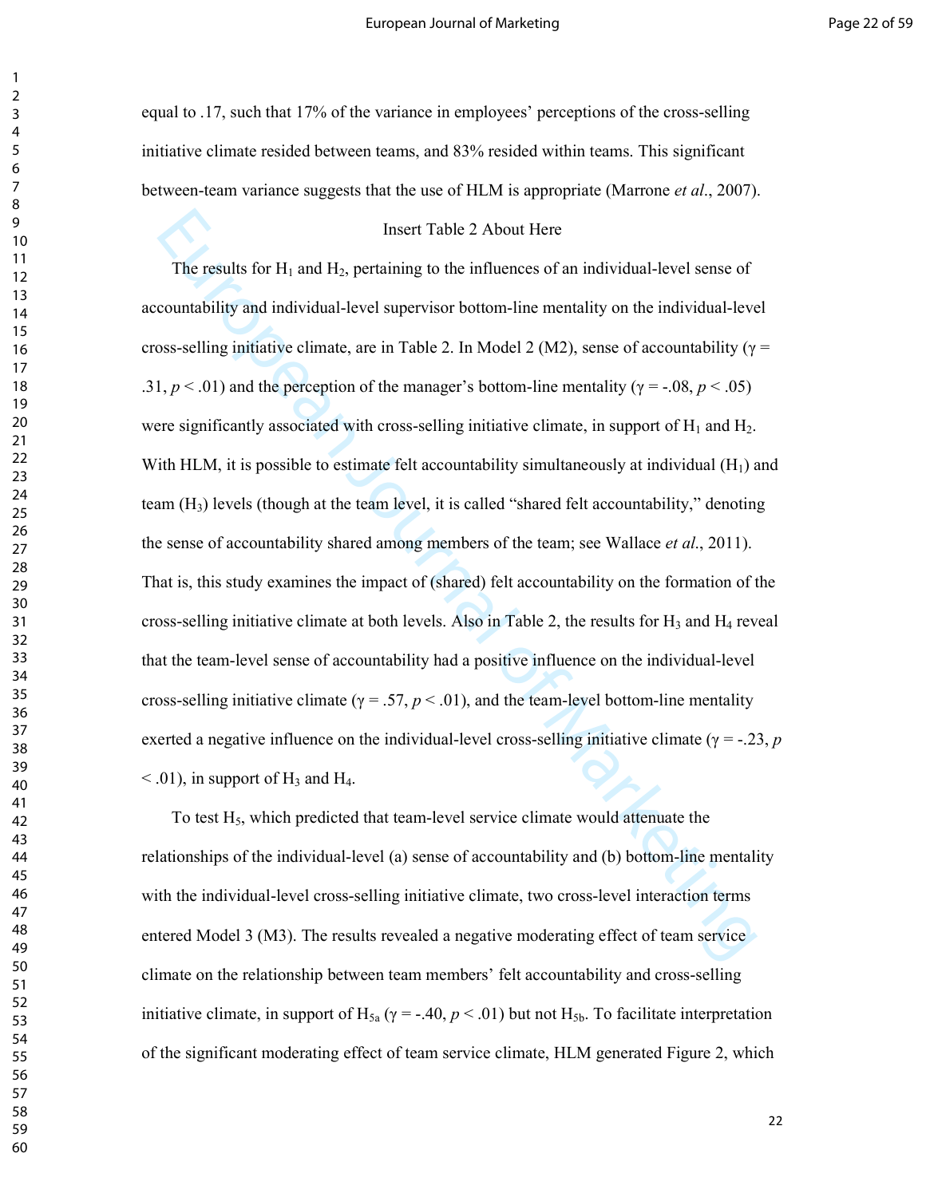equal to .17, such that 17% of the variance in employees' perceptions of the cross-selling initiative climate resided between teams, and 83% resided within teams. This significant between-team variance suggests that the use of HLM is appropriate (Marrone *et al*., 2007).

Insert Table 2 About Here

The results for $H_1$ and $H_2$, pertaining to the influences of an individual-level sense of accountability and individual-level supervisor bottom-line mentality on the individual-level cross-selling initiative climate, are in Table 2. In Model 2 (M2), sense of accountability ($\gamma$ = .31, $p < .01$) and the perception of the manager's bottom-line mentality ($\gamma$ = -.08, $p < .05$) were significantly associated with cross-selling initiative climate, in support of $H_1$ and $H_2$. With HLM, it is possible to estimate felt accountability simultaneously at individual ($H_1$) and team ($H_3$) levels (though at the team level, it is called "shared felt accountability," denoting the sense of accountability shared among members of the team; see Wallace *et al*., 2011). That is, this study examines the impact of (shared) felt accountability on the formation of the cross-selling initiative climate at both levels. Also in Table 2, the results for $H_3$ and $H_4$ reveal that the team-level sense of accountability had a positive influence on the individual-level cross-selling initiative climate ($\gamma$ = .57, $p < .01$), and the team-level bottom-line mentality exerted a negative influence on the individual-level cross-selling initiative climate ($\gamma$ = -.23, $p < .01$), in support of $H_3$ and $H_4$.

To test $H_5$, which predicted that team-level service climate would attenuate the relationships of the individual-level (a) sense of accountability and (b) bottom-line mentality with the individual-level cross-selling initiative climate, two cross-level interaction terms entered Model 3 (M3). The results revealed a negative moderating effect of team service climate on the relationship between team members' felt accountability and cross-selling initiative climate, in support of $H_{5a}$ ($\gamma$ = -.40, $p < .01$) but not $H_{5b}$. To facilitate interpretation of the significant moderating effect of team service climate, HLM generated Figure 2, which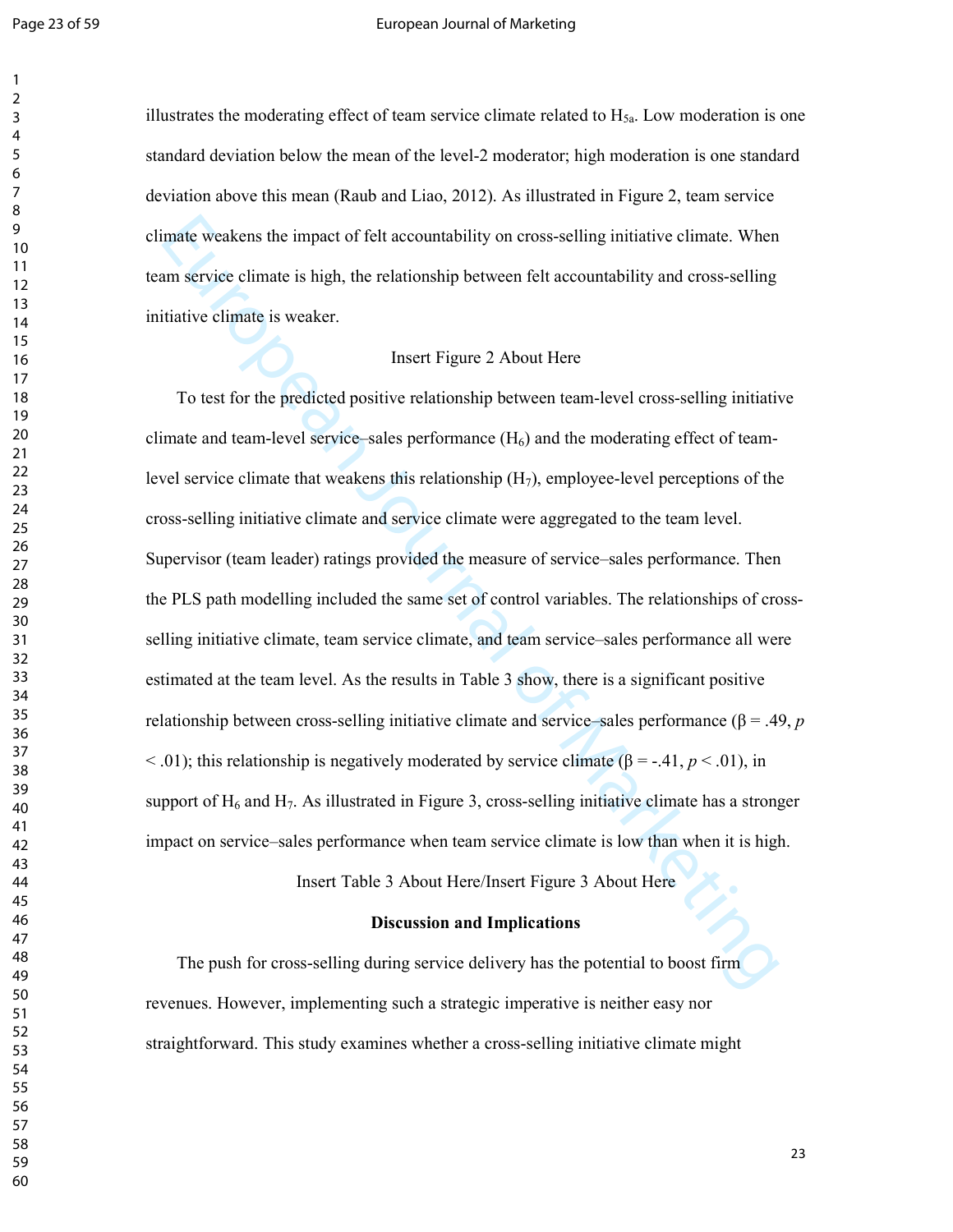illustrates the moderating effect of team service climate related to $H_{5a}$. Low moderation is one standard deviation below the mean of the level-2 moderator; high moderation is one standard deviation above this mean (Raub and Liao, 2012). As illustrated in Figure 2, team service climate weakens the impact of felt accountability on cross-selling initiative climate. When team service climate is high, the relationship between felt accountability and cross-selling initiative climate is weaker.

Insert Figure 2 About Here

To test for the predicted positive relationship between team-level cross-selling initiative climate and team-level service–sales performance ($H_6$) and the moderating effect of team-level service climate that weakens this relationship ($H_7$), employee-level perceptions of the cross-selling initiative climate and service climate were aggregated to the team level. Supervisor (team leader) ratings provided the measure of service–sales performance. Then the PLS path modelling included the same set of control variables. The relationships of cross-selling initiative climate, team service climate, and team service–sales performance all were estimated at the team level. As the results in Table 3 show, there is a significant positive relationship between cross-selling initiative climate and service–sales performance ($\beta = .49$, $p < .01$); this relationship is negatively moderated by service climate ($\beta = -.41$, $p < .01$), in support of $H_6$ and $H_7$. As illustrated in Figure 3, cross-selling initiative climate has a stronger impact on service–sales performance when team service climate is low than when it is high.

Insert Table 3 About Here/Insert Figure 3 About Here

## Discussion and Implications

The push for cross-selling during service delivery has the potential to boost firm revenues. However, implementing such a strategic imperative is neither easy nor straightforward. This study examines whether a cross-selling initiative climate might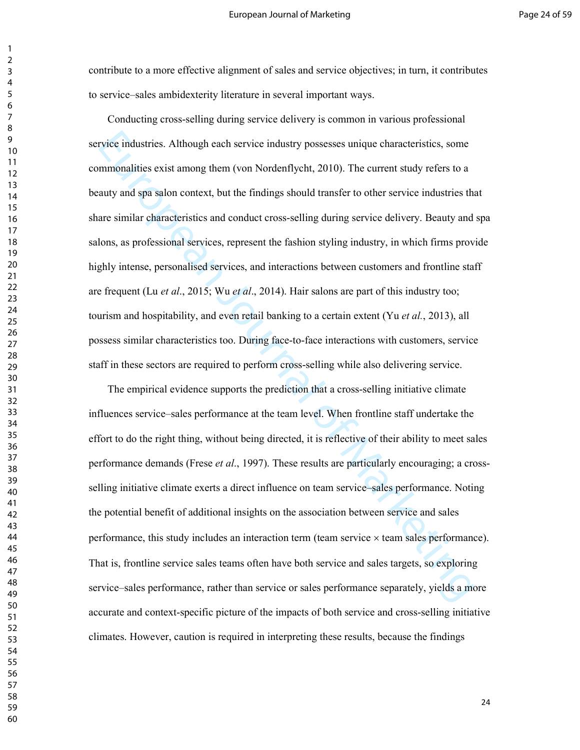contribute to a more effective alignment of sales and service objectives; in turn, it contributes to service–sales ambidexterity literature in several important ways.

Conducting cross-selling during service delivery is common in various professional service industries. Although each service industry possesses unique characteristics, some commonalities exist among them (von Nordenflycht, 2010). The current study refers to a beauty and spa salon context, but the findings should transfer to other service industries that share similar characteristics and conduct cross-selling during service delivery. Beauty and spa salons, as professional services, represent the fashion styling industry, in which firms provide highly intense, personalised services, and interactions between customers and frontline staff are frequent (Lu *et al*., 2015; Wu *et al*., 2014). Hair salons are part of this industry too; tourism and hospitability, and even retail banking to a certain extent (Yu *et al.*, 2013), all possess similar characteristics too. During face-to-face interactions with customers, service staff in these sectors are required to perform cross-selling while also delivering service.

The empirical evidence supports the prediction that a cross-selling initiative climate influences service–sales performance at the team level. When frontline staff undertake the effort to do the right thing, without being directed, it is reflective of their ability to meet sales performance demands (Frese *et al*., 1997). These results are particularly encouraging; a cross-selling initiative climate exerts a direct influence on team service–sales performance. Noting the potential benefit of additional insights on the association between service and sales performance, this study includes an interaction term (team service × team sales performance). That is, frontline service sales teams often have both service and sales targets, so exploring service–sales performance, rather than service or sales performance separately, yields a more accurate and context-specific picture of the impacts of both service and cross-selling initiative climates. However, caution is required in interpreting these results, because the findings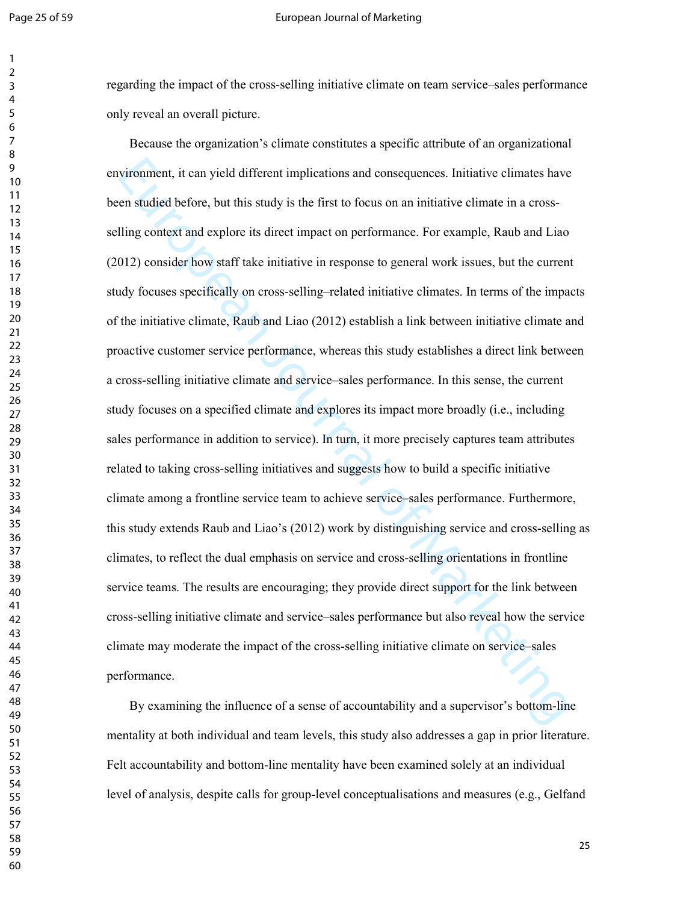regarding the impact of the cross-selling initiative climate on team service–sales performance only reveal an overall picture.

Because the organization's climate constitutes a specific attribute of an organizational environment, it can yield different implications and consequences. Initiative climates have been studied before, but this study is the first to focus on an initiative climate in a cross-selling context and explore its direct impact on performance. For example, Raub and Liao (2012) consider how staff take initiative in response to general work issues, but the current study focuses specifically on cross-selling–related initiative climates. In terms of the impacts of the initiative climate, Raub and Liao (2012) establish a link between initiative climate and proactive customer service performance, whereas this study establishes a direct link between a cross-selling initiative climate and service–sales performance. In this sense, the current study focuses on a specified climate and explores its impact more broadly (i.e., including sales performance in addition to service). In turn, it more precisely captures team attributes related to taking cross-selling initiatives and suggests how to build a specific initiative climate among a frontline service team to achieve service–sales performance. Furthermore, this study extends Raub and Liao's (2012) work by distinguishing service and cross-selling as climates, to reflect the dual emphasis on service and cross-selling orientations in frontline service teams. The results are encouraging; they provide direct support for the link between cross-selling initiative climate and service–sales performance but also reveal how the service climate may moderate the impact of the cross-selling initiative climate on service–sales performance.

By examining the influence of a sense of accountability and a supervisor's bottom-line mentality at both individual and team levels, this study also addresses a gap in prior literature. Felt accountability and bottom-line mentality have been examined solely at an individual level of analysis, despite calls for group-level conceptualisations and measures (e.g., Gelfand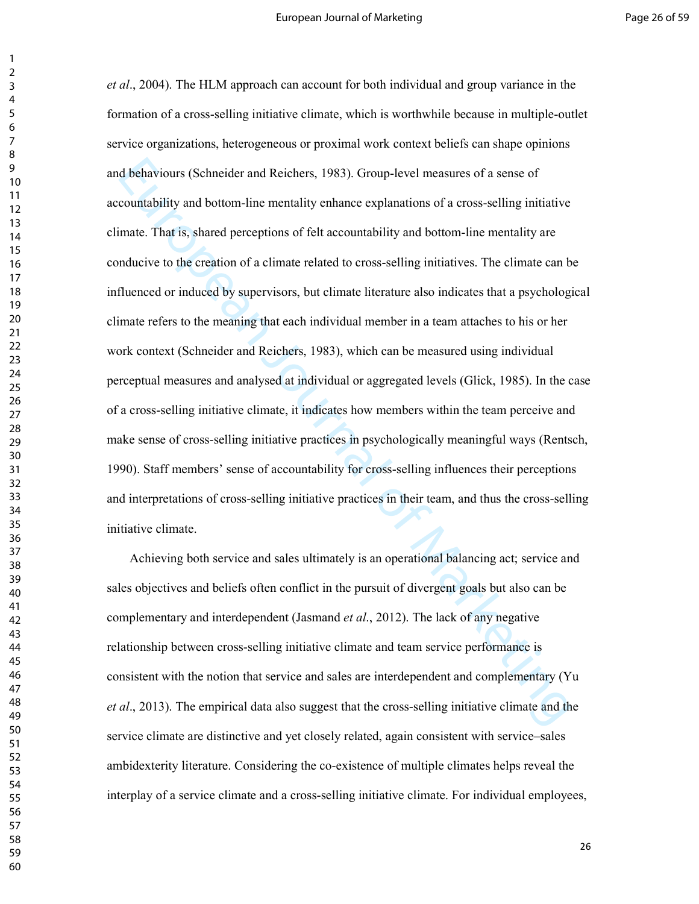*et al*., 2004). The HLM approach can account for both individual and group variance in the formation of a cross-selling initiative climate, which is worthwhile because in multiple-outlet service organizations, heterogeneous or proximal work context beliefs can shape opinions and behaviours (Schneider and Reichers, 1983). Group-level measures of a sense of accountability and bottom-line mentality enhance explanations of a cross-selling initiative climate. That is, shared perceptions of felt accountability and bottom-line mentality are conducive to the creation of a climate related to cross-selling initiatives. The climate can be influenced or induced by supervisors, but climate literature also indicates that a psychological climate refers to the meaning that each individual member in a team attaches to his or her work context (Schneider and Reichers, 1983), which can be measured using individual perceptual measures and analysed at individual or aggregated levels (Glick, 1985). In the case of a cross-selling initiative climate, it indicates how members within the team perceive and make sense of cross-selling initiative practices in psychologically meaningful ways (Rentsch, 1990). Staff members' sense of accountability for cross-selling influences their perceptions and interpretations of cross-selling initiative practices in their team, and thus the cross-selling initiative climate.

Achieving both service and sales ultimately is an operational balancing act; service and sales objectives and beliefs often conflict in the pursuit of divergent goals but also can be complementary and interdependent (Jasmand *et al*., 2012). The lack of any negative relationship between cross-selling initiative climate and team service performance is consistent with the notion that service and sales are interdependent and complementary (Yu *et al*., 2013). The empirical data also suggest that the cross-selling initiative climate and the service climate are distinctive and yet closely related, again consistent with service–sales ambidexterity literature. Considering the co-existence of multiple climates helps reveal the interplay of a service climate and a cross-selling initiative climate. For individual employees,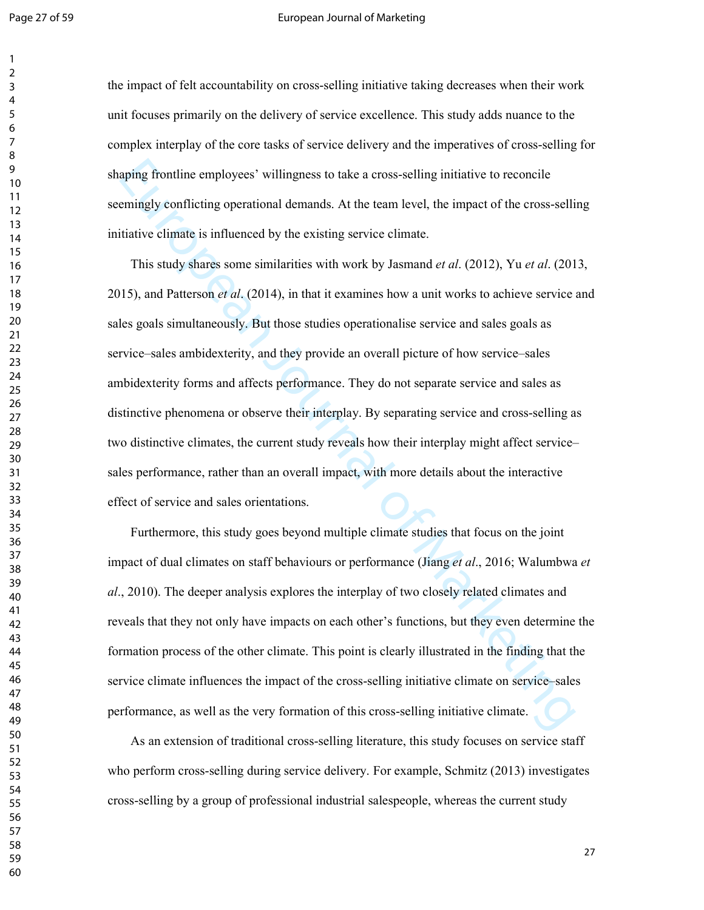the impact of felt accountability on cross-selling initiative taking decreases when their work unit focuses primarily on the delivery of service excellence. This study adds nuance to the complex interplay of the core tasks of service delivery and the imperatives of cross-selling for shaping frontline employees' willingness to take a cross-selling initiative to reconcile seemingly conflicting operational demands. At the team level, the impact of the cross-selling initiative climate is influenced by the existing service climate.

This study shares some similarities with work by Jasmand *et al*. (2012), Yu *et al*. (2013, 2015), and Patterson *et al*. (2014), in that it examines how a unit works to achieve service and sales goals simultaneously. But those studies operationalise service and sales goals as service–sales ambidexterity, and they provide an overall picture of how service–sales ambidexterity forms and affects performance. They do not separate service and sales as distinctive phenomena or observe their interplay. By separating service and cross-selling as two distinctive climates, the current study reveals how their interplay might affect service–sales performance, rather than an overall impact, with more details about the interactive effect of service and sales orientations.

Furthermore, this study goes beyond multiple climate studies that focus on the joint impact of dual climates on staff behaviours or performance (Jiang *et al*., 2016; Walumbwa *et al*., 2010). The deeper analysis explores the interplay of two closely related climates and reveals that they not only have impacts on each other's functions, but they even determine the formation process of the other climate. This point is clearly illustrated in the finding that the service climate influences the impact of the cross-selling initiative climate on service–sales performance, as well as the very formation of this cross-selling initiative climate.

As an extension of traditional cross-selling literature, this study focuses on service staff who perform cross-selling during service delivery. For example, Schmitz (2013) investigates cross-selling by a group of professional industrial salespeople, whereas the current study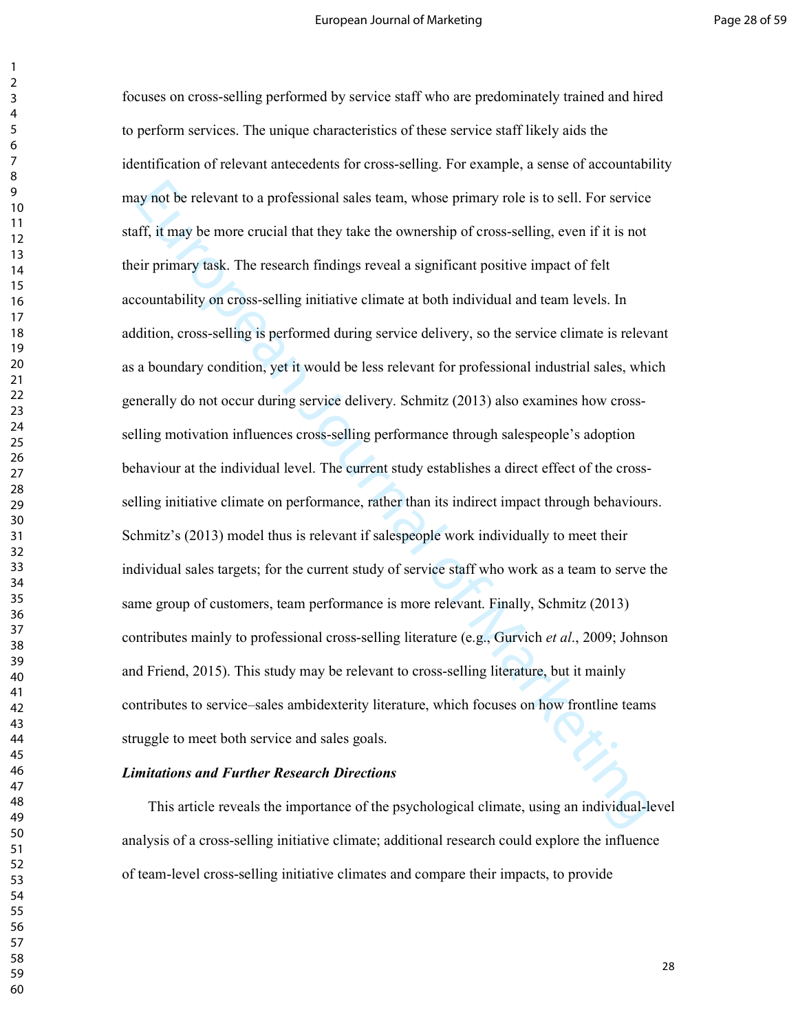focuses on cross-selling performed by service staff who are predominately trained and hired to perform services. The unique characteristics of these service staff likely aids the identification of relevant antecedents for cross-selling. For example, a sense of accountability may not be relevant to a professional sales team, whose primary role is to sell. For service staff, it may be more crucial that they take the ownership of cross-selling, even if it is not their primary task. The research findings reveal a significant positive impact of felt accountability on cross-selling initiative climate at both individual and team levels. In addition, cross-selling is performed during service delivery, so the service climate is relevant as a boundary condition, yet it would be less relevant for professional industrial sales, which generally do not occur during service delivery. Schmitz (2013) also examines how cross-selling motivation influences cross-selling performance through salespeople's adoption behaviour at the individual level. The current study establishes a direct effect of the cross-selling initiative climate on performance, rather than its indirect impact through behaviours. Schmitz's (2013) model thus is relevant if salespeople work individually to meet their individual sales targets; for the current study of service staff who work as a team to serve the same group of customers, team performance is more relevant. Finally, Schmitz (2013) contributes mainly to professional cross-selling literature (e.g., Gurvich *et al*., 2009; Johnson and Friend, 2015). This study may be relevant to cross-selling literature, but it mainly contributes to service–sales ambidexterity literature, which focuses on how frontline teams struggle to meet both service and sales goals.

### ***Limitations and Further Research Directions***

This article reveals the importance of the psychological climate, using an individual-level analysis of a cross-selling initiative climate; additional research could explore the influence of team-level cross-selling initiative climates and compare their impacts, to provide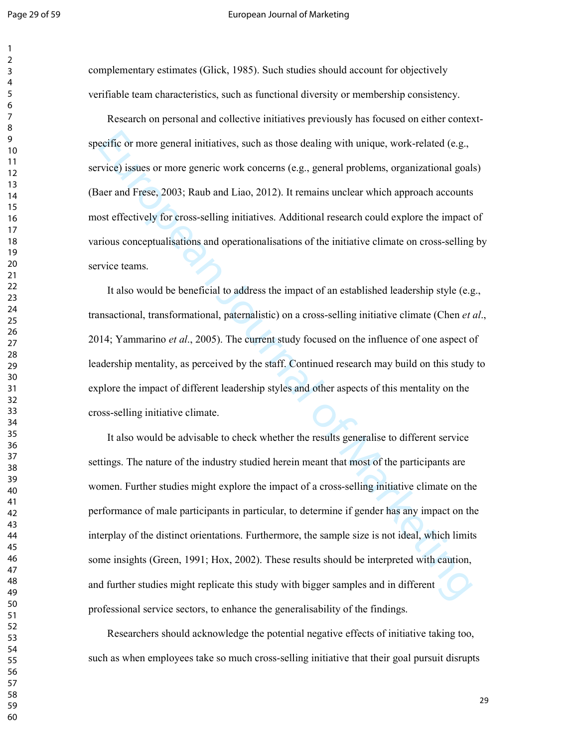complementary estimates (Glick, 1985). Such studies should account for objectively verifiable team characteristics, such as functional diversity or membership consistency.

Research on personal and collective initiatives previously has focused on either context-specific or more general initiatives, such as those dealing with unique, work-related (e.g., service) issues or more generic work concerns (e.g., general problems, organizational goals) (Baer and Frese, 2003; Raub and Liao, 2012). It remains unclear which approach accounts most effectively for cross-selling initiatives. Additional research could explore the impact of various conceptualisations and operationalisations of the initiative climate on cross-selling by service teams.

It also would be beneficial to address the impact of an established leadership style (e.g., transactional, transformational, paternalistic) on a cross-selling initiative climate (Chen *et al*., 2014; Yammarino *et al*., 2005). The current study focused on the influence of one aspect of leadership mentality, as perceived by the staff. Continued research may build on this study to explore the impact of different leadership styles and other aspects of this mentality on the cross-selling initiative climate.

It also would be advisable to check whether the results generalise to different service settings. The nature of the industry studied herein meant that most of the participants are women. Further studies might explore the impact of a cross-selling initiative climate on the performance of male participants in particular, to determine if gender has any impact on the interplay of the distinct orientations. Furthermore, the sample size is not ideal, which limits some insights (Green, 1991; Hox, 2002). These results should be interpreted with caution, and further studies might replicate this study with bigger samples and in different professional service sectors, to enhance the generalisability of the findings.

Researchers should acknowledge the potential negative effects of initiative taking too, such as when employees take so much cross-selling initiative that their goal pursuit disrupts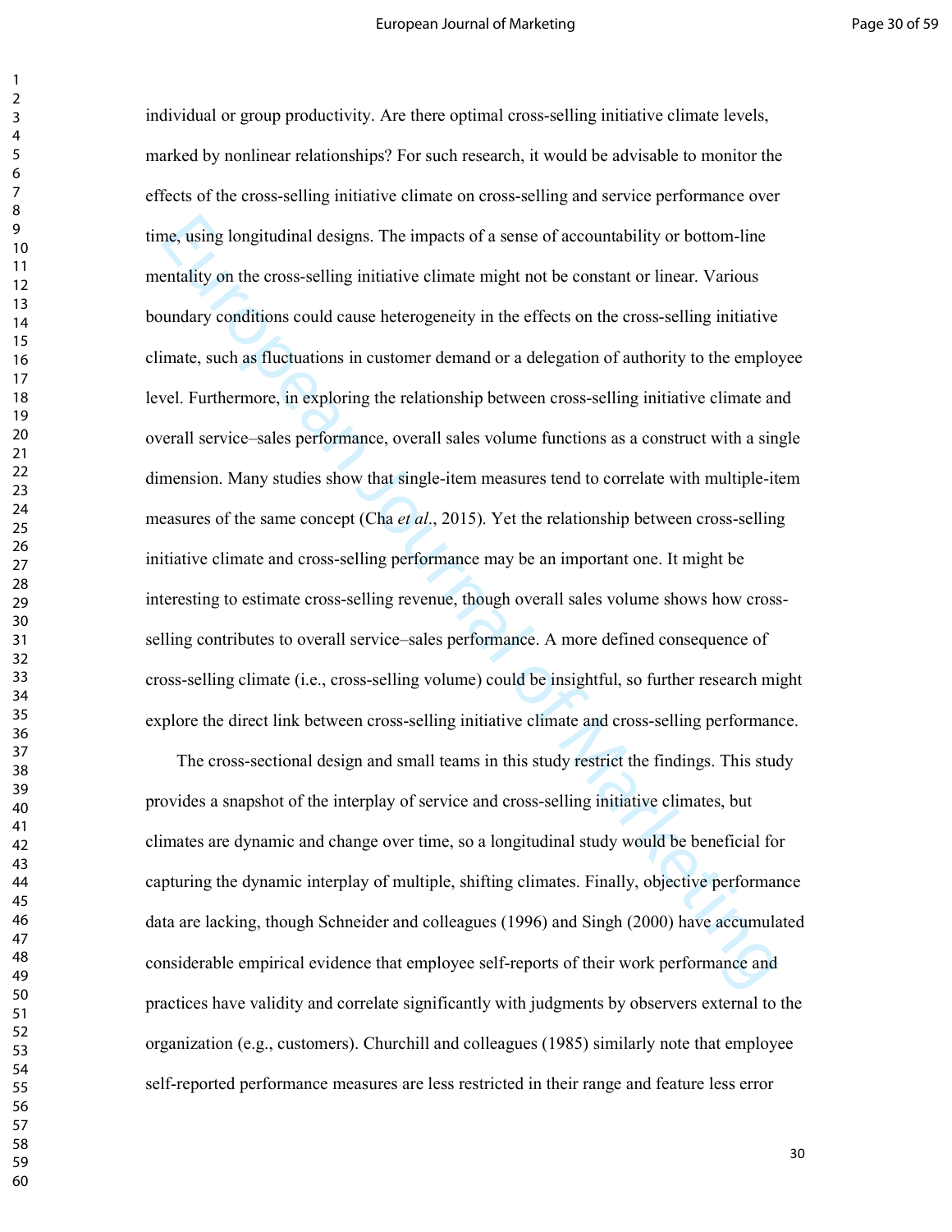individual or group productivity. Are there optimal cross-selling initiative climate levels, marked by nonlinear relationships? For such research, it would be advisable to monitor the effects of the cross-selling initiative climate on cross-selling and service performance over time, using longitudinal designs. The impacts of a sense of accountability or bottom-line mentality on the cross-selling initiative climate might not be constant or linear. Various boundary conditions could cause heterogeneity in the effects on the cross-selling initiative climate, such as fluctuations in customer demand or a delegation of authority to the employee level. Furthermore, in exploring the relationship between cross-selling initiative climate and overall service–sales performance, overall sales volume functions as a construct with a single dimension. Many studies show that single-item measures tend to correlate with multiple-item measures of the same concept (Cha *et al*., 2015). Yet the relationship between cross-selling initiative climate and cross-selling performance may be an important one. It might be interesting to estimate cross-selling revenue, though overall sales volume shows how cross-selling contributes to overall service–sales performance. A more defined consequence of cross-selling climate (i.e., cross-selling volume) could be insightful, so further research might explore the direct link between cross-selling initiative climate and cross-selling performance.

The cross-sectional design and small teams in this study restrict the findings. This study provides a snapshot of the interplay of service and cross-selling initiative climates, but climates are dynamic and change over time, so a longitudinal study would be beneficial for capturing the dynamic interplay of multiple, shifting climates. Finally, objective performance data are lacking, though Schneider and colleagues (1996) and Singh (2000) have accumulated considerable empirical evidence that employee self-reports of their work performance and practices have validity and correlate significantly with judgments by observers external to the organization (e.g., customers). Churchill and colleagues (1985) similarly note that employee self-reported performance measures are less restricted in their range and feature less error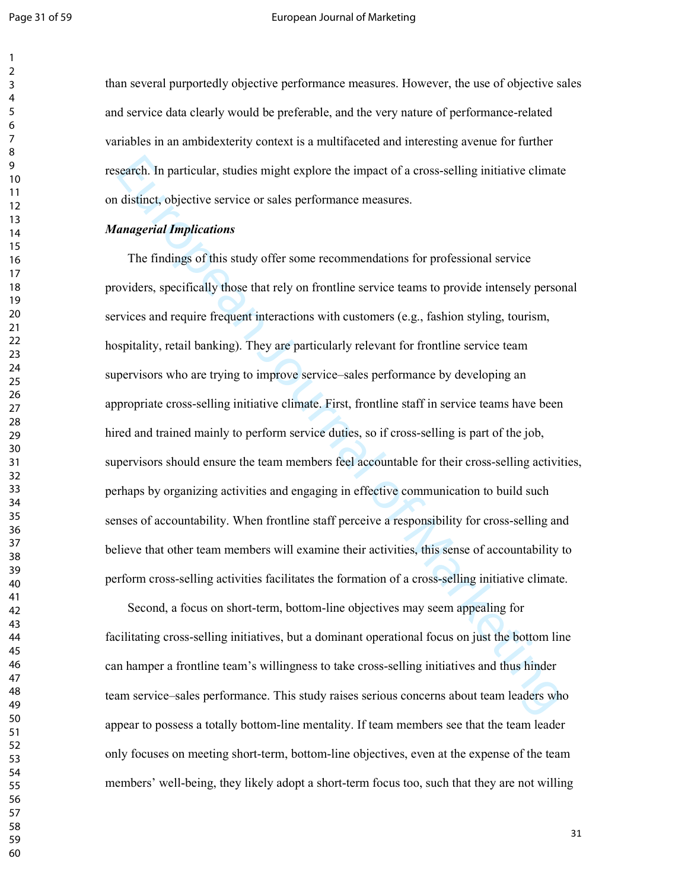than several purportedly objective performance measures. However, the use of objective sales and service data clearly would be preferable, and the very nature of performance-related variables in an ambidexterity context is a multifaceted and interesting avenue for further research. In particular, studies might explore the impact of a cross-selling initiative climate on distinct, objective service or sales performance measures.

***Managerial Implications***

The findings of this study offer some recommendations for professional service providers, specifically those that rely on frontline service teams to provide intensely personal services and require frequent interactions with customers (e.g., fashion styling, tourism, hospitality, retail banking). They are particularly relevant for frontline service team supervisors who are trying to improve service–sales performance by developing an appropriate cross-selling initiative climate. First, frontline staff in service teams have been hired and trained mainly to perform service duties, so if cross-selling is part of the job, supervisors should ensure the team members feel accountable for their cross-selling activities, perhaps by organizing activities and engaging in effective communication to build such senses of accountability. When frontline staff perceive a responsibility for cross-selling and believe that other team members will examine their activities, this sense of accountability to perform cross-selling activities facilitates the formation of a cross-selling initiative climate.

Second, a focus on short-term, bottom-line objectives may seem appealing for facilitating cross-selling initiatives, but a dominant operational focus on just the bottom line can hamper a frontline team's willingness to take cross-selling initiatives and thus hinder team service–sales performance. This study raises serious concerns about team leaders who appear to possess a totally bottom-line mentality. If team members see that the team leader only focuses on meeting short-term, bottom-line objectives, even at the expense of the team members' well-being, they likely adopt a short-term focus too, such that they are not willing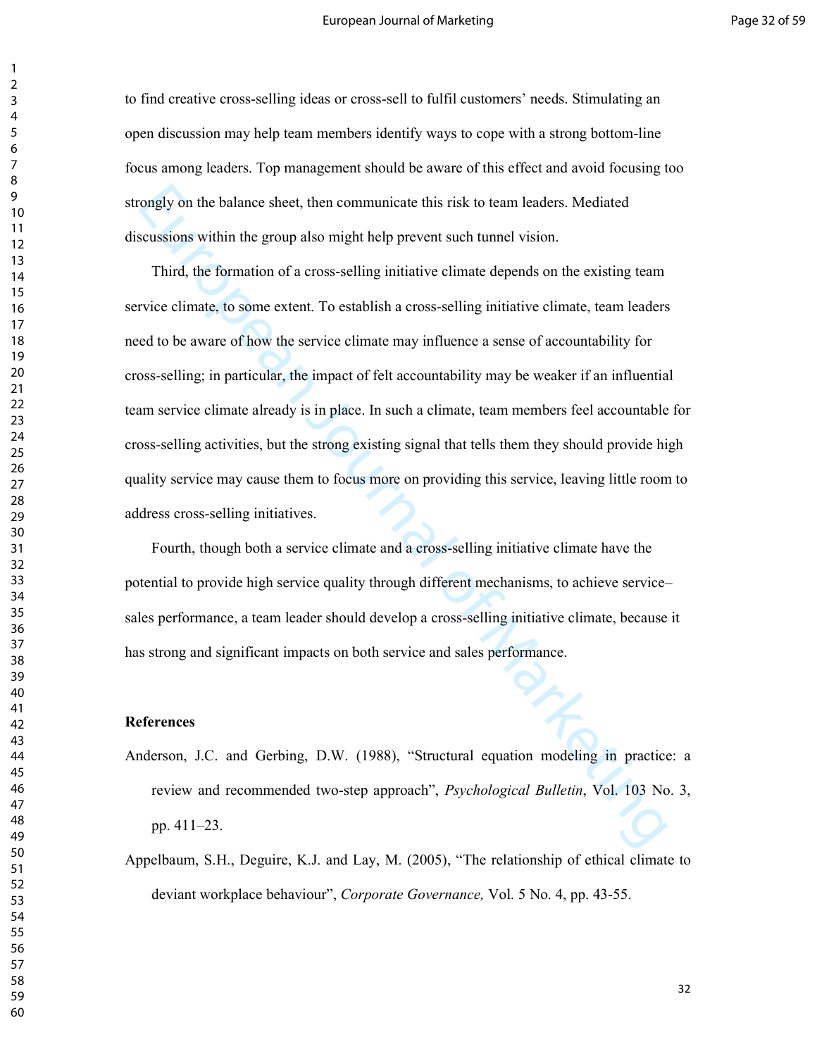to find creative cross-selling ideas or cross-sell to fulfil customers' needs. Stimulating an open discussion may help team members identify ways to cope with a strong bottom-line focus among leaders. Top management should be aware of this effect and avoid focusing too strongly on the balance sheet, then communicate this risk to team leaders. Mediated discussions within the group also might help prevent such tunnel vision.

Third, the formation of a cross-selling initiative climate depends on the existing team service climate, to some extent. To establish a cross-selling initiative climate, team leaders need to be aware of how the service climate may influence a sense of accountability for cross-selling; in particular, the impact of felt accountability may be weaker if an influential team service climate already is in place. In such a climate, team members feel accountable for cross-selling activities, but the strong existing signal that tells them they should provide high quality service may cause them to focus more on providing this service, leaving little room to address cross-selling initiatives.

Fourth, though both a service climate and a cross-selling initiative climate have the potential to provide high service quality through different mechanisms, to achieve service–sales performance, a team leader should develop a cross-selling initiative climate, because it has strong and significant impacts on both service and sales performance.

**References**

Anderson, J.C. and Gerbing, D.W. (1988), "Structural equation modeling in practice: a review and recommended two-step approach", *Psychological Bulletin*, Vol. 103 No. 3, pp. 411–23.

Appelbaum, S.H., Deguire, K.J. and Lay, M. (2005), "The relationship of ethical climate to deviant workplace behaviour", *Corporate Governance,* Vol. 5 No. 4, pp. 43-55.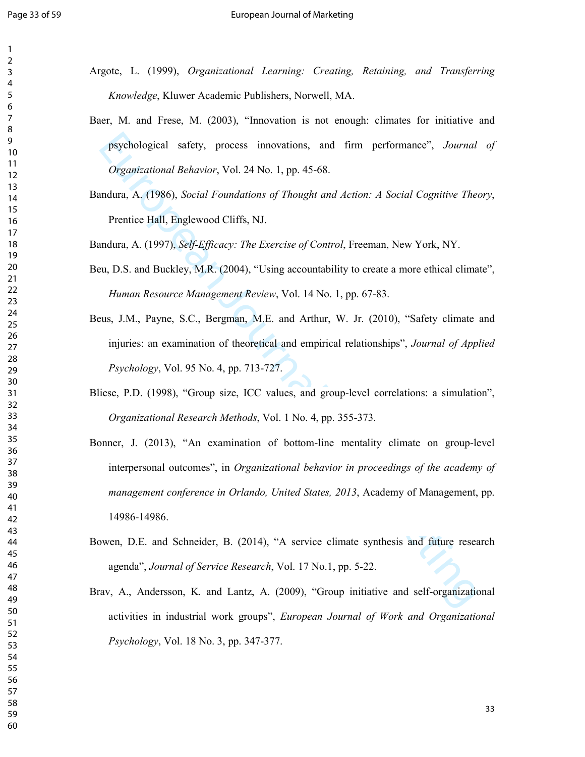Argote, L. (1999), *Organizational Learning: Creating, Retaining, and Transferring Knowledge*, Kluwer Academic Publishers, Norwell, MA.

Baer, M. and Frese, M. (2003), "Innovation is not enough: climates for initiative and psychological safety, process innovations, and firm performance", *Journal of Organizational Behavior*, Vol. 24 No. 1, pp. 45-68.

Bandura, A. (1986), *Social Foundations of Thought and Action: A Social Cognitive Theory*, Prentice Hall, Englewood Cliffs, NJ.

Bandura, A. (1997), *Self-Efficacy: The Exercise of Control*, Freeman, New York, NY.

Beu, D.S. and Buckley, M.R. (2004), "Using accountability to create a more ethical climate", *Human Resource Management Review*, Vol. 14 No. 1, pp. 67-83.

Beus, J.M., Payne, S.C., Bergman, M.E. and Arthur, W. Jr. (2010), "Safety climate and injuries: an examination of theoretical and empirical relationships", *Journal of Applied Psychology*, Vol. 95 No. 4, pp. 713-727.

Bliese, P.D. (1998), "Group size, ICC values, and group-level correlations: a simulation", *Organizational Research Methods*, Vol. 1 No. 4, pp. 355-373.

Bonner, J. (2013), "An examination of bottom-line mentality climate on group-level interpersonal outcomes", in *Organizational behavior in proceedings of the academy of management conference in Orlando, United States, 2013*, Academy of Management, pp. 14986-14986.

Bowen, D.E. and Schneider, B. (2014), "A service climate synthesis and future research agenda", *Journal of Service Research*, Vol. 17 No.1, pp. 5-22.

Brav, A., Andersson, K. and Lantz, A. (2009), "Group initiative and self-organizational activities in industrial work groups", *European Journal of Work and Organizational Psychology*, Vol. 18 No. 3, pp. 347-377.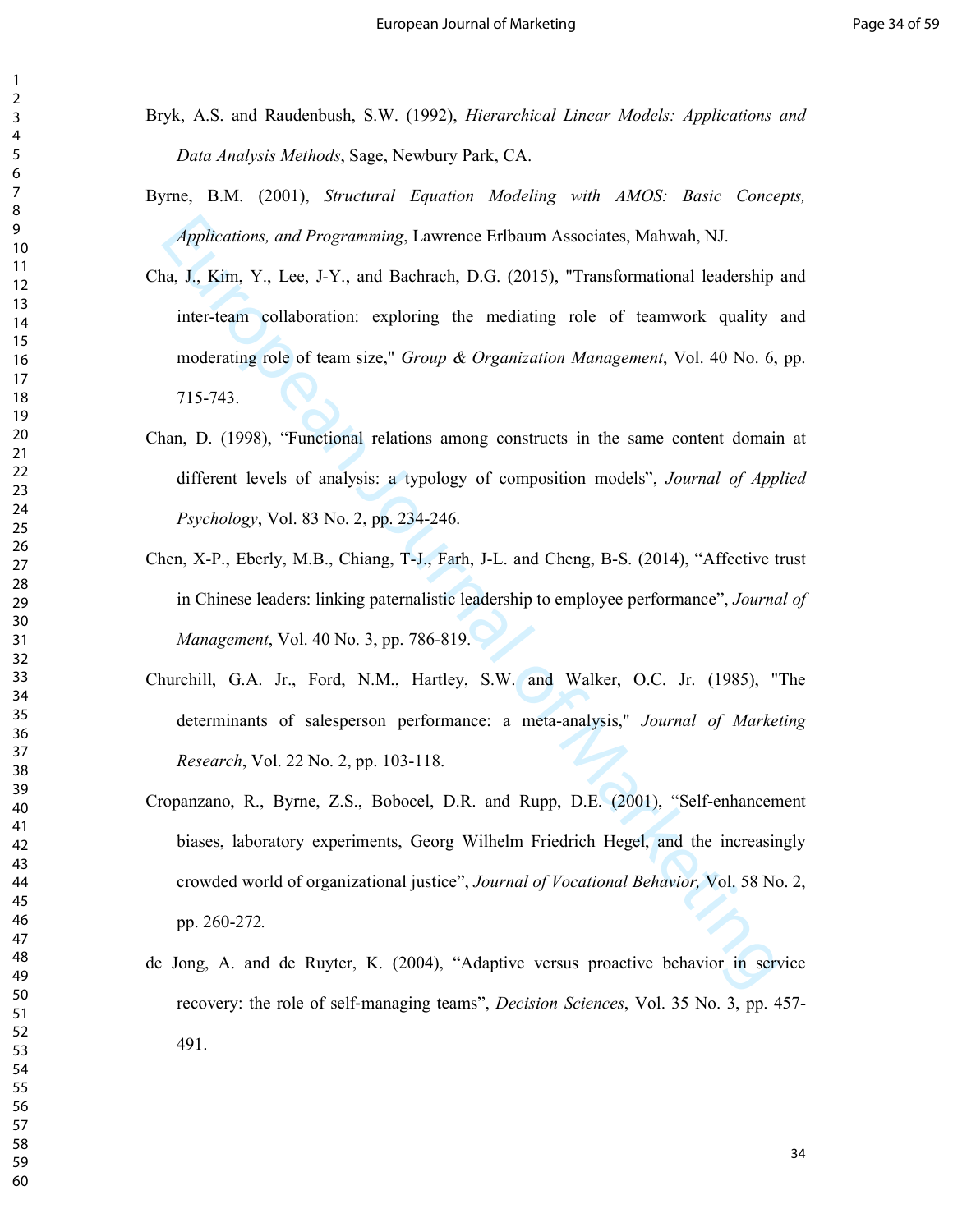Bryk, A.S. and Raudenbush, S.W. (1992), *Hierarchical Linear Models: Applications and Data Analysis Methods*, Sage, Newbury Park, CA.

Byrne, B.M. (2001), *Structural Equation Modeling with AMOS: Basic Concepts, Applications, and Programming*, Lawrence Erlbaum Associates, Mahwah, NJ.

Cha, J., Kim, Y., Lee, J-Y., and Bachrach, D.G. (2015), "Transformational leadership and inter-team collaboration: exploring the mediating role of teamwork quality and moderating role of team size," *Group & Organization Management*, Vol. 40 No. 6, pp. 715-743.

Chan, D. (1998), "Functional relations among constructs in the same content domain at different levels of analysis: a typology of composition models", *Journal of Applied Psychology*, Vol. 83 No. 2, pp. 234-246.

Chen, X-P., Eberly, M.B., Chiang, T-J., Farh, J-L. and Cheng, B-S. (2014), "Affective trust in Chinese leaders: linking paternalistic leadership to employee performance", *Journal of Management*, Vol. 40 No. 3, pp. 786-819.

Churchill, G.A. Jr., Ford, N.M., Hartley, S.W. and Walker, O.C. Jr. (1985), "The determinants of salesperson performance: a meta-analysis," *Journal of Marketing Research*, Vol. 22 No. 2, pp. 103-118.

Cropanzano, R., Byrne, Z.S., Bobocel, D.R. and Rupp, D.E. (2001), "Self-enhancement biases, laboratory experiments, Georg Wilhelm Friedrich Hegel, and the increasingly crowded world of organizational justice", *Journal of Vocational Behavior,* Vol. 58 No. 2, pp. 260-272*.*

de Jong, A. and de Ruyter, K. (2004), "Adaptive versus proactive behavior in service recovery: the role of self-managing teams", *Decision Sciences*, Vol. 35 No. 3, pp. 457-491.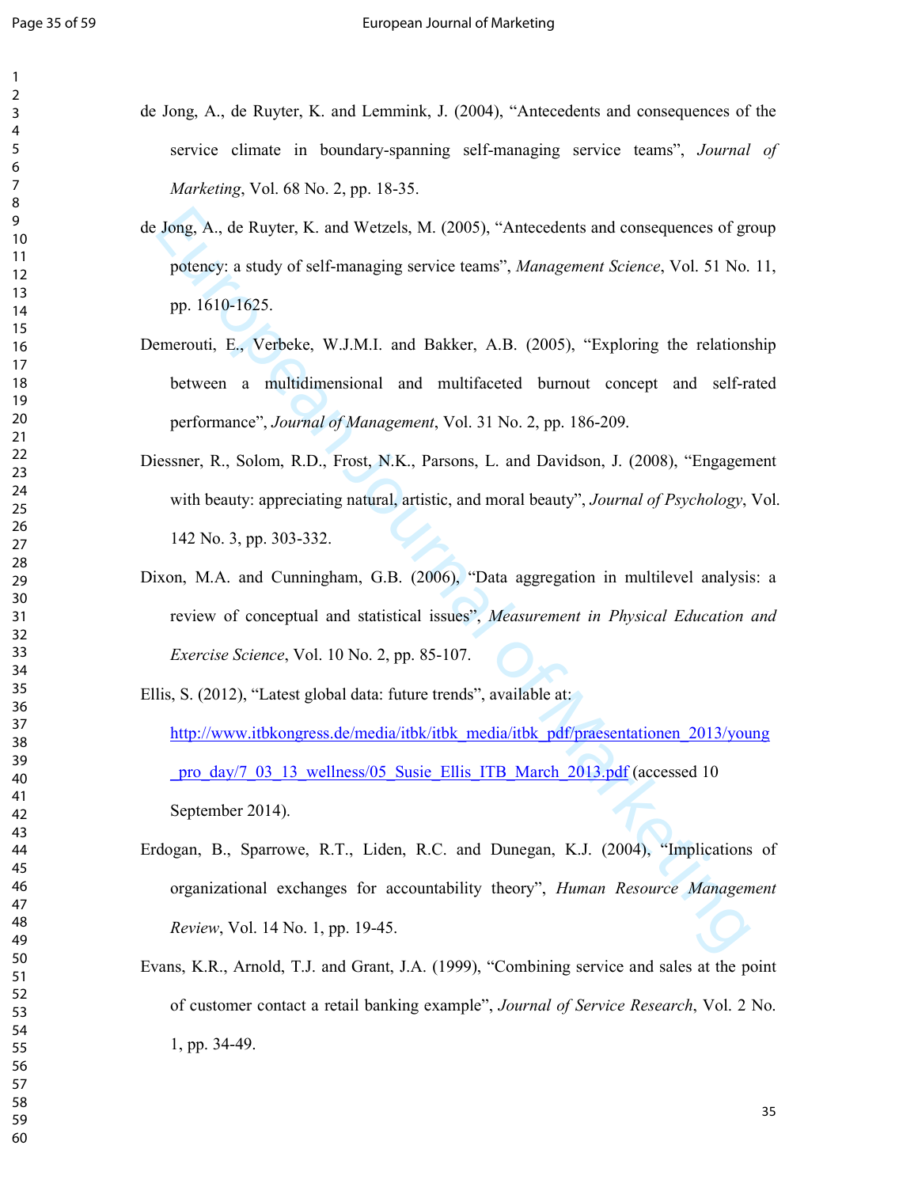de Jong, A., de Ruyter, K. and Lemmink, J. (2004), "Antecedents and consequences of the service climate in boundary-spanning self-managing service teams", *Journal of Marketing*, Vol. 68 No. 2, pp. 18-35.

de Jong, A., de Ruyter, K. and Wetzels, M. (2005), "Antecedents and consequences of group potency: a study of self-managing service teams", *Management Science*, Vol. 51 No. 11, pp. 1610-1625.

Demerouti, E., Verbeke, W.J.M.I. and Bakker, A.B. (2005), "Exploring the relationship between a multidimensional and multifaceted burnout concept and self-rated performance", *Journal of Management*, Vol. 31 No. 2, pp. 186-209.

Diessner, R., Solom, R.D., Frost, N.K., Parsons, L. and Davidson, J. (2008), "Engagement with beauty: appreciating natural, artistic, and moral beauty", *Journal of Psychology*, Vol. 142 No. 3, pp. 303-332.

Dixon, M.A. and Cunningham, G.B. (2006), "Data aggregation in multilevel analysis: a review of conceptual and statistical issues", *Measurement in Physical Education and Exercise Science*, Vol. 10 No. 2, pp. 85-107.

Ellis, S. (2012), "Latest global data: future trends", available at: http://www.itbkongress.de/media/itbk/itbk_media/itbk_pdf/praesentationen_2013/young_pro_day/7_03_13_wellness/05_Susie_Ellis_ITB_March_2013.pdf (accessed 10 September 2014).

Erdogan, B., Sparrowe, R.T., Liden, R.C. and Dunegan, K.J. (2004), "Implications of organizational exchanges for accountability theory", *Human Resource Management Review*, Vol. 14 No. 1, pp. 19-45.

Evans, K.R., Arnold, T.J. and Grant, J.A. (1999), "Combining service and sales at the point of customer contact a retail banking example", *Journal of Service Research*, Vol. 2 No. 1, pp. 34-49.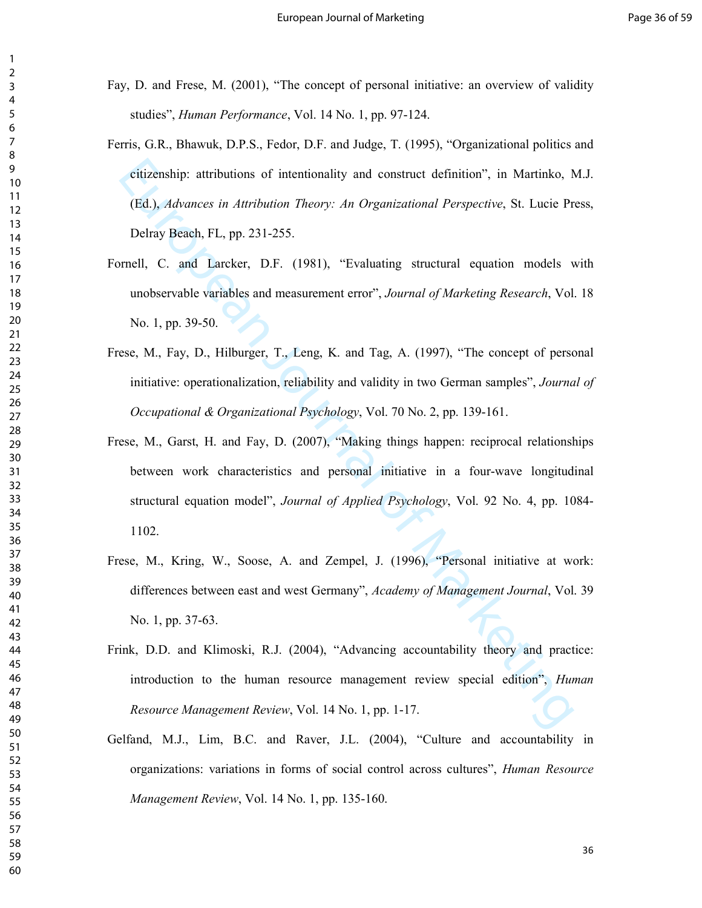Fay, D. and Frese, M. (2001), "The concept of personal initiative: an overview of validity studies", *Human Performance*, Vol. 14 No. 1, pp. 97-124.

Ferris, G.R., Bhawuk, D.P.S., Fedor, D.F. and Judge, T. (1995), "Organizational politics and citizenship: attributions of intentionality and construct definition", in Martinko, M.J. (Ed.), *Advances in Attribution Theory: An Organizational Perspective*, St. Lucie Press, Delray Beach, FL, pp. 231-255.

Fornell, C. and Larcker, D.F. (1981), "Evaluating structural equation models with unobservable variables and measurement error", *Journal of Marketing Research*, Vol. 18 No. 1, pp. 39-50.

Frese, M., Fay, D., Hilburger, T., Leng, K. and Tag, A. (1997), "The concept of personal initiative: operationalization, reliability and validity in two German samples", *Journal of Occupational & Organizational Psychology*, Vol. 70 No. 2, pp. 139-161.

Frese, M., Garst, H. and Fay, D. (2007), "Making things happen: reciprocal relationships between work characteristics and personal initiative in a four-wave longitudinal structural equation model", *Journal of Applied Psychology*, Vol. 92 No. 4, pp. 1084-1102.

Frese, M., Kring, W., Soose, A. and Zempel, J. (1996), "Personal initiative at work: differences between east and west Germany", *Academy of Management Journal*, Vol. 39 No. 1, pp. 37-63.

Frink, D.D. and Klimoski, R.J. (2004), "Advancing accountability theory and practice: introduction to the human resource management review special edition", *Human Resource Management Review*, Vol. 14 No. 1, pp. 1-17.

Gelfand, M.J., Lim, B.C. and Raver, J.L. (2004), "Culture and accountability in organizations: variations in forms of social control across cultures", *Human Resource Management Review*, Vol. 14 No. 1, pp. 135-160.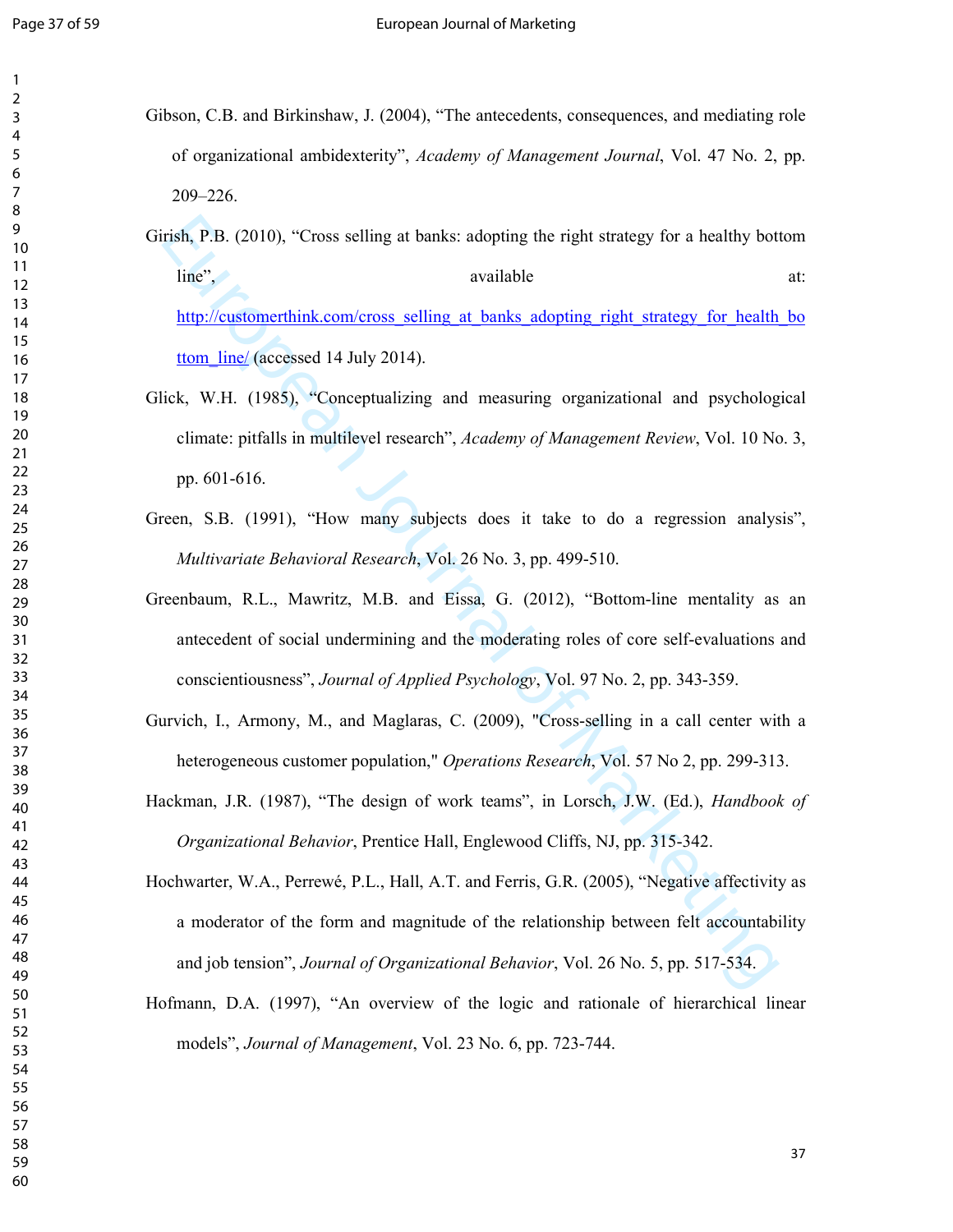Gibson, C.B. and Birkinshaw, J. (2004), “The antecedents, consequences, and mediating role of organizational ambidexterity”, *Academy of Management Journal*, Vol. 47 No. 2, pp. 209–226.

Girish, P.B. (2010), “Cross selling at banks: adopting the right strategy for a healthy bottom line”, available at: http://customerthink.com/cross_selling_at_banks_adopting_right_strategy_for_health_bottom_line/ (accessed 14 July 2014).

Glick, W.H. (1985), “Conceptualizing and measuring organizational and psychological climate: pitfalls in multilevel research”, *Academy of Management Review*, Vol. 10 No. 3, pp. 601-616.

Green, S.B. (1991), “How many subjects does it take to do a regression analysis”, *Multivariate Behavioral Research*, Vol. 26 No. 3, pp. 499-510.

Greenbaum, R.L., Mawritz, M.B. and Eissa, G. (2012), “Bottom-line mentality as an antecedent of social undermining and the moderating roles of core self-evaluations and conscientiousness”, *Journal of Applied Psychology*, Vol. 97 No. 2, pp. 343-359.

Gurvich, I., Armony, M., and Maglaras, C. (2009), "Cross-selling in a call center with a heterogeneous customer population," *Operations Research*, Vol. 57 No 2, pp. 299-313.

Hackman, J.R. (1987), “The design of work teams”, in Lorsch, J.W. (Ed.), *Handbook of Organizational Behavior*, Prentice Hall, Englewood Cliffs, NJ, pp. 315-342.

Hochwarter, W.A., Perrewé, P.L., Hall, A.T. and Ferris, G.R. (2005), “Negative affectivity as a moderator of the form and magnitude of the relationship between felt accountability and job tension”, *Journal of Organizational Behavior*, Vol. 26 No. 5, pp. 517-534.

Hofmann, D.A. (1997), “An overview of the logic and rationale of hierarchical linear models”, *Journal of Management*, Vol. 23 No. 6, pp. 723-744.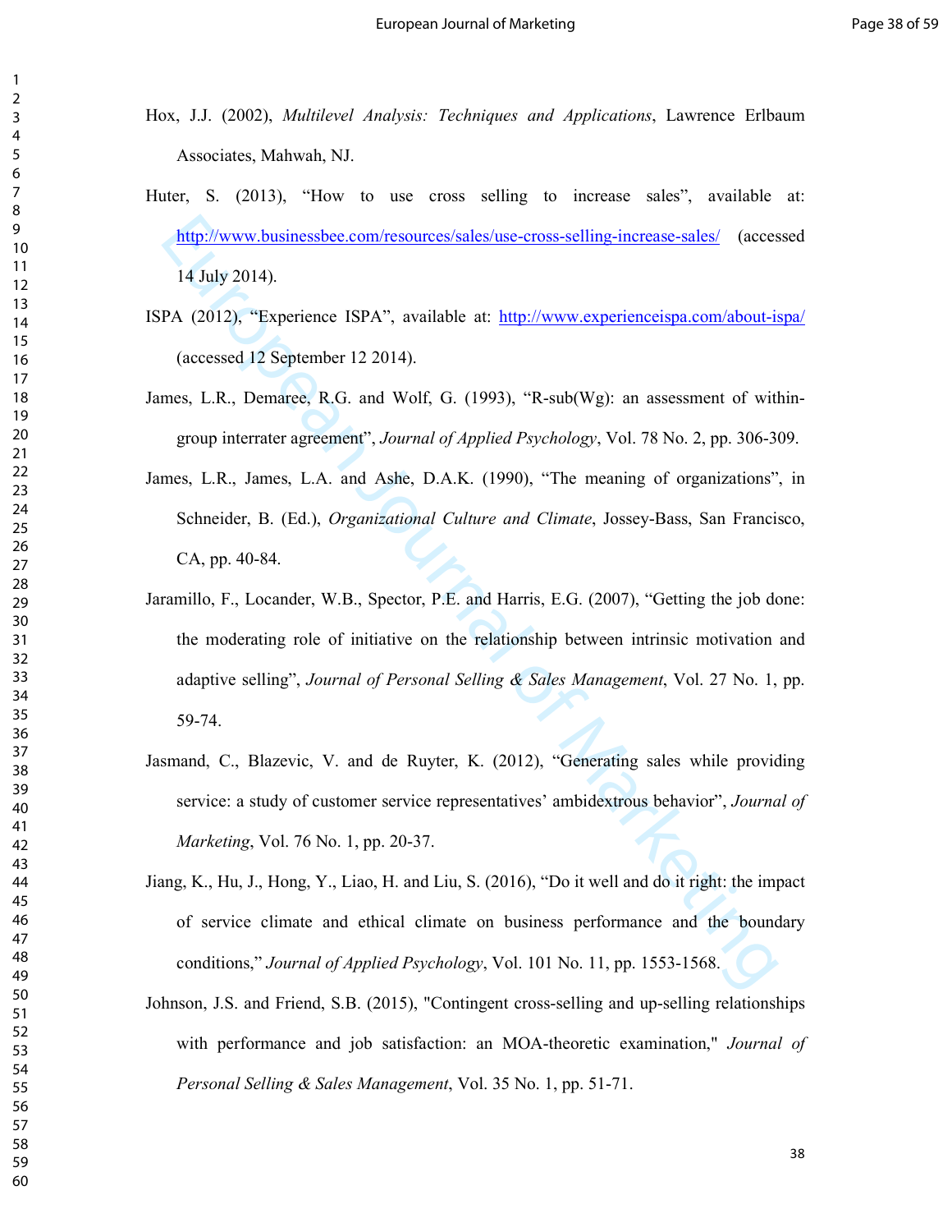Hox, J.J. (2002), *Multilevel Analysis: Techniques and Applications*, Lawrence Erlbaum Associates, Mahwah, NJ.

Huter, S. (2013), "How to use cross selling to increase sales", available at: http://www.businessbee.com/resources/sales/use-cross-selling-increase-sales/ (accessed 14 July 2014).

ISPA (2012), "Experience ISPA", available at: http://www.experienceispa.com/about-ispa/ (accessed 12 September 12 2014).

James, L.R., Demaree, R.G. and Wolf, G. (1993), "R-sub(Wg): an assessment of within-group interrater agreement", *Journal of Applied Psychology*, Vol. 78 No. 2, pp. 306-309.

James, L.R., James, L.A. and Ashe, D.A.K. (1990), "The meaning of organizations", in Schneider, B. (Ed.), *Organizational Culture and Climate*, Jossey-Bass, San Francisco, CA, pp. 40-84.

Jaramillo, F., Locander, W.B., Spector, P.E. and Harris, E.G. (2007), "Getting the job done: the moderating role of initiative on the relationship between intrinsic motivation and adaptive selling", *Journal of Personal Selling & Sales Management*, Vol. 27 No. 1, pp. 59-74.

Jasmand, C., Blazevic, V. and de Ruyter, K. (2012), "Generating sales while providing service: a study of customer service representatives' ambidextrous behavior", *Journal of Marketing*, Vol. 76 No. 1, pp. 20-37.

Jiang, K., Hu, J., Hong, Y., Liao, H. and Liu, S. (2016), "Do it well and do it right: the impact of service climate and ethical climate on business performance and the boundary conditions," *Journal of Applied Psychology*, Vol. 101 No. 11, pp. 1553-1568.

Johnson, J.S. and Friend, S.B. (2015), "Contingent cross-selling and up-selling relationships with performance and job satisfaction: an MOA-theoretic examination," *Journal of Personal Selling & Sales Management*, Vol. 35 No. 1, pp. 51-71.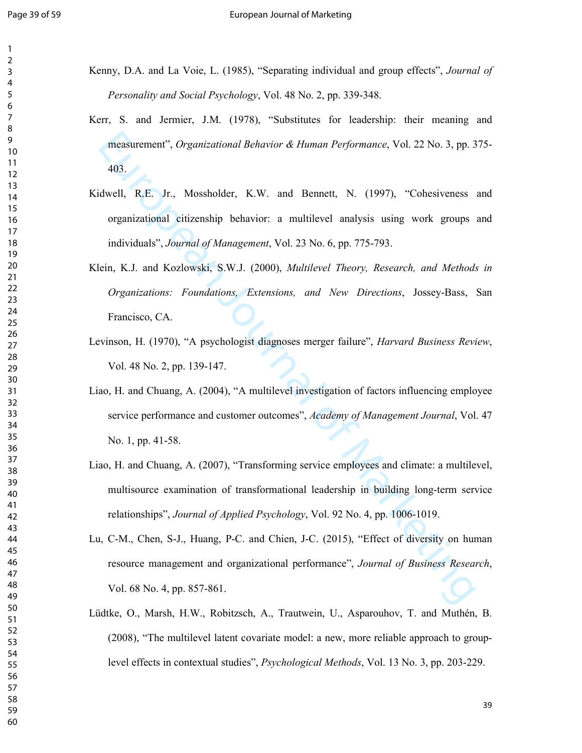Kenny, D.A. and La Voie, L. (1985), “Separating individual and group effects”, *Journal of Personality and Social Psychology*, Vol. 48 No. 2, pp. 339-348.

Kerr, S. and Jermier, J.M. (1978), “Substitutes for leadership: their meaning and measurement”, *Organizational Behavior & Human Performance*, Vol. 22 No. 3, pp. 375-403.

Kidwell, R.E. Jr., Mossholder, K.W. and Bennett, N. (1997), “Cohesiveness and organizational citizenship behavior: a multilevel analysis using work groups and individuals”, *Journal of Management*, Vol. 23 No. 6, pp. 775-793.

Klein, K.J. and Kozlowski, S.W.J. (2000), *Multilevel Theory, Research, and Methods in Organizations: Foundations, Extensions, and New Directions*, Jossey-Bass, San Francisco, CA.

Levinson, H. (1970), “A psychologist diagnoses merger failure”, *Harvard Business Review*, Vol. 48 No. 2, pp. 139-147.

Liao, H. and Chuang, A. (2004), “A multilevel investigation of factors influencing employee service performance and customer outcomes”, *Academy of Management Journal*, Vol. 47 No. 1, pp. 41-58.

Liao, H. and Chuang, A. (2007), “Transforming service employees and climate: a multilevel, multisource examination of transformational leadership in building long-term service relationships”, *Journal of Applied Psychology*, Vol. 92 No. 4, pp. 1006-1019.

Lu, C-M., Chen, S-J., Huang, P-C. and Chien, J-C. (2015), “Effect of diversity on human resource management and organizational performance”, *Journal of Business Research*, Vol. 68 No. 4, pp. 857-861.

Lüdtke, O., Marsh, H.W., Robitzsch, A., Trautwein, U., Asparouhov, T. and Muthén, B. (2008), “The multilevel latent covariate model: a new, more reliable approach to group-level effects in contextual studies”, *Psychological Methods*, Vol. 13 No. 3, pp. 203-229.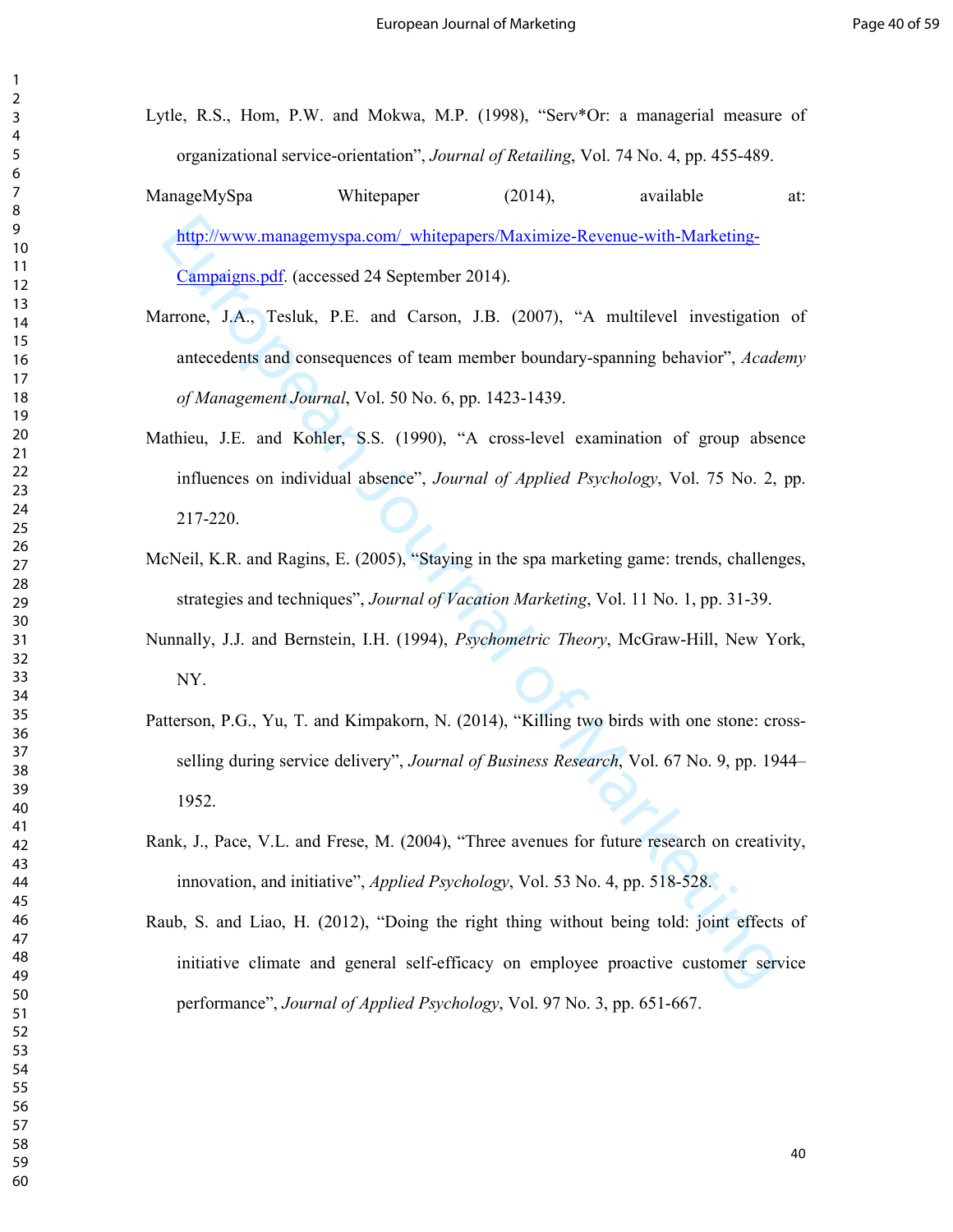Lytle, R.S., Hom, P.W. and Mokwa, M.P. (1998), "Serv*Or: a managerial measure of organizational service-orientation", *Journal of Retailing*, Vol. 74 No. 4, pp. 455-489.

ManageMySpa Whitepaper (2014), available at: http://www.managemyspa.com/_whitepapers/Maximize-Revenue-with-Marketing-Campaigns.pdf. (accessed 24 September 2014).

Marrone, J.A., Tesluk, P.E. and Carson, J.B. (2007), "A multilevel investigation of antecedents and consequences of team member boundary-spanning behavior", *Academy of Management Journal*, Vol. 50 No. 6, pp. 1423-1439.

Mathieu, J.E. and Kohler, S.S. (1990), "A cross-level examination of group absence influences on individual absence", *Journal of Applied Psychology*, Vol. 75 No. 2, pp. 217-220.

McNeil, K.R. and Ragins, E. (2005), "Staying in the spa marketing game: trends, challenges, strategies and techniques", *Journal of Vacation Marketing*, Vol. 11 No. 1, pp. 31-39.

Nunnally, J.J. and Bernstein, I.H. (1994), *Psychometric Theory*, McGraw-Hill, New York, NY.

Patterson, P.G., Yu, T. and Kimpakorn, N. (2014), "Killing two birds with one stone: cross-selling during service delivery", *Journal of Business Research*, Vol. 67 No. 9, pp. 1944–1952.

Rank, J., Pace, V.L. and Frese, M. (2004), "Three avenues for future research on creativity, innovation, and initiative", *Applied Psychology*, Vol. 53 No. 4, pp. 518-528.

Raub, S. and Liao, H. (2012), "Doing the right thing without being told: joint effects of initiative climate and general self-efficacy on employee proactive customer service performance", *Journal of Applied Psychology*, Vol. 97 No. 3, pp. 651-667.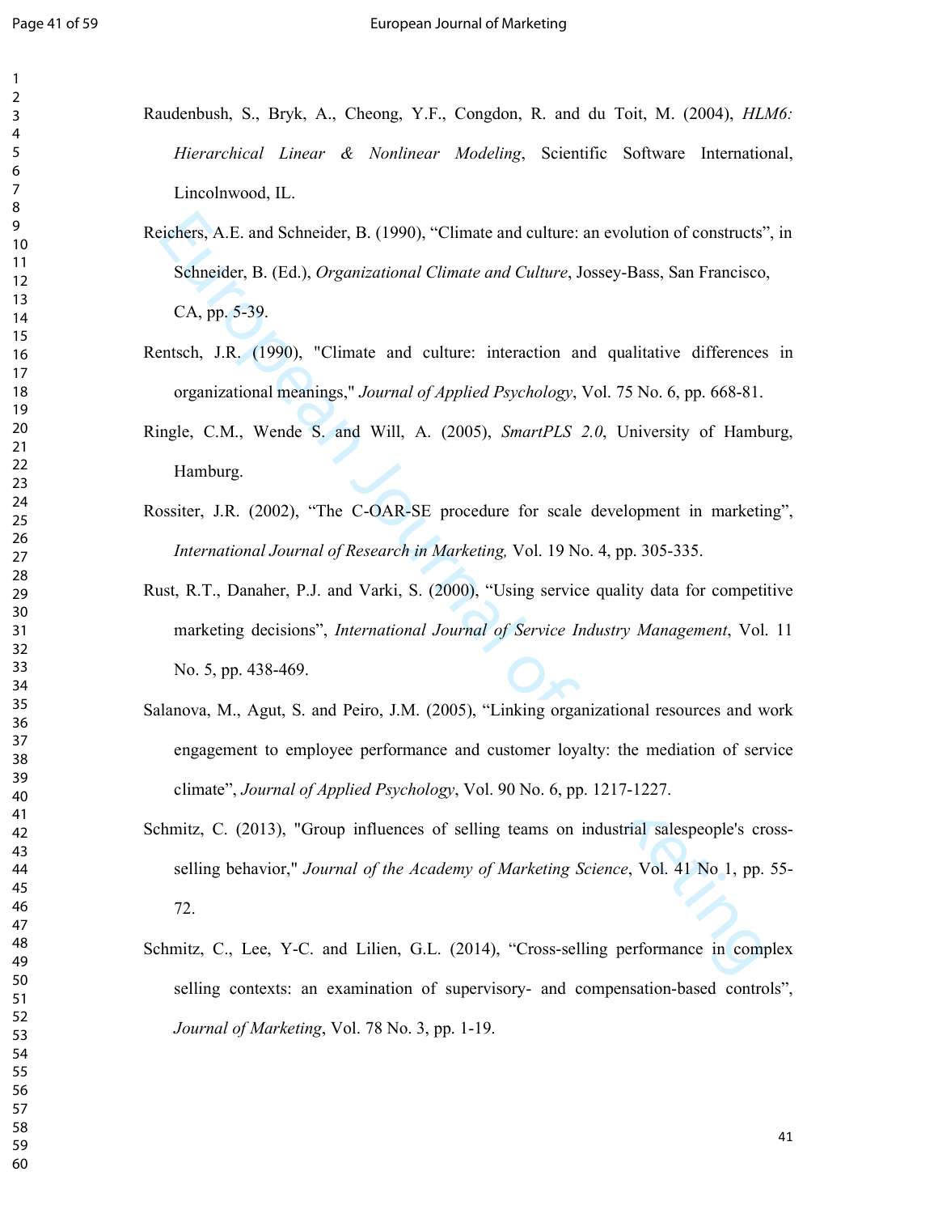Raudenbush, S., Bryk, A., Cheong, Y.F., Congdon, R. and du Toit, M. (2004), *HLM6: Hierarchical Linear & Nonlinear Modeling*, Scientific Software International, Lincolnwood, IL.

Reichers, A.E. and Schneider, B. (1990), "Climate and culture: an evolution of constructs", in Schneider, B. (Ed.), *Organizational Climate and Culture*, Jossey-Bass, San Francisco, CA, pp. 5-39.

Rentsch, J.R. (1990), "Climate and culture: interaction and qualitative differences in organizational meanings," *Journal of Applied Psychology*, Vol. 75 No. 6, pp. 668-81.

Ringle, C.M., Wende S. and Will, A. (2005), *SmartPLS 2.0*, University of Hamburg, Hamburg.

Rossiter, J.R. (2002), "The C-OAR-SE procedure for scale development in marketing", *International Journal of Research in Marketing,* Vol. 19 No. 4, pp. 305-335.

Rust, R.T., Danaher, P.J. and Varki, S. (2000), "Using service quality data for competitive marketing decisions", *International Journal of Service Industry Management*, Vol. 11 No. 5, pp. 438-469.

Salanova, M., Agut, S. and Peiro, J.M. (2005), "Linking organizational resources and work engagement to employee performance and customer loyalty: the mediation of service climate", *Journal of Applied Psychology*, Vol. 90 No. 6, pp. 1217-1227.

Schmitz, C. (2013), "Group influences of selling teams on industrial salespeople's cross-selling behavior," *Journal of the Academy of Marketing Science*, Vol. 41 No 1, pp. 55-72.

Schmitz, C., Lee, Y-C. and Lilien, G.L. (2014), "Cross-selling performance in complex selling contexts: an examination of supervisory- and compensation-based controls", *Journal of Marketing*, Vol. 78 No. 3, pp. 1-19.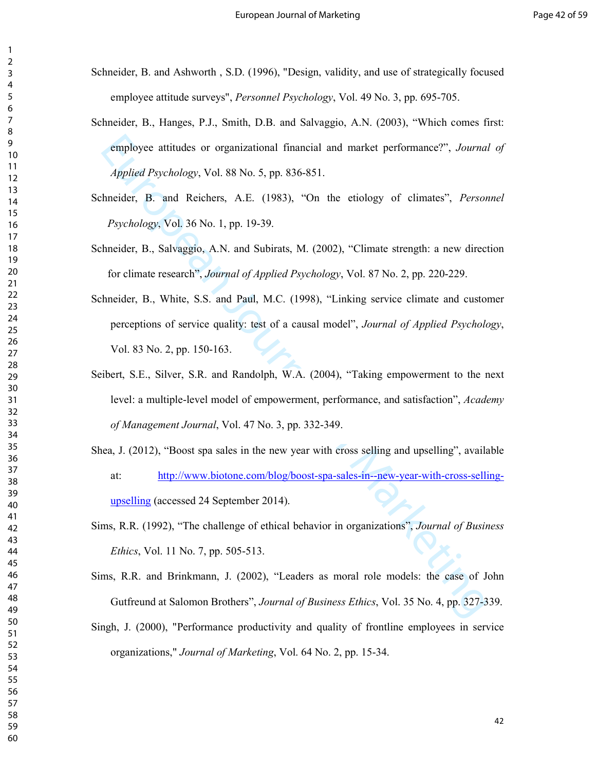Schneider, B. and Ashworth , S.D. (1996), "Design, validity, and use of strategically focused employee attitude surveys", *Personnel Psychology*, Vol. 49 No. 3, pp. 695-705.

Schneider, B., Hanges, P.J., Smith, D.B. and Salvaggio, A.N. (2003), "Which comes first: employee attitudes or organizational financial and market performance?", *Journal of Applied Psychology*, Vol. 88 No. 5, pp. 836-851.

Schneider, B. and Reichers, A.E. (1983), "On the etiology of climates", *Personnel Psychology*, Vol. 36 No. 1, pp. 19-39.

Schneider, B., Salvaggio, A.N. and Subirats, M. (2002), "Climate strength: a new direction for climate research", *Journal of Applied Psychology*, Vol. 87 No. 2, pp. 220-229.

Schneider, B., White, S.S. and Paul, M.C. (1998), "Linking service climate and customer perceptions of service quality: test of a causal model", *Journal of Applied Psychology*, Vol. 83 No. 2, pp. 150-163.

Seibert, S.E., Silver, S.R. and Randolph, W.A. (2004), "Taking empowerment to the next level: a multiple-level model of empowerment, performance, and satisfaction", *Academy of Management Journal*, Vol. 47 No. 3, pp. 332-349.

Shea, J. (2012), "Boost spa sales in the new year with cross selling and upselling", available at: http://www.biotone.com/blog/boost-spa-sales-in--new-year-with-cross-selling-upselling (accessed 24 September 2014).

Sims, R.R. (1992), "The challenge of ethical behavior in organizations", *Journal of Business Ethics*, Vol. 11 No. 7, pp. 505-513.

Sims, R.R. and Brinkmann, J. (2002), "Leaders as moral role models: the case of John Gutfreund at Salomon Brothers", *Journal of Business Ethics*, Vol. 35 No. 4, pp. 327-339.

Singh, J. (2000), "Performance productivity and quality of frontline employees in service organizations," *Journal of Marketing*, Vol. 64 No. 2, pp. 15-34.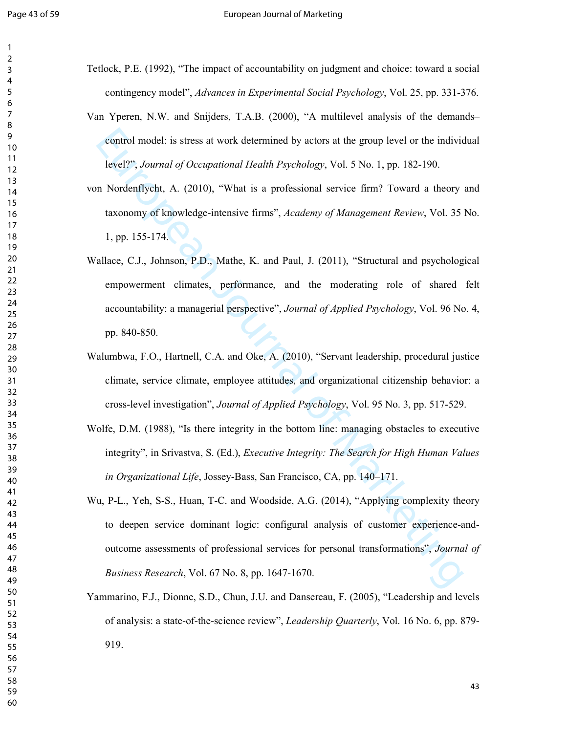Tetlock, P.E. (1992), "The impact of accountability on judgment and choice: toward a social contingency model", *Advances in Experimental Social Psychology*, Vol. 25, pp. 331-376.

Van Yperen, N.W. and Snijders, T.A.B. (2000), "A multilevel analysis of the demands–control model: is stress at work determined by actors at the group level or the individual level?", *Journal of Occupational Health Psychology*, Vol. 5 No. 1, pp. 182-190.

von Nordenflycht, A. (2010), "What is a professional service firm? Toward a theory and taxonomy of knowledge-intensive firms", *Academy of Management Review*, Vol. 35 No. 1, pp. 155-174.

Wallace, C.J., Johnson, P.D., Mathe, K. and Paul, J. (2011), "Structural and psychological empowerment climates, performance, and the moderating role of shared felt accountability: a managerial perspective", *Journal of Applied Psychology*, Vol. 96 No. 4, pp. 840-850.

Walumbwa, F.O., Hartnell, C.A. and Oke, A. (2010), "Servant leadership, procedural justice climate, service climate, employee attitudes, and organizational citizenship behavior: a cross-level investigation", *Journal of Applied Psychology*, Vol. 95 No. 3, pp. 517-529.

Wolfe, D.M. (1988), "Is there integrity in the bottom line: managing obstacles to executive integrity", in Srivastva, S. (Ed.), *Executive Integrity: The Search for High Human Values in Organizational Life*, Jossey-Bass, San Francisco, CA, pp. 140–171.

Wu, P-L., Yeh, S-S., Huan, T-C. and Woodside, A.G. (2014), "Applying complexity theory to deepen service dominant logic: configural analysis of customer experience-and-outcome assessments of professional services for personal transformations", *Journal of Business Research*, Vol. 67 No. 8, pp. 1647-1670.

Yammarino, F.J., Dionne, S.D., Chun, J.U. and Dansereau, F. (2005), "Leadership and levels of analysis: a state-of-the-science review", *Leadership Quarterly*, Vol. 16 No. 6, pp. 879-919.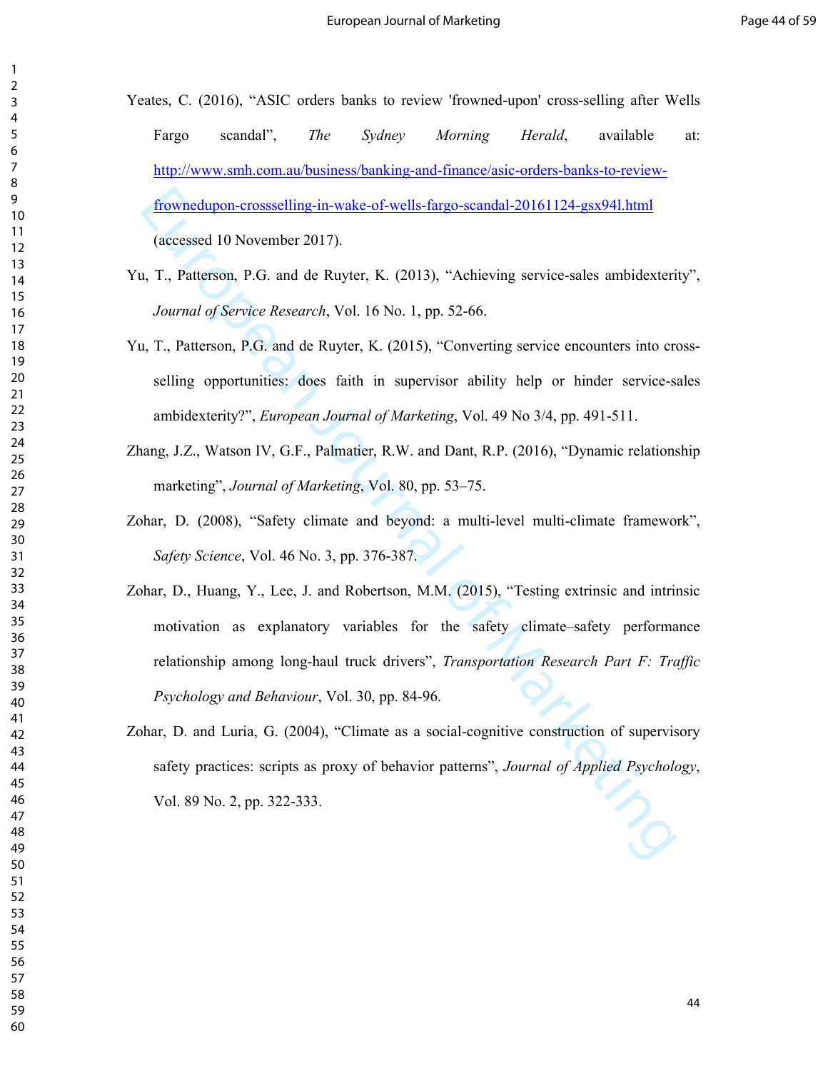Yeates, C. (2016), "ASIC orders banks to review 'frowned-upon' cross-selling after Wells Fargo scandal", *The Sydney Morning Herald*, available at: http://www.smh.com.au/business/banking-and-finance/asic-orders-banks-to-review-frownedupon-crossselling-in-wake-of-wells-fargo-scandal-20161124-gsx94l.html (accessed 10 November 2017).

Yu, T., Patterson, P.G. and de Ruyter, K. (2013), "Achieving service-sales ambidexterity", *Journal of Service Research*, Vol. 16 No. 1, pp. 52-66.

Yu, T., Patterson, P.G. and de Ruyter, K. (2015), "Converting service encounters into cross-selling opportunities: does faith in supervisor ability help or hinder service-sales ambidexterity?", *European Journal of Marketing*, Vol. 49 No 3/4, pp. 491-511.

Zhang, J.Z., Watson IV, G.F., Palmatier, R.W. and Dant, R.P. (2016), "Dynamic relationship marketing", *Journal of Marketing*, Vol. 80, pp. 53–75.

Zohar, D. (2008), "Safety climate and beyond: a multi-level multi-climate framework", *Safety Science*, Vol. 46 No. 3, pp. 376-387.

Zohar, D., Huang, Y., Lee, J. and Robertson, M.M. (2015), "Testing extrinsic and intrinsic motivation as explanatory variables for the safety climate–safety performance relationship among long-haul truck drivers", *Transportation Research Part F: Traffic Psychology and Behaviour*, Vol. 30, pp. 84-96.

Zohar, D. and Luria, G. (2004), "Climate as a social-cognitive construction of supervisory safety practices: scripts as proxy of behavior patterns", *Journal of Applied Psychology*, Vol. 89 No. 2, pp. 322-333.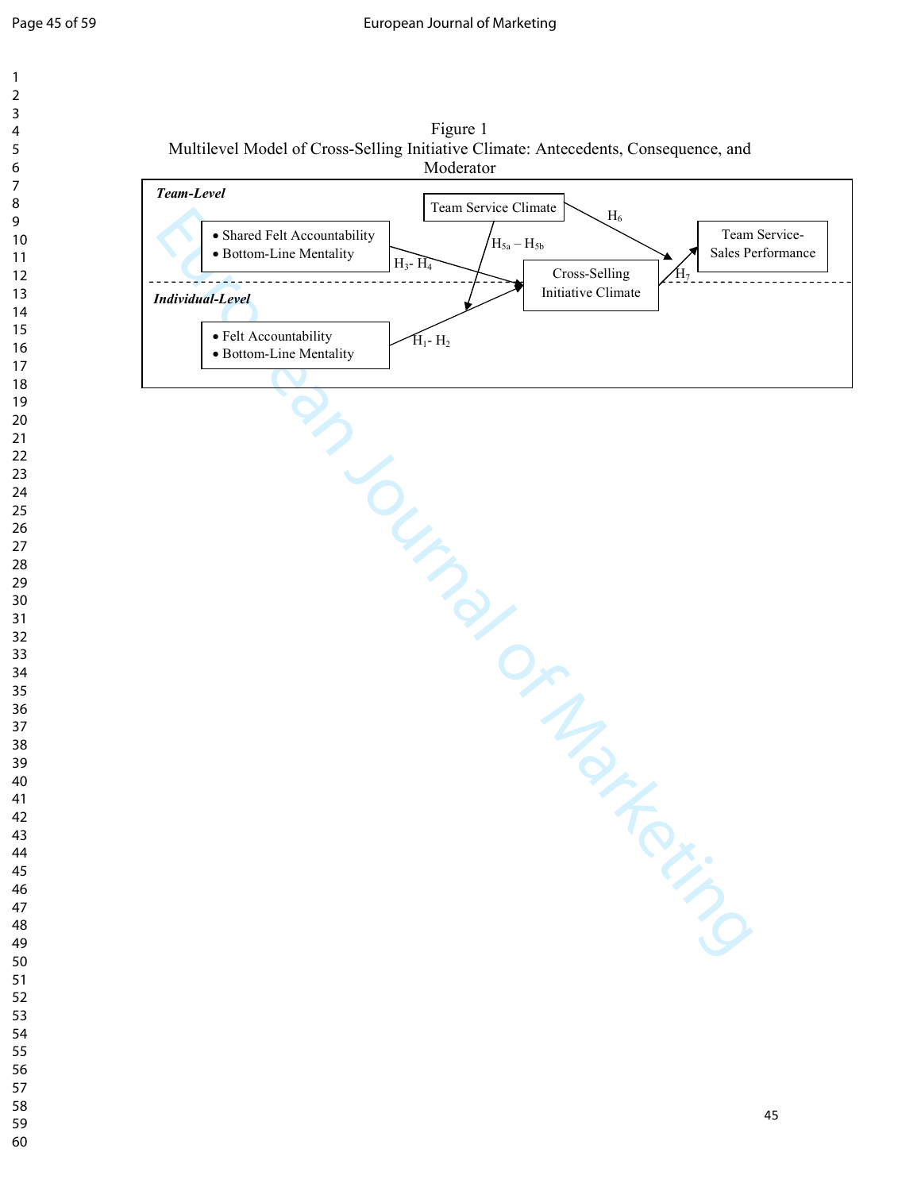Figure 1
Multilevel Model of Cross-Selling Initiative Climate: Antecedents, Consequence, and Moderator

***Team-Level***

- Shared Felt Accountability
- Bottom-Line Mentality

Team Service Climate

$H_6$

Team Service-Sales Performance

$H_{5a}$ – $H_{5b}$

$H_3$- $H_4$

Cross-Selling Initiative Climate

$H_7$

***Individual-Level***

- Felt Accountability
- Bottom-Line Mentality

$H_1$- $H_2$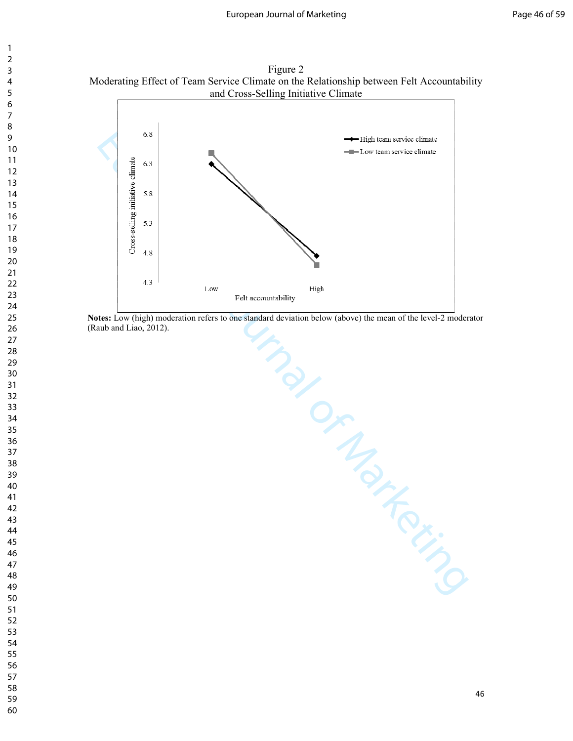Figure 2

Moderating Effect of Team Service Climate on the Relationship between Felt Accountability and Cross-Selling Initiative Climate

**Notes:** Low (high) moderation refers to one standard deviation below (above) the mean of the level-2 moderator (Raub and Liao, 2012).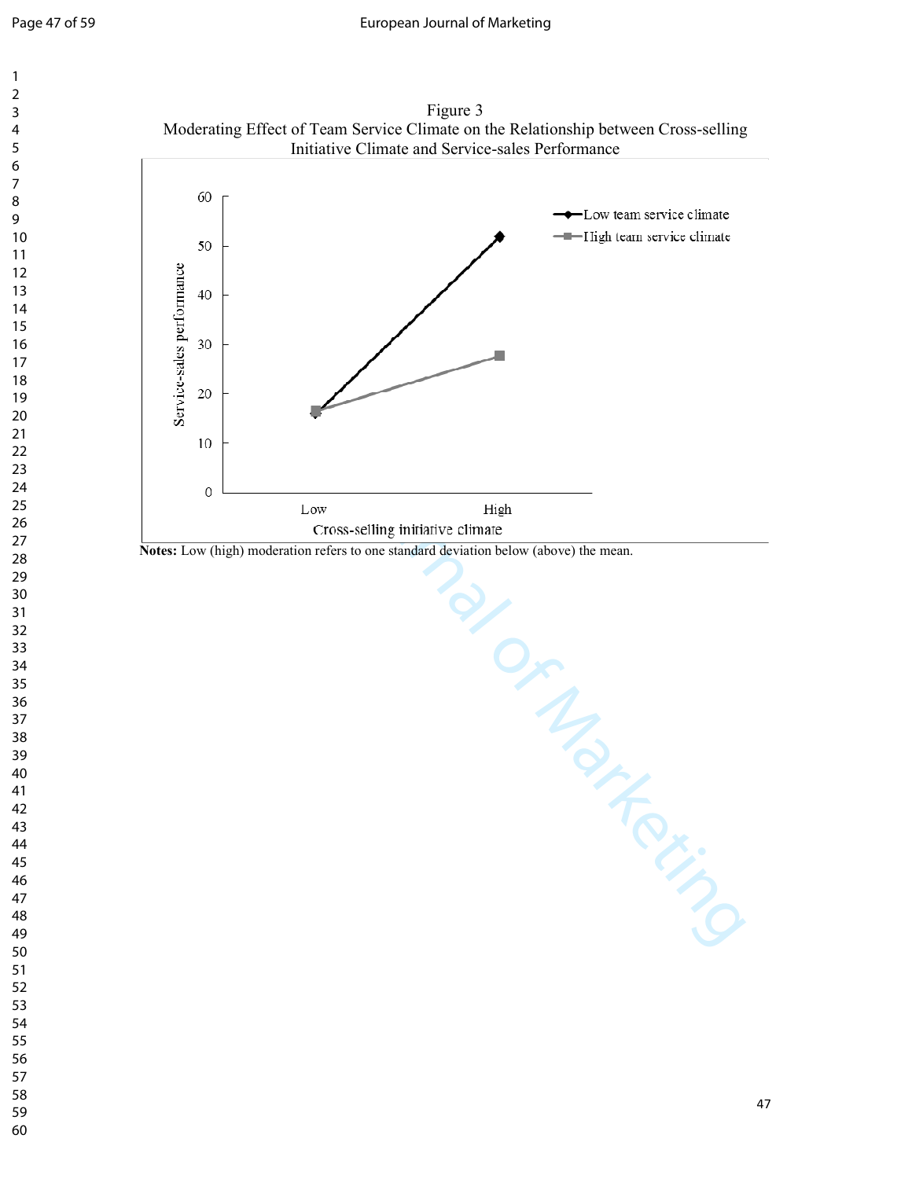Figure 3

Moderating Effect of Team Service Climate on the Relationship between Cross-selling Initiative Climate and Service-sales Performance

**Notes:** Low (high) moderation refers to one standard deviation below (above) the mean.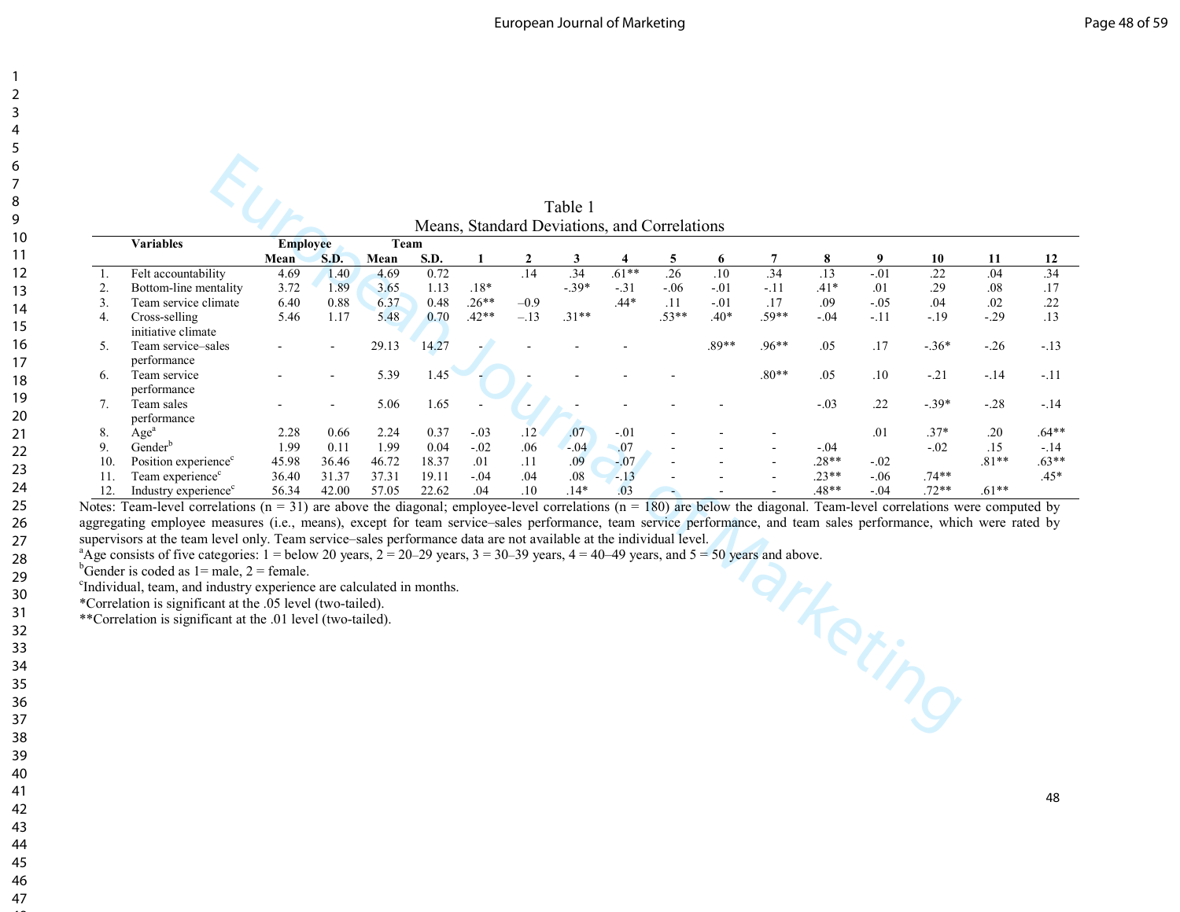Table 1
Means, Standard Deviations, and Correlations

| | Variables | Employee Mean | Employee S.D. | Team Mean | Team S.D. | 1 | 2 | 3 | 4 | 5 | 6 | 7 | 8 | 9 | 10 | 11 | 12 |
|---|---|---|---|---|---|---|---|---|---|---|---|---|---|---|---|---|---|
| 1. | Felt accountability | 4.69 | 1.40 | 4.69 | 0.72 | | .14 | .34 | .61** | .26 | .10 | .34 | .13 | -.01 | .22 | .04 | .34 |
| 2. | Bottom-line mentality | 3.72 | 1.89 | 3.65 | 1.13 | .18* | | -.39* | -.31 | -.06 | -.01 | -.11 | .41* | .01 | .29 | .08 | .17 |
| 3. | Team service climate | 6.40 | 0.88 | 6.37 | 0.48 | .26** | –0.9 | | .44* | .11 | -.01 | .17 | .09 | -.05 | .04 | .02 | .22 |
| 4. | Cross-selling initiative climate | 5.46 | 1.17 | 5.48 | 0.70 | .42** | –.13 | .31** | | .53** | .40* | .59** | -.04 | -.11 | -.19 | -.29 | .13 |
| 5. | Team service–sales performance | - | - | 29.13 | 14.27 | - | - | - | - | | .89** | .96** | .05 | .17 | -.36* | -.26 | -.13 |
| 6. | Team service performance | - | - | 5.39 | 1.45 | - | - | - | - | - | | .80** | .05 | .10 | -.21 | -.14 | -.11 |
| 7. | Team sales performance | - | - | 5.06 | 1.65 | - | - | - | - | - | - | | -.03 | .22 | -.39* | -.28 | -.14 |
| 8. | Age[a] | 2.28 | 0.66 | 2.24 | 0.37 | -.03 | .12 | .07 | -.01 | - | - | - | | .01 | .37* | .20 | .64** |
| 9. | Gender[b] | 1.99 | 0.11 | 1.99 | 0.04 | -.02 | .06 | -.04 | .07 | - | - | - | -.04 | | -.02 | .15 | -.14 |
| 10. | Position experience[c] | 45.98 | 36.46 | 46.72 | 18.37 | .01 | .11 | .09 | -.07 | - | - | - | .28** | -.02 | | .81** | .63** |
| 11. | Team experience[c] | 36.40 | 31.37 | 37.31 | 19.11 | -.04 | .04 | .08 | -.13 | - | - | - | .23** | -.06 | .74** | | .45* |
| 12. | Industry experience[c] | 56.34 | 42.00 | 57.05 | 22.62 | .04 | .10 | .14* | .03 | - | - | - | .48** | -.04 | .72** | .61** | |

Notes: Team-level correlations (n = 31) are above the diagonal; employee-level correlations (n = 180) are below the diagonal. Team-level correlations were computed by aggregating employee measures (i.e., means), except for team service–sales performance, team service performance, and team sales performance, which were rated by supervisors at the team level only. Team service–sales performance data are not available at the individual level.

[a]Age consists of five categories: 1 = below 20 years, 2 = 20–29 years, 3 = 30–39 years, 4 = 40–49 years, and 5 = 50 years and above.

[b]Gender is coded as 1= male, 2 = female.

[c]Individual, team, and industry experience are calculated in months.

*Correlation is significant at the .05 level (two-tailed).

**Correlation is significant at the .01 level (two-tailed).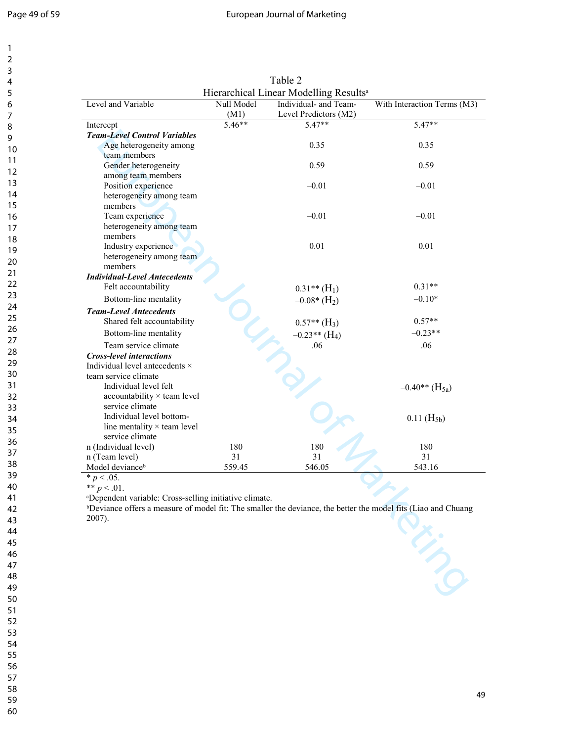Table 2

Hierarchical Linear Modelling Results[a]

| Level and Variable | Null Model (M1) | Individual- and Team-Level Predictors (M2) | With Interaction Terms (M3) |
|---|---|---|---|
| Intercept | 5.46** | 5.47** | 5.47** |
| ***Team-Level Control Variables*** | | | |
| Age heterogeneity among team members | | 0.35 | 0.35 |
| Gender heterogeneity among team members | | 0.59 | 0.59 |
| Position experience heterogeneity among team members | | –0.01 | –0.01 |
| Team experience heterogeneity among team members | | –0.01 | –0.01 |
| Industry experience heterogeneity among team members | | 0.01 | 0.01 |
| ***Individual-Level Antecedents*** | | | |
| Felt accountability | | 0.31** ($H_1$) | 0.31** |
| Bottom-line mentality | | –0.08* ($H_2$) | –0.10* |
| ***Team-Level Antecedents*** | | | |
| Shared felt accountability | | 0.57** ($H_3$) | 0.57** |
| Bottom-line mentality | | –0.23** ($H_4$) | –0.23** |
| Team service climate | | .06 | .06 |
| ***Cross-level interactions*** | | | |
| Individual level antecedents × team service climate | | | |
| Individual level felt accountability × team level service climate | | | –0.40** ($H_{5a}$) |
| Individual level bottom-line mentality × team level service climate | | | 0.11 ($H_{5b}$) |
| n (Individual level) | 180 | 180 | 180 |
| n (Team level) | 31 | 31 | 31 |
| Model deviance[b] | 559.45 | 546.05 | 543.16 |

* $p < .05$.

** $p < .01$.

[a]Dependent variable: Cross-selling initiative climate.

[b]Deviance offers a measure of model fit: The smaller the deviance, the better the model fits (Liao and Chuang 2007).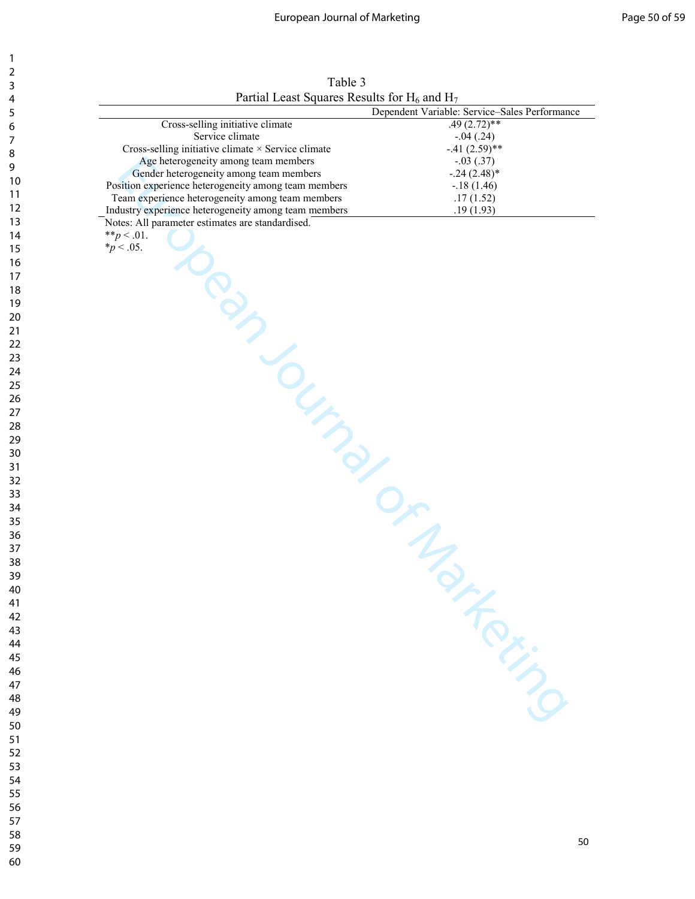Table 3

Partial Least Squares Results for $H_6$ and $H_7$

| | Dependent Variable: Service–Sales Performance |
|---|---|
| Cross-selling initiative climate | .49 (2.72)** |
| Service climate | -.04 (.24) |
| Cross-selling initiative climate × Service climate | -.41 (2.59)** |
| Age heterogeneity among team members | -.03 (.37) |
| Gender heterogeneity among team members | -.24 (2.48)* |
| Position experience heterogeneity among team members | -.18 (1.46) |
| Team experience heterogeneity among team members | .17 (1.52) |
| Industry experience heterogeneity among team members | .19 (1.93) |

Notes: All parameter estimates are standardised.

** $p < .01$.

* $p < .05$.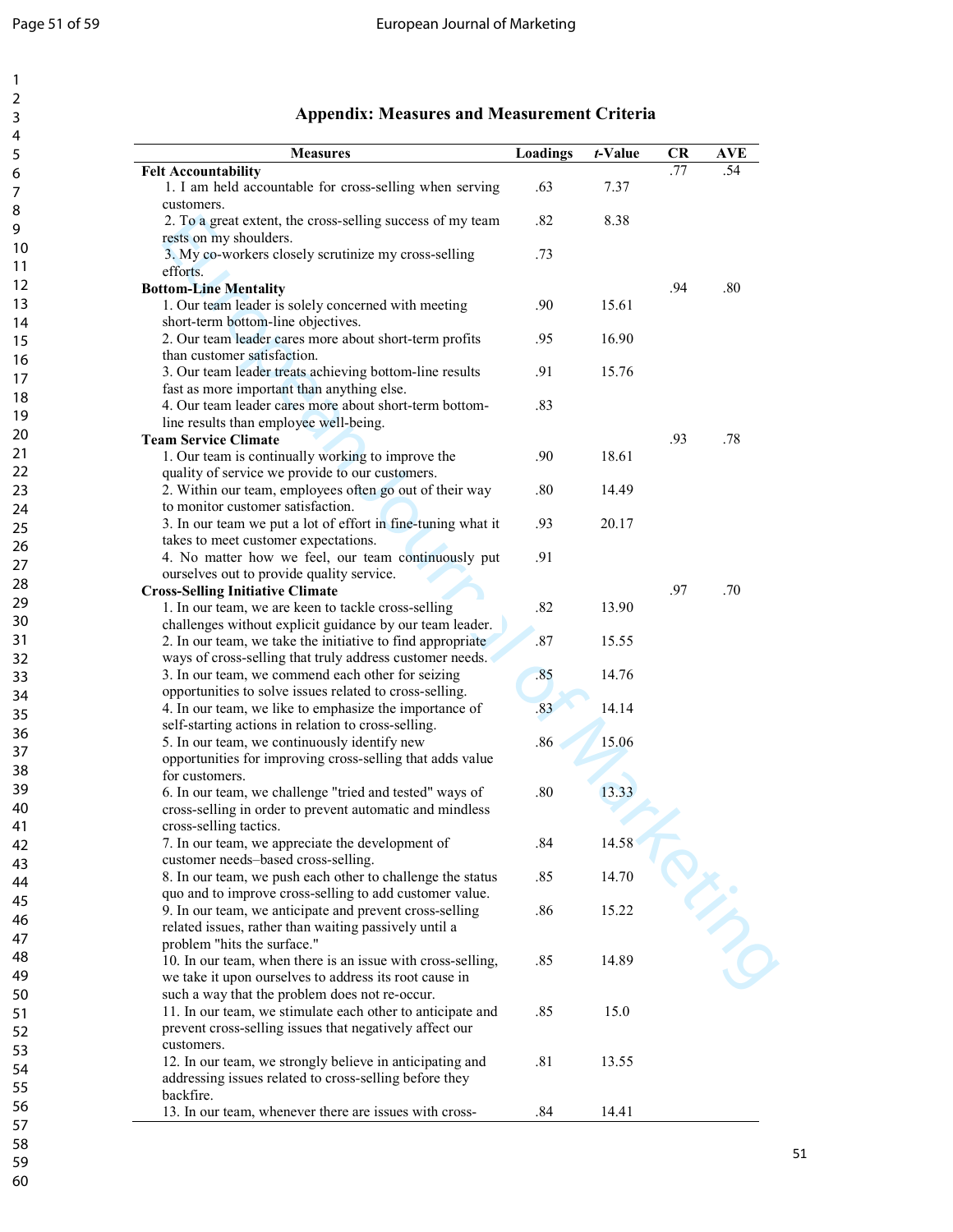## Appendix: Measures and Measurement Criteria

| Measures | Loadings | *t*-Value | CR | AVE |
|---|---|---|---|---|
| **Felt Accountability** | | | .77 | .54 |
| 1. I am held accountable for cross-selling when serving customers. | .63 | 7.37 | | |
| 2. To a great extent, the cross-selling success of my team rests on my shoulders. | .82 | 8.38 | | |
| 3. My co-workers closely scrutinize my cross-selling efforts. | .73 | | | |
| **Bottom-Line Mentality** | | | .94 | .80 |
| 1. Our team leader is solely concerned with meeting short-term bottom-line objectives. | .90 | 15.61 | | |
| 2. Our team leader cares more about short-term profits than customer satisfaction. | .95 | 16.90 | | |
| 3. Our team leader treats achieving bottom-line results fast as more important than anything else. | .91 | 15.76 | | |
| 4. Our team leader cares more about short-term bottom-line results than employee well-being. | .83 | | | |
| **Team Service Climate** | | | .93 | .78 |
| 1. Our team is continually working to improve the quality of service we provide to our customers. | .90 | 18.61 | | |
| 2. Within our team, employees often go out of their way to monitor customer satisfaction. | .80 | 14.49 | | |
| 3. In our team we put a lot of effort in fine-tuning what it takes to meet customer expectations. | .93 | 20.17 | | |
| 4. No matter how we feel, our team continuously put ourselves out to provide quality service. | .91 | | | |
| **Cross-Selling Initiative Climate** | | | .97 | .70 |
| 1. In our team, we are keen to tackle cross-selling challenges without explicit guidance by our team leader. | .82 | 13.90 | | |
| 2. In our team, we take the initiative to find appropriate ways of cross-selling that truly address customer needs. | .87 | 15.55 | | |
| 3. In our team, we commend each other for seizing opportunities to solve issues related to cross-selling. | .85 | 14.76 | | |
| 4. In our team, we like to emphasize the importance of self-starting actions in relation to cross-selling. | .83 | 14.14 | | |
| 5. In our team, we continuously identify new opportunities for improving cross-selling that adds value for customers. | .86 | 15.06 | | |
| 6. In our team, we challenge "tried and tested" ways of cross-selling in order to prevent automatic and mindless cross-selling tactics. | .80 | 13.33 | | |
| 7. In our team, we appreciate the development of customer needs–based cross-selling. | .84 | 14.58 | | |
| 8. In our team, we push each other to challenge the status quo and to improve cross-selling to add customer value. | .85 | 14.70 | | |
| 9. In our team, we anticipate and prevent cross-selling related issues, rather than waiting passively until a problem "hits the surface." | .86 | 15.22 | | |
| 10. In our team, when there is an issue with cross-selling, we take it upon ourselves to address its root cause in such a way that the problem does not re-occur. | .85 | 14.89 | | |
| 11. In our team, we stimulate each other to anticipate and prevent cross-selling issues that negatively affect our customers. | .85 | 15.0 | | |
| 12. In our team, we strongly believe in anticipating and addressing issues related to cross-selling before they backfire. | .81 | 13.55 | | |
| 13. In our team, whenever there are issues with cross- | .84 | 14.41 | | |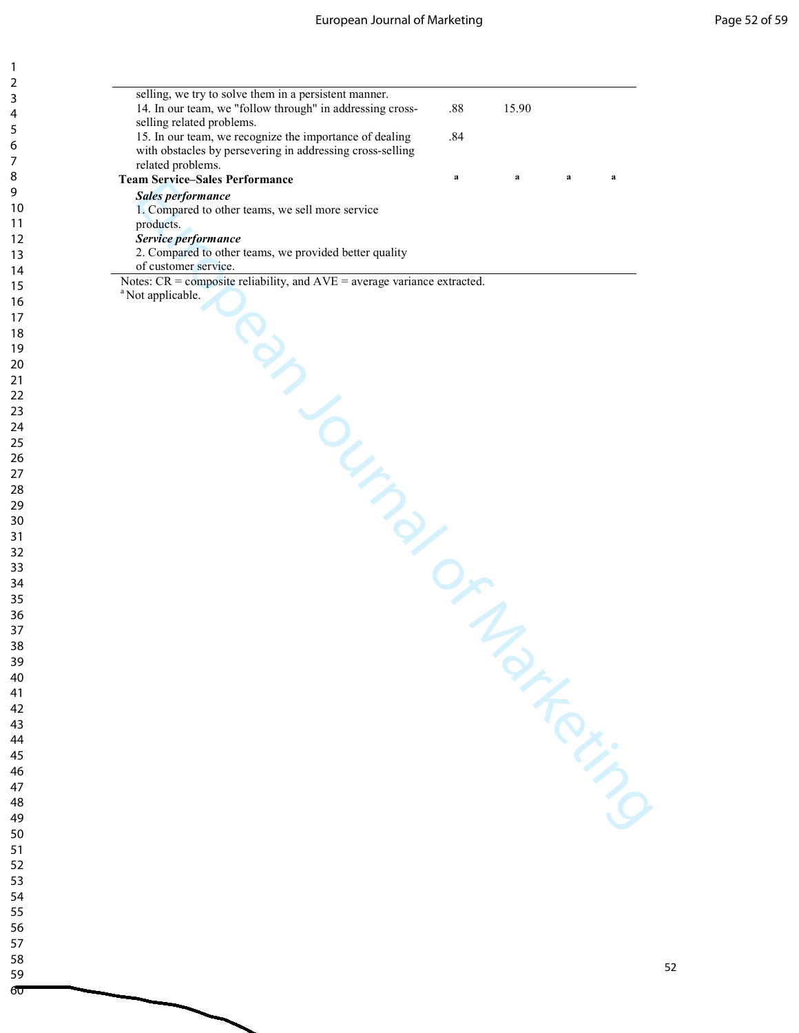| | | | | |
|---|---|---|---|---|
| selling, we try to solve them in a persistent manner. | | | | |
| 14. In our team, we "follow through" in addressing cross-selling related problems. | .88 | 15.90 | | |
| 15. In our team, we recognize the importance of dealing with obstacles by persevering in addressing cross-selling related problems. | .84 | | | |
| **Team Service–Sales Performance** | [a] | [a] | [a] | [a] |
| ***Sales performance*** | | | | |
| 1. Compared to other teams, we sell more service products. | | | | |
| ***Service performance*** | | | | |
| 2. Compared to other teams, we provided better quality of customer service. | | | | |

Notes: CR = composite reliability, and AVE = average variance extracted.
[a] Not applicable.